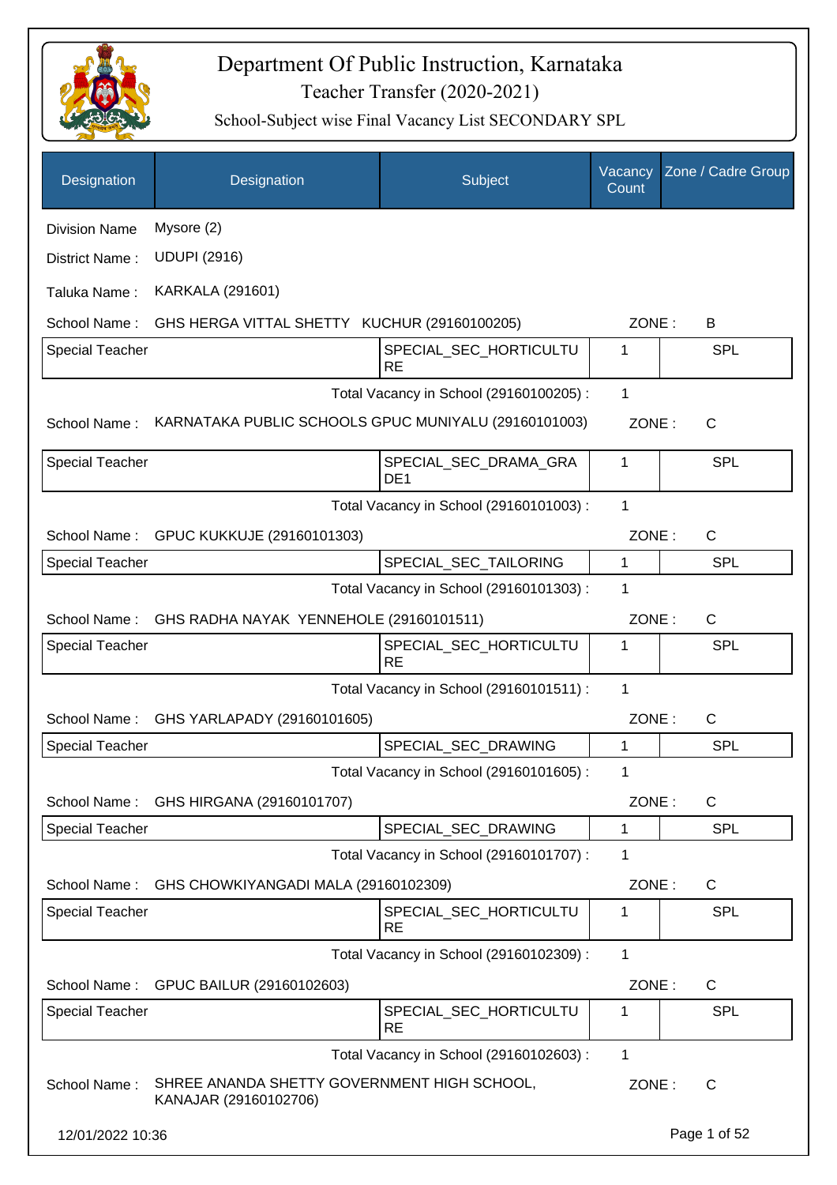# Department Of Public Instruction, Karnataka

## Teacher Transfer (2020-2021)

### School-Subject wise Final Vacancy List SECONDARY SPL

| Designation | Designation | Subject | Vacancy Count | Zone / Cadre Group |
|---|---|---|---|---|

Division Name : Mysore (2)

District Name : UDUPI (2916)

Taluka Name : KARKALA (291601)

School Name : GHS HERGA VITTAL SHETTY KUCHUR (29160100205) ZONE : B

| Special Teacher | | SPECIAL_SEC_HORTICULTURE | 1 | SPL |
|---|---|---|---|---|

Total Vacancy in School (29160100205) : 1

School Name : KARNATAKA PUBLIC SCHOOLS GPUC MUNIYALU (29160101003) ZONE : C

| Special Teacher | | SPECIAL_SEC_DRAMA_GRADE1 | 1 | SPL |
|---|---|---|---|---|

Total Vacancy in School (29160101003) : 1

School Name : GPUC KUKKUJE (29160101303) ZONE : C

| Special Teacher | | SPECIAL_SEC_TAILORING | 1 | SPL |
|---|---|---|---|---|

Total Vacancy in School (29160101303) : 1

School Name : GHS RADHA NAYAK YENNEHOLE (29160101511) ZONE : C

| Special Teacher | | SPECIAL_SEC_HORTICULTURE | 1 | SPL |
|---|---|---|---|---|

Total Vacancy in School (29160101511) : 1

School Name : GHS YARLAPADY (29160101605) ZONE : C

| Special Teacher | | SPECIAL_SEC_DRAWING | 1 | SPL |
|---|---|---|---|---|

Total Vacancy in School (29160101605) : 1

School Name : GHS HIRGANA (29160101707) ZONE : C

| Special Teacher | | SPECIAL_SEC_DRAWING | 1 | SPL |
|---|---|---|---|---|

Total Vacancy in School (29160101707) : 1

School Name : GHS CHOWKIYANGADI MALA (29160102309) ZONE : C

| Special Teacher | | SPECIAL_SEC_HORTICULTURE | 1 | SPL |
|---|---|---|---|---|

Total Vacancy in School (29160102309) : 1

School Name : GPUC BAILUR (29160102603) ZONE : C

| Special Teacher | | SPECIAL_SEC_HORTICULTURE | 1 | SPL |
|---|---|---|---|---|

Total Vacancy in School (29160102603) : 1

School Name : SHREE ANANDA SHETTY GOVERNMENT HIGH SCHOOL, KANAJAR (29160102706) ZONE : C

12/01/2022 10:36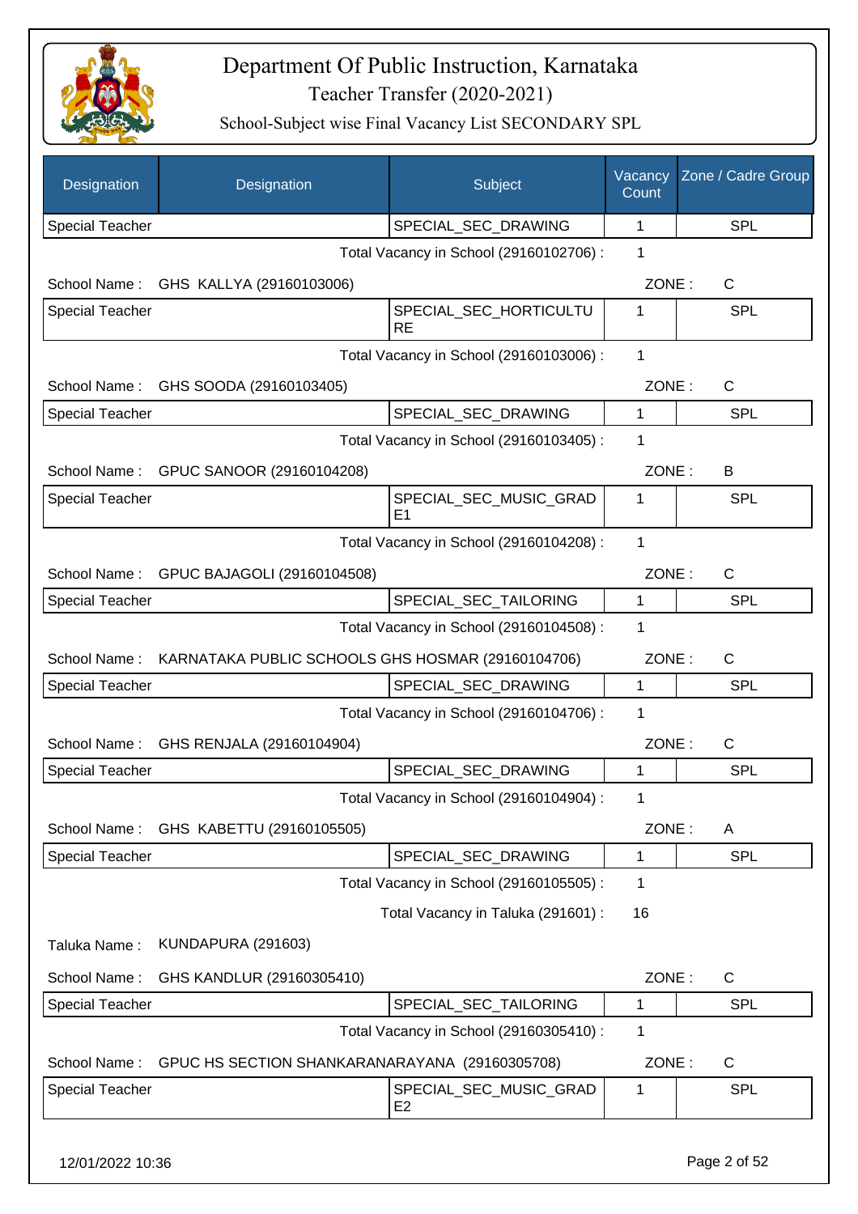# Department Of Public Instruction, Karnataka

## Teacher Transfer (2020-2021)

### School-Subject wise Final Vacancy List SECONDARY SPL

| Designation | Designation | Subject | Vacancy Count | Zone / Cadre Group |
|---|---|---|---|---|
| Special Teacher | | SPECIAL_SEC_DRAWING | 1 | SPL |

Total Vacancy in School (29160102706) : 1

School Name : GHS KALLYA (29160103006) — ZONE : C

| Designation | Designation | Subject | Vacancy Count | Zone / Cadre Group |
|---|---|---|---|---|
| Special Teacher | | SPECIAL_SEC_HORTICULTURE | 1 | SPL |

Total Vacancy in School (29160103006) : 1

School Name : GHS SOODA (29160103405) — ZONE : C

| Designation | Designation | Subject | Vacancy Count | Zone / Cadre Group |
|---|---|---|---|---|
| Special Teacher | | SPECIAL_SEC_DRAWING | 1 | SPL |

Total Vacancy in School (29160103405) : 1

School Name : GPUC SANOOR (29160104208) — ZONE : B

| Designation | Designation | Subject | Vacancy Count | Zone / Cadre Group |
|---|---|---|---|---|
| Special Teacher | | SPECIAL_SEC_MUSIC_GRADE1 | 1 | SPL |

Total Vacancy in School (29160104208) : 1

School Name : GPUC BAJAGOLI (29160104508) — ZONE : C

| Designation | Designation | Subject | Vacancy Count | Zone / Cadre Group |
|---|---|---|---|---|
| Special Teacher | | SPECIAL_SEC_TAILORING | 1 | SPL |

Total Vacancy in School (29160104508) : 1

School Name : KARNATAKA PUBLIC SCHOOLS GHS HOSMAR (29160104706) — ZONE : C

| Designation | Designation | Subject | Vacancy Count | Zone / Cadre Group |
|---|---|---|---|---|
| Special Teacher | | SPECIAL_SEC_DRAWING | 1 | SPL |

Total Vacancy in School (29160104706) : 1

School Name : GHS RENJALA (29160104904) — ZONE : C

| Designation | Designation | Subject | Vacancy Count | Zone / Cadre Group |
|---|---|---|---|---|
| Special Teacher | | SPECIAL_SEC_DRAWING | 1 | SPL |

Total Vacancy in School (29160104904) : 1

School Name : GHS KABETTU (29160105505) — ZONE : A

| Designation | Designation | Subject | Vacancy Count | Zone / Cadre Group |
|---|---|---|---|---|
| Special Teacher | | SPECIAL_SEC_DRAWING | 1 | SPL |

Total Vacancy in School (29160105505) : 1

Total Vacancy in Taluka (291601) : 16

Taluka Name : KUNDAPURA (291603)

School Name : GHS KANDLUR (29160305410) — ZONE : C

| Designation | Designation | Subject | Vacancy Count | Zone / Cadre Group |
|---|---|---|---|---|
| Special Teacher | | SPECIAL_SEC_TAILORING | 1 | SPL |

Total Vacancy in School (29160305410) : 1

School Name : GPUC HS SECTION SHANKARANARAYANA (29160305708) — ZONE : C

| Designation | Designation | Subject | Vacancy Count | Zone / Cadre Group |
|---|---|---|---|---|
| Special Teacher | | SPECIAL_SEC_MUSIC_GRADE2 | 1 | SPL |

12/01/2022 10:36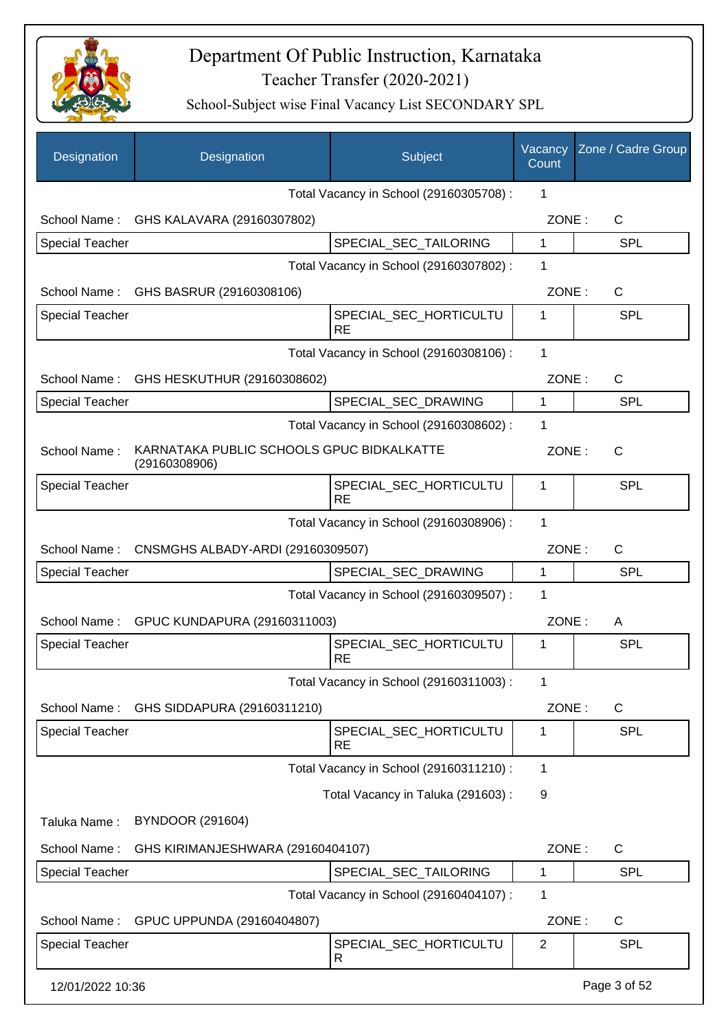# Department Of Public Instruction, Karnataka

## Teacher Transfer (2020-2021)

### School-Subject wise Final Vacancy List SECONDARY SPL

| Designation | Designation | Subject | Vacancy Count | Zone / Cadre Group |
|---|---|---|---|---|
| | | Total Vacancy in School (29160305708) : | 1 | |
| School Name : | GHS KALAVARA (29160307802) | | ZONE : | C |
| Special Teacher | | SPECIAL_SEC_TAILORING | 1 | SPL |
| | | Total Vacancy in School (29160307802) : | 1 | |
| School Name : | GHS BASRUR (29160308106) | | ZONE : | C |
| Special Teacher | | SPECIAL_SEC_HORTICULTURE | 1 | SPL |
| | | Total Vacancy in School (29160308106) : | 1 | |
| School Name : | GHS HESKUTHUR (29160308602) | | ZONE : | C |
| Special Teacher | | SPECIAL_SEC_DRAWING | 1 | SPL |
| | | Total Vacancy in School (29160308602) : | 1 | |
| School Name : | KARNATAKA PUBLIC SCHOOLS GPUC BIDKALKATTE (29160308906) | | ZONE : | C |
| Special Teacher | | SPECIAL_SEC_HORTICULTURE | 1 | SPL |
| | | Total Vacancy in School (29160308906) : | 1 | |
| School Name : | CNSMGHS ALBADY-ARDI (29160309507) | | ZONE : | C |
| Special Teacher | | SPECIAL_SEC_DRAWING | 1 | SPL |
| | | Total Vacancy in School (29160309507) : | 1 | |
| School Name : | GPUC KUNDAPURA (29160311003) | | ZONE : | A |
| Special Teacher | | SPECIAL_SEC_HORTICULTURE | 1 | SPL |
| | | Total Vacancy in School (29160311003) : | 1 | |
| School Name : | GHS SIDDAPURA (29160311210) | | ZONE : | C |
| Special Teacher | | SPECIAL_SEC_HORTICULTURE | 1 | SPL |
| | | Total Vacancy in School (29160311210) : | 1 | |
| | | Total Vacancy in Taluka (291603) : | 9 | |
| Taluka Name : | BYNDOOR (291604) | | | |
| School Name : | GHS KIRIMANJESHWARA (29160404107) | | ZONE : | C |
| Special Teacher | | SPECIAL_SEC_TAILORING | 1 | SPL |
| | | Total Vacancy in School (29160404107) : | 1 | |
| School Name : | GPUC UPPUNDA (29160404807) | | ZONE : | C |
| Special Teacher | | SPECIAL_SEC_HORTICULTUR | 2 | SPL |

12/01/2022 10:36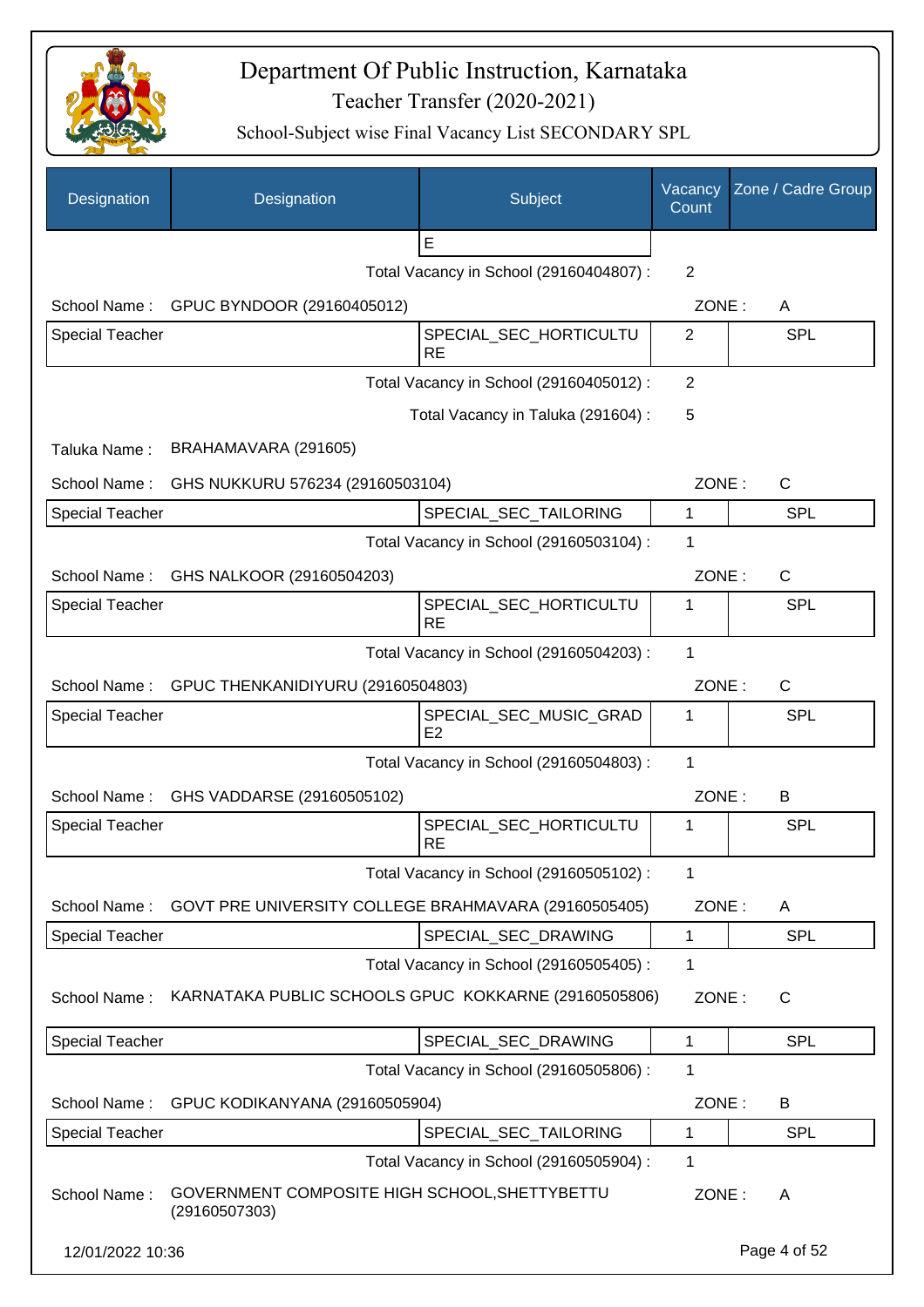# Department Of Public Instruction, Karnataka

Teacher Transfer (2020-2021)

School-Subject wise Final Vacancy List SECONDARY SPL

| Designation | Designation | Subject | Vacancy Count | Zone / Cadre Group |
|---|---|---|---|---|
| | | E | | |

Total Vacancy in School (29160404807) : 2

School Name : GPUC BYNDOOR (29160405012) ZONE : A

| Designation | Designation | Subject | Vacancy Count | Zone / Cadre Group |
|---|---|---|---|---|
| Special Teacher | | SPECIAL_SEC_HORTICULTURE | 2 | SPL |

Total Vacancy in School (29160405012) : 2

Total Vacancy in Taluka (291604) : 5

Taluka Name : BRAHAMAVARA (291605)

School Name : GHS NUKKURU 576234 (29160503104) ZONE : C

| Designation | Designation | Subject | Vacancy Count | Zone / Cadre Group |
|---|---|---|---|---|
| Special Teacher | | SPECIAL_SEC_TAILORING | 1 | SPL |

Total Vacancy in School (29160503104) : 1

School Name : GHS NALKOOR (29160504203) ZONE : C

| Designation | Designation | Subject | Vacancy Count | Zone / Cadre Group |
|---|---|---|---|---|
| Special Teacher | | SPECIAL_SEC_HORTICULTURE | 1 | SPL |

Total Vacancy in School (29160504203) : 1

School Name : GPUC THENKANIDIYURU (29160504803) ZONE : C

| Designation | Designation | Subject | Vacancy Count | Zone / Cadre Group |
|---|---|---|---|---|
| Special Teacher | | SPECIAL_SEC_MUSIC_GRADE2 | 1 | SPL |

Total Vacancy in School (29160504803) : 1

School Name : GHS VADDARSE (29160505102) ZONE : B

| Designation | Designation | Subject | Vacancy Count | Zone / Cadre Group |
|---|---|---|---|---|
| Special Teacher | | SPECIAL_SEC_HORTICULTURE | 1 | SPL |

Total Vacancy in School (29160505102) : 1

School Name : GOVT PRE UNIVERSITY COLLEGE BRAHMAVARA (29160505405) ZONE : A

| Designation | Designation | Subject | Vacancy Count | Zone / Cadre Group |
|---|---|---|---|---|
| Special Teacher | | SPECIAL_SEC_DRAWING | 1 | SPL |

Total Vacancy in School (29160505405) : 1

School Name : KARNATAKA PUBLIC SCHOOLS GPUC KOKKARNE (29160505806) ZONE : C

| Designation | Designation | Subject | Vacancy Count | Zone / Cadre Group |
|---|---|---|---|---|
| Special Teacher | | SPECIAL_SEC_DRAWING | 1 | SPL |

Total Vacancy in School (29160505806) : 1

School Name : GPUC KODIKANYANA (29160505904) ZONE : B

| Designation | Designation | Subject | Vacancy Count | Zone / Cadre Group |
|---|---|---|---|---|
| Special Teacher | | SPECIAL_SEC_TAILORING | 1 | SPL |

Total Vacancy in School (29160505904) : 1

School Name : GOVERNMENT COMPOSITE HIGH SCHOOL,SHETTYBETTU (29160507303) ZONE : A

12/01/2022 10:36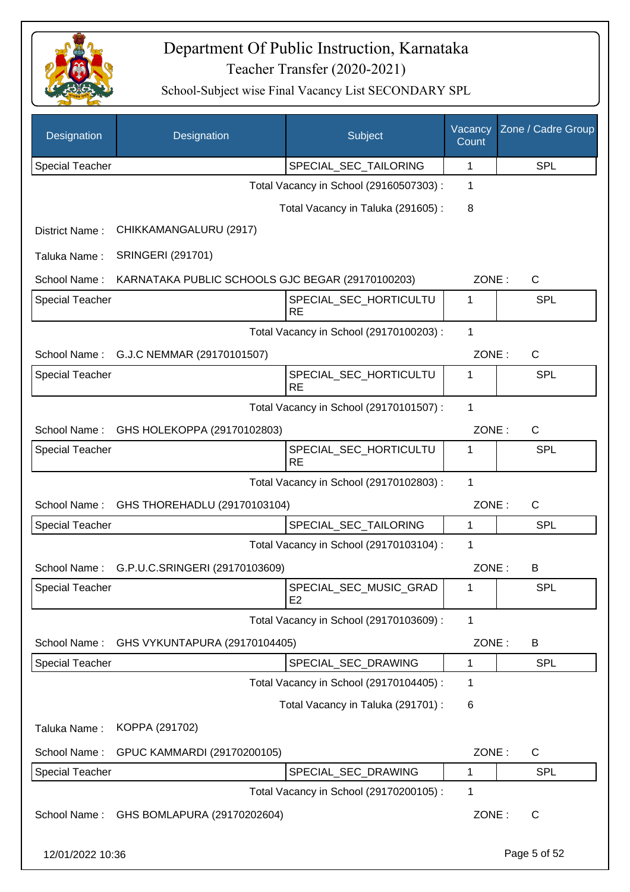# Department Of Public Instruction, Karnataka

## Teacher Transfer (2020-2021)

### School-Subject wise Final Vacancy List SECONDARY SPL

| Designation | Designation | Subject | Vacancy Count | Zone / Cadre Group |
|---|---|---|---|---|
| Special Teacher | | SPECIAL_SEC_TAILORING | 1 | SPL |

Total Vacancy in School (29160507303) : 1

Total Vacancy in Taluka (291605) : 8

District Name : CHIKKAMANGALURU (2917)

Taluka Name : SRINGERI (291701)

School Name : KARNATAKA PUBLIC SCHOOLS GJC BEGAR (29170100203) ZONE : C

| Designation | Designation | Subject | Vacancy Count | Zone / Cadre Group |
|---|---|---|---|---|
| Special Teacher | | SPECIAL_SEC_HORTICULTURE | 1 | SPL |

Total Vacancy in School (29170100203) : 1

School Name : G.J.C NEMMAR (29170101507) ZONE : C

| Designation | Designation | Subject | Vacancy Count | Zone / Cadre Group |
|---|---|---|---|---|
| Special Teacher | | SPECIAL_SEC_HORTICULTURE | 1 | SPL |

Total Vacancy in School (29170101507) : 1

School Name : GHS HOLEKOPPA (29170102803) ZONE : C

| Designation | Designation | Subject | Vacancy Count | Zone / Cadre Group |
|---|---|---|---|---|
| Special Teacher | | SPECIAL_SEC_HORTICULTURE | 1 | SPL |

Total Vacancy in School (29170102803) : 1

School Name : GHS THOREHADLU (29170103104) ZONE : C

| Designation | Designation | Subject | Vacancy Count | Zone / Cadre Group |
|---|---|---|---|---|
| Special Teacher | | SPECIAL_SEC_TAILORING | 1 | SPL |

Total Vacancy in School (29170103104) : 1

School Name : G.P.U.C.SRINGERI (29170103609) ZONE : B

| Designation | Designation | Subject | Vacancy Count | Zone / Cadre Group |
|---|---|---|---|---|
| Special Teacher | | SPECIAL_SEC_MUSIC_GRADE2 | 1 | SPL |

Total Vacancy in School (29170103609) : 1

School Name : GHS VYKUNTAPURA (29170104405) ZONE : B

| Designation | Designation | Subject | Vacancy Count | Zone / Cadre Group |
|---|---|---|---|---|
| Special Teacher | | SPECIAL_SEC_DRAWING | 1 | SPL |

Total Vacancy in School (29170104405) : 1

Total Vacancy in Taluka (291701) : 6

Taluka Name : KOPPA (291702)

School Name : GPUC KAMMARDI (29170200105) ZONE : C

| Designation | Designation | Subject | Vacancy Count | Zone / Cadre Group |
|---|---|---|---|---|
| Special Teacher | | SPECIAL_SEC_DRAWING | 1 | SPL |

Total Vacancy in School (29170200105) : 1

School Name : GHS BOMLAPURA (29170202604) ZONE : C

12/01/2022 10:36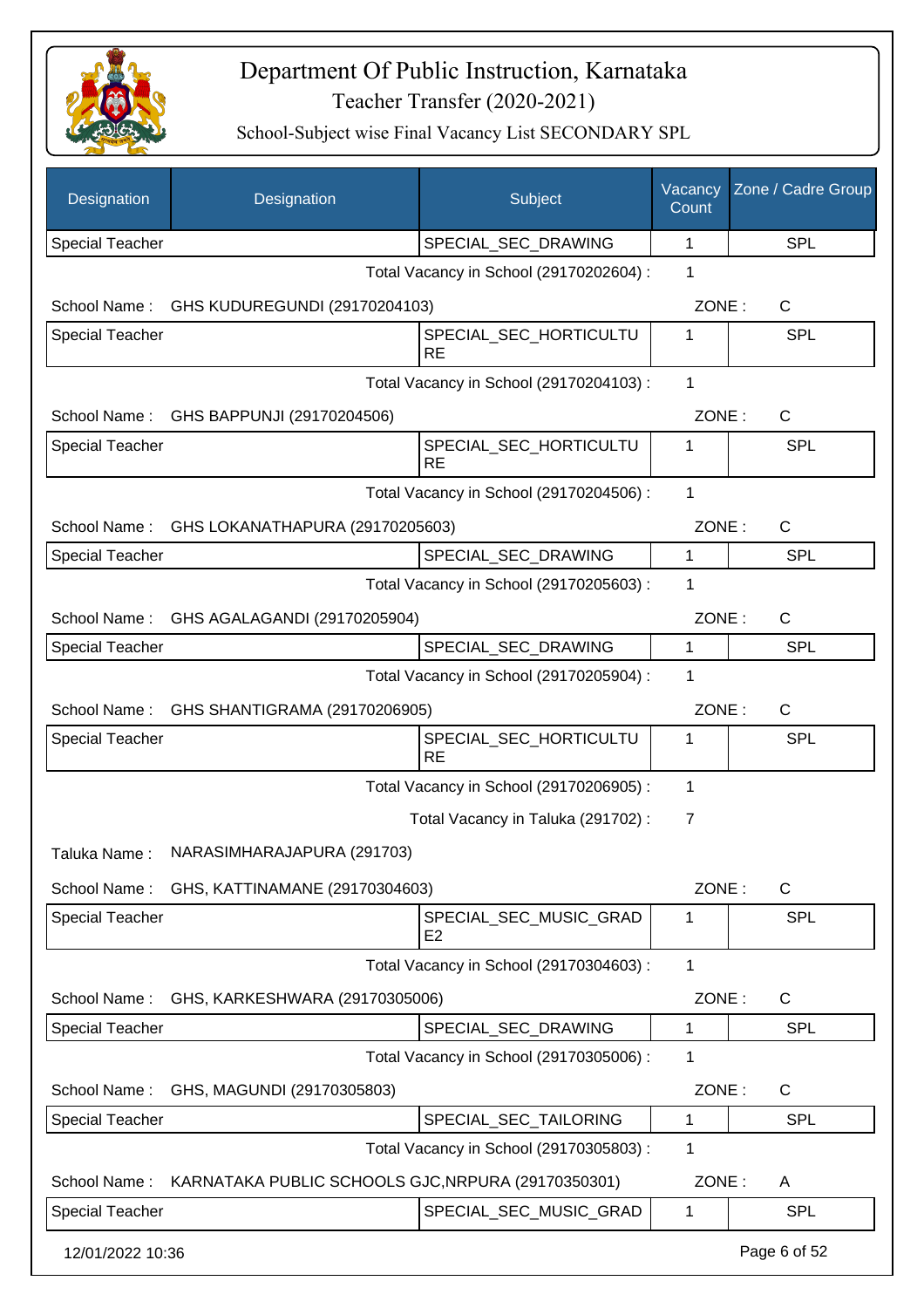# Department Of Public Instruction, Karnataka

## Teacher Transfer (2020-2021)

### School-Subject wise Final Vacancy List SECONDARY SPL

| Designation | Designation | Subject | Vacancy Count | Zone / Cadre Group |
|---|---|---|---|---|
| Special Teacher | | SPECIAL_SEC_DRAWING | 1 | SPL |

Total Vacancy in School (29170202604) : 1

School Name : GHS KUDUREGUNDI (29170204103) ZONE : C

| Designation | Designation | Subject | Vacancy Count | Zone / Cadre Group |
|---|---|---|---|---|
| Special Teacher | | SPECIAL_SEC_HORTICULTURE | 1 | SPL |

Total Vacancy in School (29170204103) : 1

School Name : GHS BAPPUNJI (29170204506) ZONE : C

| Designation | Designation | Subject | Vacancy Count | Zone / Cadre Group |
|---|---|---|---|---|
| Special Teacher | | SPECIAL_SEC_HORTICULTURE | 1 | SPL |

Total Vacancy in School (29170204506) : 1

School Name : GHS LOKANATHAPURA (29170205603) ZONE : C

| Designation | Designation | Subject | Vacancy Count | Zone / Cadre Group |
|---|---|---|---|---|
| Special Teacher | | SPECIAL_SEC_DRAWING | 1 | SPL |

Total Vacancy in School (29170205603) : 1

School Name : GHS AGALAGANDI (29170205904) ZONE : C

| Designation | Designation | Subject | Vacancy Count | Zone / Cadre Group |
|---|---|---|---|---|
| Special Teacher | | SPECIAL_SEC_DRAWING | 1 | SPL |

Total Vacancy in School (29170205904) : 1

School Name : GHS SHANTIGRAMA (29170206905) ZONE : C

| Designation | Designation | Subject | Vacancy Count | Zone / Cadre Group |
|---|---|---|---|---|
| Special Teacher | | SPECIAL_SEC_HORTICULTURE | 1 | SPL |

Total Vacancy in School (29170206905) : 1

Total Vacancy in Taluka (291702) : 7

Taluka Name : NARASIMHARAJAPURA (291703)

School Name : GHS, KATTINAMANE (29170304603) ZONE : C

| Designation | Designation | Subject | Vacancy Count | Zone / Cadre Group |
|---|---|---|---|---|
| Special Teacher | | SPECIAL_SEC_MUSIC_GRADE2 | 1 | SPL |

Total Vacancy in School (29170304603) : 1

School Name : GHS, KARKESHWARA (29170305006) ZONE : C

| Designation | Designation | Subject | Vacancy Count | Zone / Cadre Group |
|---|---|---|---|---|
| Special Teacher | | SPECIAL_SEC_DRAWING | 1 | SPL |

Total Vacancy in School (29170305006) : 1

School Name : GHS, MAGUNDI (29170305803) ZONE : C

| Designation | Designation | Subject | Vacancy Count | Zone / Cadre Group |
|---|---|---|---|---|
| Special Teacher | | SPECIAL_SEC_TAILORING | 1 | SPL |

Total Vacancy in School (29170305803) : 1

School Name : KARNATAKA PUBLIC SCHOOLS GJC,NRPURA (29170350301) ZONE : A

| Designation | Designation | Subject | Vacancy Count | Zone / Cadre Group |
|---|---|---|---|---|
| Special Teacher | | SPECIAL_SEC_MUSIC_GRAD | 1 | SPL |

12/01/2022 10:36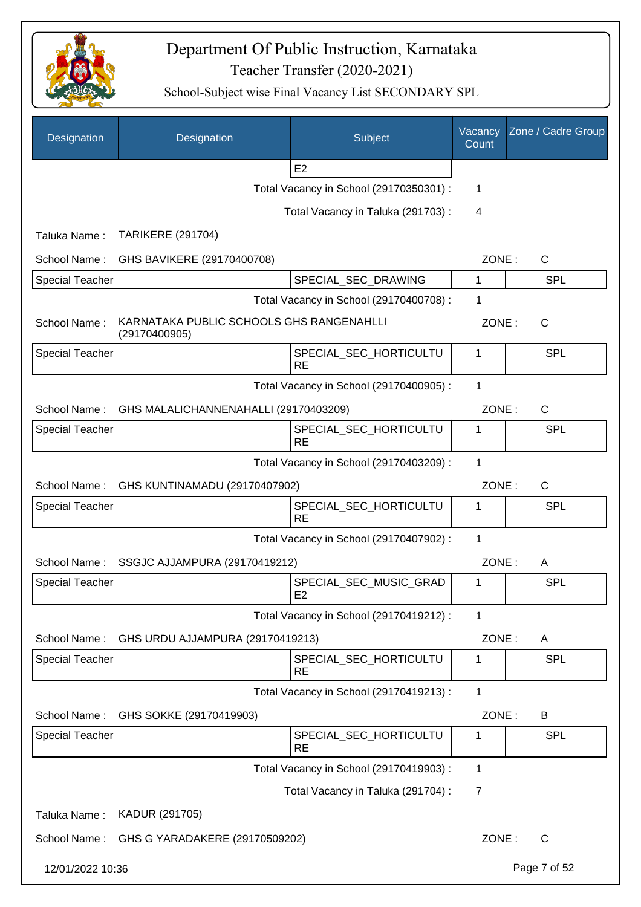# Department Of Public Instruction, Karnataka

Teacher Transfer (2020-2021)

School-Subject wise Final Vacancy List SECONDARY SPL

| Designation | Designation | Subject | Vacancy Count | Zone / Cadre Group |
|---|---|---|---|---|
| | | E2 | | |
| | | Total Vacancy in School (29170350301) : | 1 | |
| | | Total Vacancy in Taluka (291703) : | 4 | |
| Taluka Name : | TARIKERE (291704) | | | |
| School Name : | GHS BAVIKERE (29170400708) | | ZONE : | C |
| Special Teacher | | SPECIAL_SEC_DRAWING | 1 | SPL |
| | | Total Vacancy in School (29170400708) : | 1 | |
| School Name : | KARNATAKA PUBLIC SCHOOLS GHS RANGENAHLLI (29170400905) | | ZONE : | C |
| Special Teacher | | SPECIAL_SEC_HORTICULTURE | 1 | SPL |
| | | Total Vacancy in School (29170400905) : | 1 | |
| School Name : | GHS MALALICHANNENAHALLI (29170403209) | | ZONE : | C |
| Special Teacher | | SPECIAL_SEC_HORTICULTURE | 1 | SPL |
| | | Total Vacancy in School (29170403209) : | 1 | |
| School Name : | GHS KUNTINAMADU (29170407902) | | ZONE : | C |
| Special Teacher | | SPECIAL_SEC_HORTICULTURE | 1 | SPL |
| | | Total Vacancy in School (29170407902) : | 1 | |
| School Name : | SSGJC AJJAMPURA (29170419212) | | ZONE : | A |
| Special Teacher | | SPECIAL_SEC_MUSIC_GRADE2 | 1 | SPL |
| | | Total Vacancy in School (29170419212) : | 1 | |
| School Name : | GHS URDU AJJAMPURA (29170419213) | | ZONE : | A |
| Special Teacher | | SPECIAL_SEC_HORTICULTURE | 1 | SPL |
| | | Total Vacancy in School (29170419213) : | 1 | |
| School Name : | GHS SOKKE (29170419903) | | ZONE : | B |
| Special Teacher | | SPECIAL_SEC_HORTICULTURE | 1 | SPL |
| | | Total Vacancy in School (29170419903) : | 1 | |
| | | Total Vacancy in Taluka (291704) : | 7 | |
| Taluka Name : | KADUR (291705) | | | |
| School Name : | GHS G YARADAKERE (29170509202) | | ZONE : | C |

12/01/2022 10:36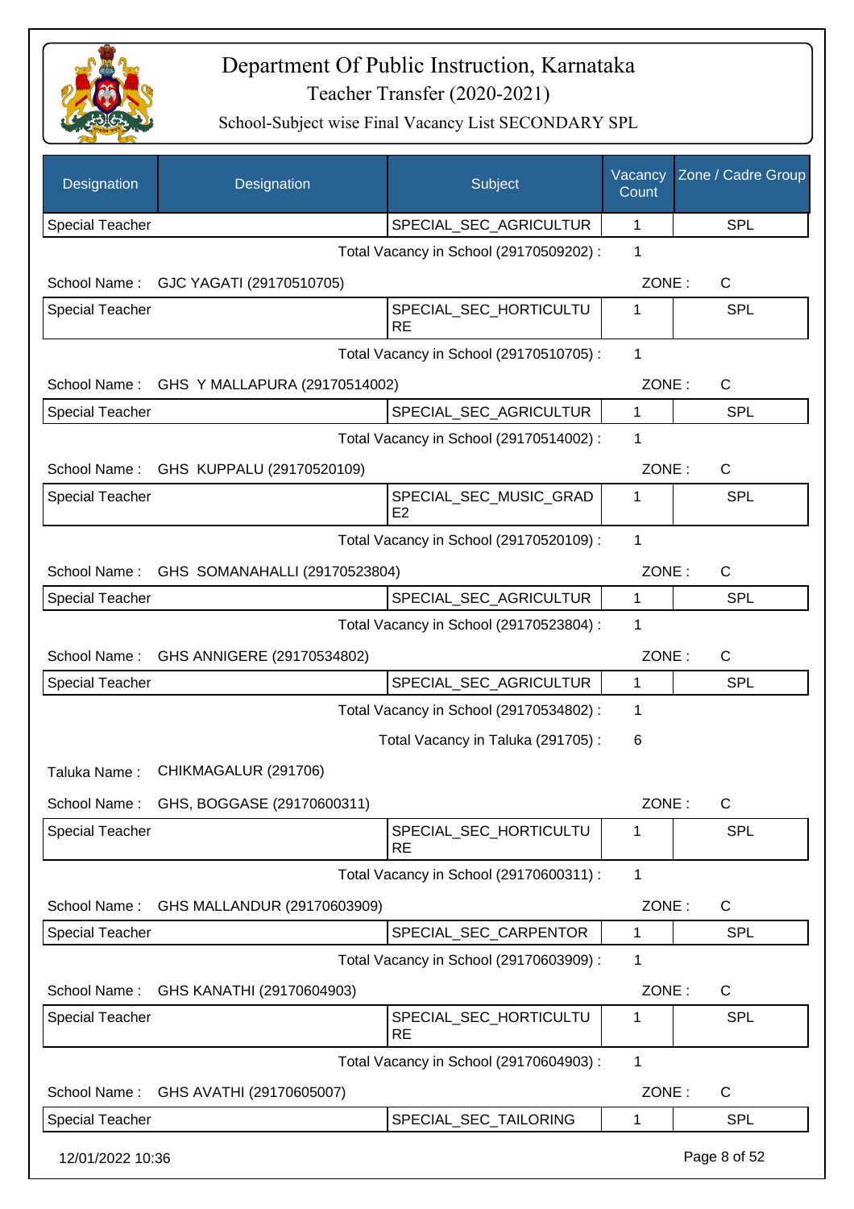# Department Of Public Instruction, Karnataka

Teacher Transfer (2020-2021)

School-Subject wise Final Vacancy List SECONDARY SPL

| Designation | Designation | Subject | Vacancy Count | Zone / Cadre Group |
|---|---|---|---|---|
| Special Teacher | | SPECIAL_SEC_AGRICULTUR | 1 | SPL |

Total Vacancy in School (29170509202) : 1

School Name : GJC YAGATI (29170510705) ZONE : C

| Designation | Designation | Subject | Vacancy Count | Zone / Cadre Group |
|---|---|---|---|---|
| Special Teacher | | SPECIAL_SEC_HORTICULTURE | 1 | SPL |

Total Vacancy in School (29170510705) : 1

School Name : GHS Y MALLAPURA (29170514002) ZONE : C

| Designation | Designation | Subject | Vacancy Count | Zone / Cadre Group |
|---|---|---|---|---|
| Special Teacher | | SPECIAL_SEC_AGRICULTUR | 1 | SPL |

Total Vacancy in School (29170514002) : 1

School Name : GHS KUPPALU (29170520109) ZONE : C

| Designation | Designation | Subject | Vacancy Count | Zone / Cadre Group |
|---|---|---|---|---|
| Special Teacher | | SPECIAL_SEC_MUSIC_GRADE2 | 1 | SPL |

Total Vacancy in School (29170520109) : 1

School Name : GHS SOMANAHALLI (29170523804) ZONE : C

| Designation | Designation | Subject | Vacancy Count | Zone / Cadre Group |
|---|---|---|---|---|
| Special Teacher | | SPECIAL_SEC_AGRICULTUR | 1 | SPL |

Total Vacancy in School (29170523804) : 1

School Name : GHS ANNIGERE (29170534802) ZONE : C

| Designation | Designation | Subject | Vacancy Count | Zone / Cadre Group |
|---|---|---|---|---|
| Special Teacher | | SPECIAL_SEC_AGRICULTUR | 1 | SPL |

Total Vacancy in School (29170534802) : 1

Total Vacancy in Taluka (291705) : 6

Taluka Name : CHIKMAGALUR (291706)

School Name : GHS, BOGGASE (29170600311) ZONE : C

| Designation | Designation | Subject | Vacancy Count | Zone / Cadre Group |
|---|---|---|---|---|
| Special Teacher | | SPECIAL_SEC_HORTICULTURE | 1 | SPL |

Total Vacancy in School (29170600311) : 1

School Name : GHS MALLANDUR (29170603909) ZONE : C

| Designation | Designation | Subject | Vacancy Count | Zone / Cadre Group |
|---|---|---|---|---|
| Special Teacher | | SPECIAL_SEC_CARPENTOR | 1 | SPL |

Total Vacancy in School (29170603909) : 1

School Name : GHS KANATHI (29170604903) ZONE : C

| Designation | Designation | Subject | Vacancy Count | Zone / Cadre Group |
|---|---|---|---|---|
| Special Teacher | | SPECIAL_SEC_HORTICULTURE | 1 | SPL |

Total Vacancy in School (29170604903) : 1

School Name : GHS AVATHI (29170605007) ZONE : C

| Designation | Designation | Subject | Vacancy Count | Zone / Cadre Group |
|---|---|---|---|---|
| Special Teacher | | SPECIAL_SEC_TAILORING | 1 | SPL |

12/01/2022 10:36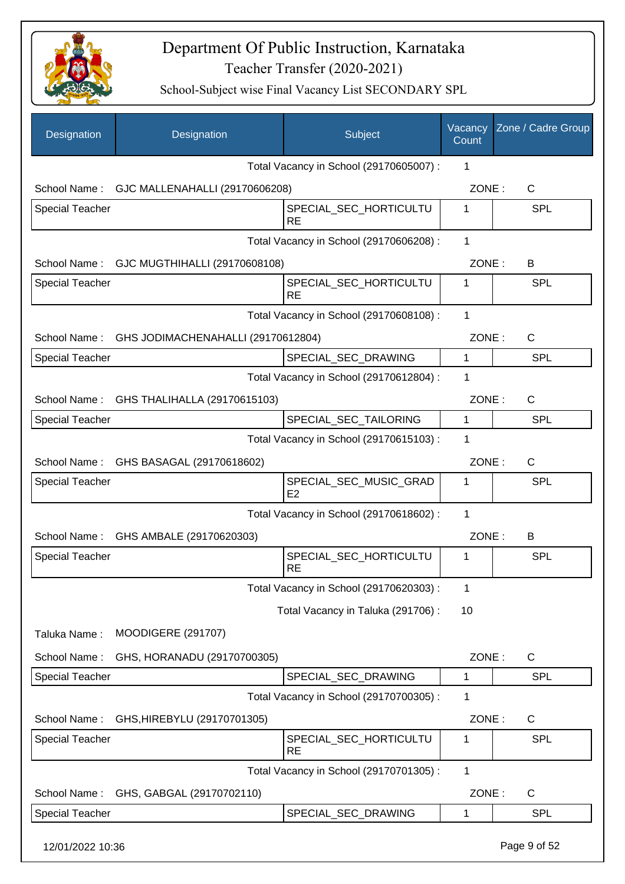# Department Of Public Instruction, Karnataka

## Teacher Transfer (2020-2021)

### School-Subject wise Final Vacancy List SECONDARY SPL

| Designation | Designation | Subject | Vacancy Count | Zone / Cadre Group |
|---|---|---|---|---|
| | | Total Vacancy in School (29170605007) : | 1 | |
| School Name : | GJC MALLENAHALLI (29170606208) | | ZONE : | C |
| Special Teacher | | SPECIAL_SEC_HORTICULTURE | 1 | SPL |
| | | Total Vacancy in School (29170606208) : | 1 | |
| School Name : | GJC MUGTHIHALLI (29170608108) | | ZONE : | B |
| Special Teacher | | SPECIAL_SEC_HORTICULTURE | 1 | SPL |
| | | Total Vacancy in School (29170608108) : | 1 | |
| School Name : | GHS JODIMACHENAHALLI (29170612804) | | ZONE : | C |
| Special Teacher | | SPECIAL_SEC_DRAWING | 1 | SPL |
| | | Total Vacancy in School (29170612804) : | 1 | |
| School Name : | GHS THALIHALLA (29170615103) | | ZONE : | C |
| Special Teacher | | SPECIAL_SEC_TAILORING | 1 | SPL |
| | | Total Vacancy in School (29170615103) : | 1 | |
| School Name : | GHS BASAGAL (29170618602) | | ZONE : | C |
| Special Teacher | | SPECIAL_SEC_MUSIC_GRADE2 | 1 | SPL |
| | | Total Vacancy in School (29170618602) : | 1 | |
| School Name : | GHS AMBALE (29170620303) | | ZONE : | B |
| Special Teacher | | SPECIAL_SEC_HORTICULTURE | 1 | SPL |
| | | Total Vacancy in School (29170620303) : | 1 | |
| | | Total Vacancy in Taluka (291706) : | 10 | |
| Taluka Name : | MOODIGERE (291707) | | | |
| School Name : | GHS, HORANADU (29170700305) | | ZONE : | C |
| Special Teacher | | SPECIAL_SEC_DRAWING | 1 | SPL |
| | | Total Vacancy in School (29170700305) : | 1 | |
| School Name : | GHS,HIREBYLU (29170701305) | | ZONE : | C |
| Special Teacher | | SPECIAL_SEC_HORTICULTURE | 1 | SPL |
| | | Total Vacancy in School (29170701305) : | 1 | |
| School Name : | GHS, GABGAL (29170702110) | | ZONE : | C |
| Special Teacher | | SPECIAL_SEC_DRAWING | 1 | SPL |

12/01/2022 10:36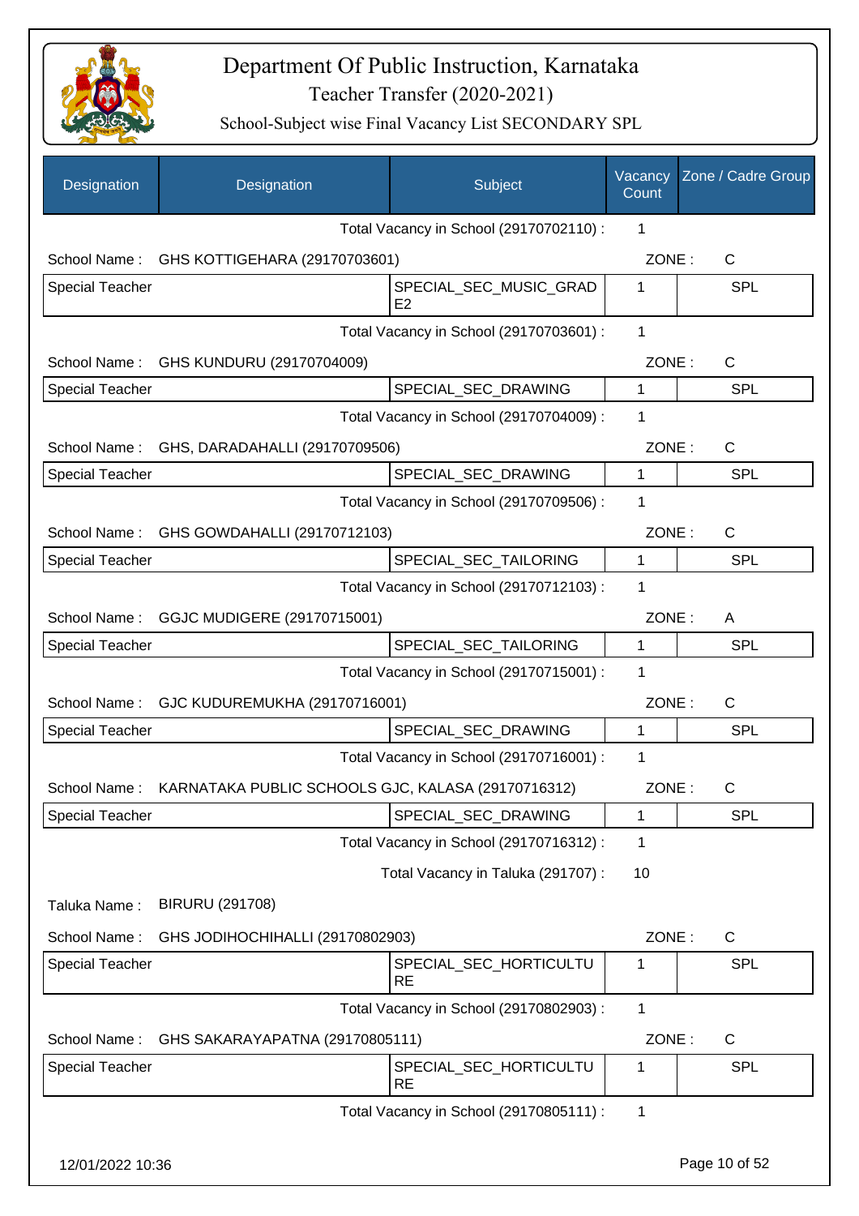# Department Of Public Instruction, Karnataka

## Teacher Transfer (2020-2021)

### School-Subject wise Final Vacancy List SECONDARY SPL

| Designation | Designation | Subject | Vacancy Count | Zone / Cadre Group |
|---|---|---|---|---|
| | | Total Vacancy in School (29170702110) : | 1 | |
| School Name : | GHS KOTTIGEHARA (29170703601) | | ZONE : | C |
| Special Teacher | | SPECIAL_SEC_MUSIC_GRADE2 | 1 | SPL |
| | | Total Vacancy in School (29170703601) : | 1 | |
| School Name : | GHS KUNDURU (29170704009) | | ZONE : | C |
| Special Teacher | | SPECIAL_SEC_DRAWING | 1 | SPL |
| | | Total Vacancy in School (29170704009) : | 1 | |
| School Name : | GHS, DARADAHALLI (29170709506) | | ZONE : | C |
| Special Teacher | | SPECIAL_SEC_DRAWING | 1 | SPL |
| | | Total Vacancy in School (29170709506) : | 1 | |
| School Name : | GHS GOWDAHALLI (29170712103) | | ZONE : | C |
| Special Teacher | | SPECIAL_SEC_TAILORING | 1 | SPL |
| | | Total Vacancy in School (29170712103) : | 1 | |
| School Name : | GGJC MUDIGERE (29170715001) | | ZONE : | A |
| Special Teacher | | SPECIAL_SEC_TAILORING | 1 | SPL |
| | | Total Vacancy in School (29170715001) : | 1 | |
| School Name : | GJC KUDUREMUKHA (29170716001) | | ZONE : | C |
| Special Teacher | | SPECIAL_SEC_DRAWING | 1 | SPL |
| | | Total Vacancy in School (29170716001) : | 1 | |
| School Name : | KARNATAKA PUBLIC SCHOOLS GJC, KALASA (29170716312) | | ZONE : | C |
| Special Teacher | | SPECIAL_SEC_DRAWING | 1 | SPL |
| | | Total Vacancy in School (29170716312) : | 1 | |
| | | Total Vacancy in Taluka (291707) : | 10 | |
| Taluka Name : | BIRURU (291708) | | | |
| School Name : | GHS JODIHOCHIHALLI (29170802903) | | ZONE : | C |
| Special Teacher | | SPECIAL_SEC_HORTICULTURE | 1 | SPL |
| | | Total Vacancy in School (29170802903) : | 1 | |
| School Name : | GHS SAKARAYAPATNA (29170805111) | | ZONE : | C |
| Special Teacher | | SPECIAL_SEC_HORTICULTURE | 1 | SPL |
| | | Total Vacancy in School (29170805111) : | 1 | |

12/01/2022 10:36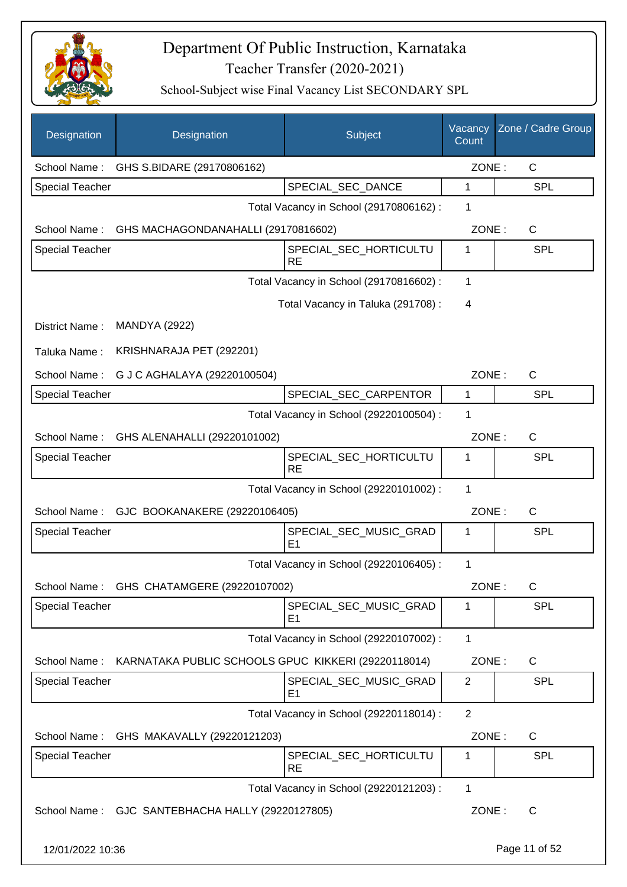# Department Of Public Instruction, Karnataka

Teacher Transfer (2020-2021)

School-Subject wise Final Vacancy List SECONDARY SPL

| Designation | Designation | Subject | Vacancy Count | Zone / Cadre Group |
|---|---|---|---|---|
| School Name : | GHS S.BIDARE (29170806162) | | ZONE : | C |
| Special Teacher | | SPECIAL_SEC_DANCE | 1 | SPL |
| | | Total Vacancy in School (29170806162) : | 1 | |
| School Name : | GHS MACHAGONDANAHALLI (29170816602) | | ZONE : | C |
| Special Teacher | | SPECIAL_SEC_HORTICULTURE | 1 | SPL |
| | | Total Vacancy in School (29170816602) : | 1 | |
| | | Total Vacancy in Taluka (291708) : | 4 | |
| District Name : | MANDYA (2922) | | | |
| Taluka Name : | KRISHNARAJA PET (292201) | | | |
| School Name : | G J C AGHALAYA (29220100504) | | ZONE : | C |
| Special Teacher | | SPECIAL_SEC_CARPENTOR | 1 | SPL |
| | | Total Vacancy in School (29220100504) : | 1 | |
| School Name : | GHS ALENAHALLI (29220101002) | | ZONE : | C |
| Special Teacher | | SPECIAL_SEC_HORTICULTURE | 1 | SPL |
| | | Total Vacancy in School (29220101002) : | 1 | |
| School Name : | GJC BOOKANAKERE (29220106405) | | ZONE : | C |
| Special Teacher | | SPECIAL_SEC_MUSIC_GRADE1 | 1 | SPL |
| | | Total Vacancy in School (29220106405) : | 1 | |
| School Name : | GHS CHATAMGERE (29220107002) | | ZONE : | C |
| Special Teacher | | SPECIAL_SEC_MUSIC_GRADE1 | 1 | SPL |
| | | Total Vacancy in School (29220107002) : | 1 | |
| School Name : | KARNATAKA PUBLIC SCHOOLS GPUC KIKKERI (29220118014) | | ZONE : | C |
| Special Teacher | | SPECIAL_SEC_MUSIC_GRADE1 | 2 | SPL |
| | | Total Vacancy in School (29220118014) : | 2 | |
| School Name : | GHS MAKAVALLY (29220121203) | | ZONE : | C |
| Special Teacher | | SPECIAL_SEC_HORTICULTURE | 1 | SPL |
| | | Total Vacancy in School (29220121203) : | 1 | |
| School Name : | GJC SANTEBHACHA HALLY (29220127805) | | ZONE : | C |

12/01/2022 10:36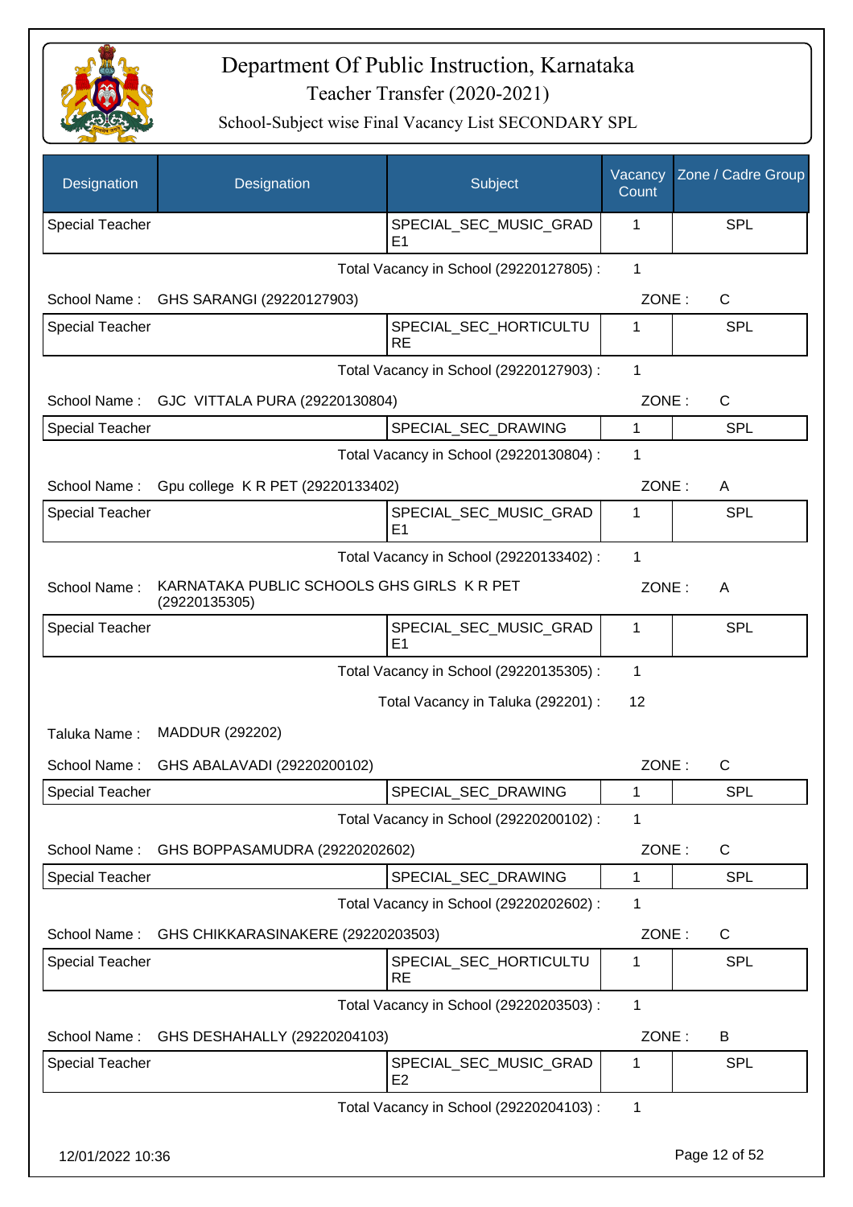# Department Of Public Instruction, Karnataka

Teacher Transfer (2020-2021)

School-Subject wise Final Vacancy List SECONDARY SPL

| Designation | Designation | Subject | Vacancy Count | Zone / Cadre Group |
|---|---|---|---|---|
| Special Teacher | | SPECIAL_SEC_MUSIC_GRADE1 | 1 | SPL |

Total Vacancy in School (29220127805) : 1

School Name : GHS SARANGI (29220127903) ZONE : C

| Special Teacher | | SPECIAL_SEC_HORTICULTURE | 1 | SPL |
|---|---|---|---|---|

Total Vacancy in School (29220127903) : 1

School Name : GJC VITTALA PURA (29220130804) ZONE : C

| Special Teacher | | SPECIAL_SEC_DRAWING | 1 | SPL |
|---|---|---|---|---|

Total Vacancy in School (29220130804) : 1

School Name : Gpu college K R PET (29220133402) ZONE : A

| Special Teacher | | SPECIAL_SEC_MUSIC_GRADE1 | 1 | SPL |
|---|---|---|---|---|

Total Vacancy in School (29220133402) : 1

School Name : KARNATAKA PUBLIC SCHOOLS GHS GIRLS K R PET (29220135305) ZONE : A

| Special Teacher | | SPECIAL_SEC_MUSIC_GRADE1 | 1 | SPL |
|---|---|---|---|---|

Total Vacancy in School (29220135305) : 1

Total Vacancy in Taluka (292201) : 12

Taluka Name : MADDUR (292202)

School Name : GHS ABALAVADI (29220200102) ZONE : C

| Special Teacher | | SPECIAL_SEC_DRAWING | 1 | SPL |
|---|---|---|---|---|

Total Vacancy in School (29220200102) : 1

School Name : GHS BOPPASAMUDRA (29220202602) ZONE : C

| Special Teacher | | SPECIAL_SEC_DRAWING | 1 | SPL |
|---|---|---|---|---|

Total Vacancy in School (29220202602) : 1

School Name : GHS CHIKKARASINAKERE (29220203503) ZONE : C

| Special Teacher | | SPECIAL_SEC_HORTICULTURE | 1 | SPL |
|---|---|---|---|---|

Total Vacancy in School (29220203503) : 1

School Name : GHS DESHAHALLY (29220204103) ZONE : B

| Special Teacher | | SPECIAL_SEC_MUSIC_GRADE2 | 1 | SPL |
|---|---|---|---|---|

Total Vacancy in School (29220204103) : 1

12/01/2022 10:36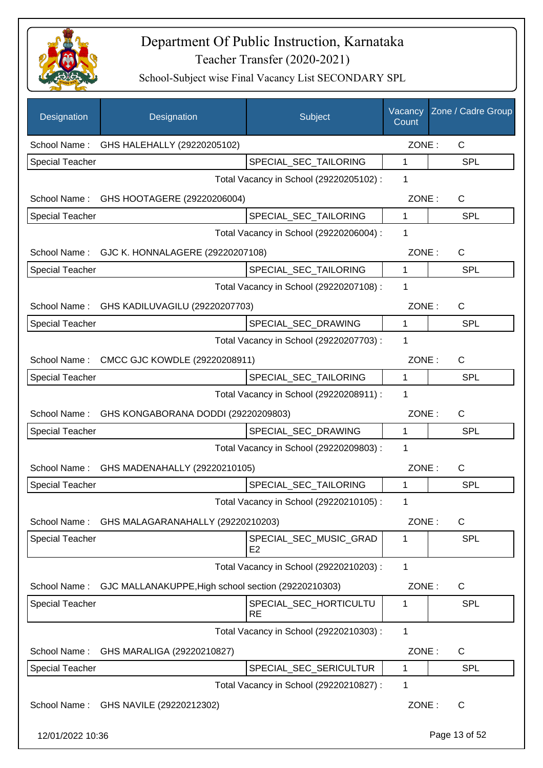# Department Of Public Instruction, Karnataka

## Teacher Transfer (2020-2021)

### School-Subject wise Final Vacancy List SECONDARY SPL

| Designation | Designation | Subject | Vacancy Count | Zone / Cadre Group |
|---|---|---|---|---|
| School Name : | GHS HALEHALLY (29220205102) | | ZONE : | C |
| Special Teacher | | SPECIAL_SEC_TAILORING | 1 | SPL |
| | | Total Vacancy in School (29220205102) : | 1 | |
| School Name : | GHS HOOTAGERE (29220206004) | | ZONE : | C |
| Special Teacher | | SPECIAL_SEC_TAILORING | 1 | SPL |
| | | Total Vacancy in School (29220206004) : | 1 | |
| School Name : | GJC K. HONNALAGERE (29220207108) | | ZONE : | C |
| Special Teacher | | SPECIAL_SEC_TAILORING | 1 | SPL |
| | | Total Vacancy in School (29220207108) : | 1 | |
| School Name : | GHS KADILUVAGILU (29220207703) | | ZONE : | C |
| Special Teacher | | SPECIAL_SEC_DRAWING | 1 | SPL |
| | | Total Vacancy in School (29220207703) : | 1 | |
| School Name : | CMCC GJC KOWDLE (29220208911) | | ZONE : | C |
| Special Teacher | | SPECIAL_SEC_TAILORING | 1 | SPL |
| | | Total Vacancy in School (29220208911) : | 1 | |
| School Name : | GHS KONGABORANA DODDI (29220209803) | | ZONE : | C |
| Special Teacher | | SPECIAL_SEC_DRAWING | 1 | SPL |
| | | Total Vacancy in School (29220209803) : | 1 | |
| School Name : | GHS MADENAHALLY (29220210105) | | ZONE : | C |
| Special Teacher | | SPECIAL_SEC_TAILORING | 1 | SPL |
| | | Total Vacancy in School (29220210105) : | 1 | |
| School Name : | GHS MALAGARANAHALLY (29220210203) | | ZONE : | C |
| Special Teacher | | SPECIAL_SEC_MUSIC_GRADE2 | 1 | SPL |
| | | Total Vacancy in School (29220210203) : | 1 | |
| School Name : | GJC MALLANAKUPPE,High school section (29220210303) | | ZONE : | C |
| Special Teacher | | SPECIAL_SEC_HORTICULTURE | 1 | SPL |
| | | Total Vacancy in School (29220210303) : | 1 | |
| School Name : | GHS MARALIGA (29220210827) | | ZONE : | C |
| Special Teacher | | SPECIAL_SEC_SERICULTUR | 1 | SPL |
| | | Total Vacancy in School (29220210827) : | 1 | |
| School Name : | GHS NAVILE (29220212302) | | ZONE : | C |

12/01/2022 10:36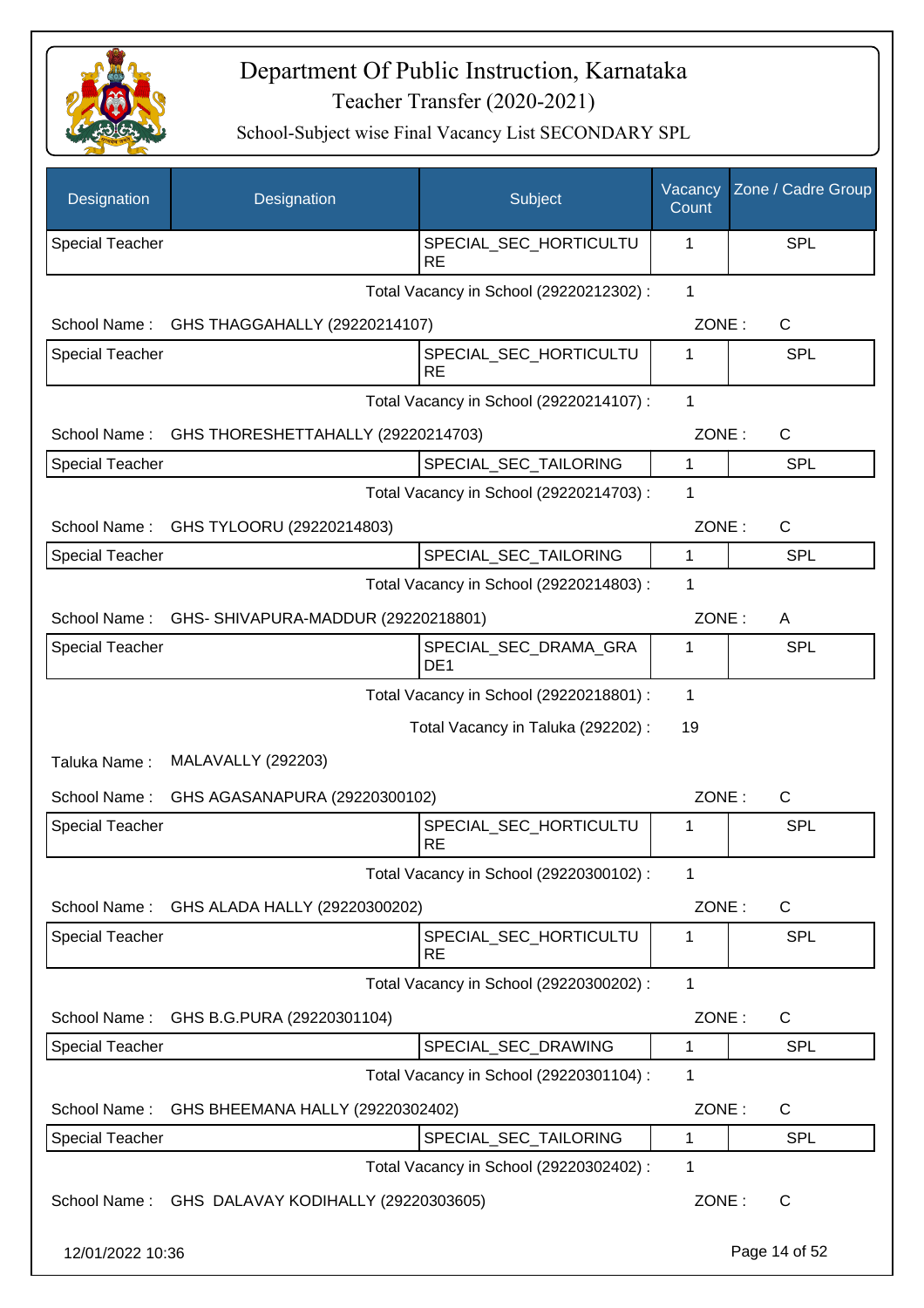# Department Of Public Instruction, Karnataka
## Teacher Transfer (2020-2021)
### School-Subject wise Final Vacancy List SECONDARY SPL

| Designation | Designation | Subject | Vacancy Count | Zone / Cadre Group |
|---|---|---|---|---|
| Special Teacher | | SPECIAL_SEC_HORTICULTURE | 1 | SPL |

Total Vacancy in School (29220212302) : 1

School Name : GHS THAGGAHALLY (29220214107) ZONE : C

| Designation | Designation | Subject | Vacancy Count | Zone / Cadre Group |
|---|---|---|---|---|
| Special Teacher | | SPECIAL_SEC_HORTICULTURE | 1 | SPL |

Total Vacancy in School (29220214107) : 1

School Name : GHS THORESHETTAHALLY (29220214703) ZONE : C

| Designation | Designation | Subject | Vacancy Count | Zone / Cadre Group |
|---|---|---|---|---|
| Special Teacher | | SPECIAL_SEC_TAILORING | 1 | SPL |

Total Vacancy in School (29220214703) : 1

School Name : GHS TYLOORU (29220214803) ZONE : C

| Designation | Designation | Subject | Vacancy Count | Zone / Cadre Group |
|---|---|---|---|---|
| Special Teacher | | SPECIAL_SEC_TAILORING | 1 | SPL |

Total Vacancy in School (29220214803) : 1

School Name : GHS- SHIVAPURA-MADDUR (29220218801) ZONE : A

| Designation | Designation | Subject | Vacancy Count | Zone / Cadre Group |
|---|---|---|---|---|
| Special Teacher | | SPECIAL_SEC_DRAMA_GRADE1 | 1 | SPL |

Total Vacancy in School (29220218801) : 1

Total Vacancy in Taluka (292202) : 19

Taluka Name : MALAVALLY (292203)

School Name : GHS AGASANAPURA (29220300102) ZONE : C

| Designation | Designation | Subject | Vacancy Count | Zone / Cadre Group |
|---|---|---|---|---|
| Special Teacher | | SPECIAL_SEC_HORTICULTURE | 1 | SPL |

Total Vacancy in School (29220300102) : 1

School Name : GHS ALADA HALLY (29220300202) ZONE : C

| Designation | Designation | Subject | Vacancy Count | Zone / Cadre Group |
|---|---|---|---|---|
| Special Teacher | | SPECIAL_SEC_HORTICULTURE | 1 | SPL |

Total Vacancy in School (29220300202) : 1

School Name : GHS B.G.PURA (29220301104) ZONE : C

| Designation | Designation | Subject | Vacancy Count | Zone / Cadre Group |
|---|---|---|---|---|
| Special Teacher | | SPECIAL_SEC_DRAWING | 1 | SPL |

Total Vacancy in School (29220301104) : 1

School Name : GHS BHEEMANA HALLY (29220302402) ZONE : C

| Designation | Designation | Subject | Vacancy Count | Zone / Cadre Group |
|---|---|---|---|---|
| Special Teacher | | SPECIAL_SEC_TAILORING | 1 | SPL |

Total Vacancy in School (29220302402) : 1

School Name : GHS DALAVAY KODIHALLY (29220303605) ZONE : C

12/01/2022 10:36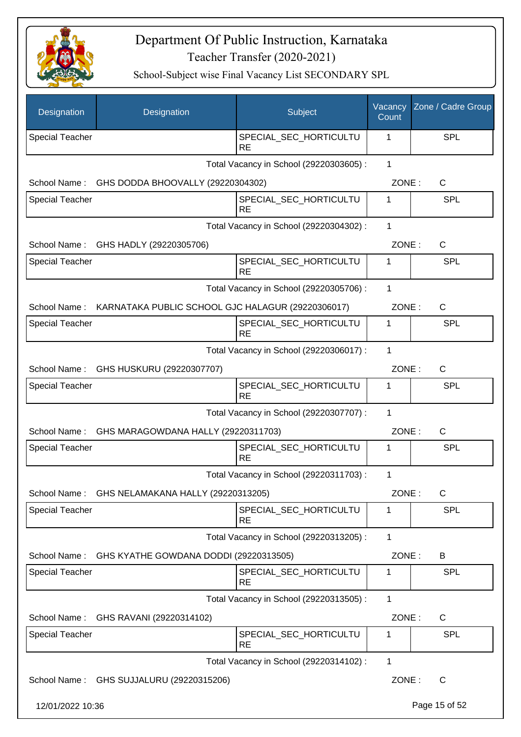# Department Of Public Instruction, Karnataka

## Teacher Transfer (2020-2021)

### School-Subject wise Final Vacancy List SECONDARY SPL

| Designation | Designation | Subject | Vacancy Count | Zone / Cadre Group |
|---|---|---|---|---|
| Special Teacher | | SPECIAL_SEC_HORTICULTURE | 1 | SPL |
| | | Total Vacancy in School (29220303605) : | 1 | |
| School Name : | GHS DODDA BHOOVALLY (29220304302) | | ZONE : | C |
| Special Teacher | | SPECIAL_SEC_HORTICULTURE | 1 | SPL |
| | | Total Vacancy in School (29220304302) : | 1 | |
| School Name : | GHS HADLY (29220305706) | | ZONE : | C |
| Special Teacher | | SPECIAL_SEC_HORTICULTURE | 1 | SPL |
| | | Total Vacancy in School (29220305706) : | 1 | |
| School Name : | KARNATAKA PUBLIC SCHOOL GJC HALAGUR (29220306017) | | ZONE : | C |
| Special Teacher | | SPECIAL_SEC_HORTICULTURE | 1 | SPL |
| | | Total Vacancy in School (29220306017) : | 1 | |
| School Name : | GHS HUSKURU (29220307707) | | ZONE : | C |
| Special Teacher | | SPECIAL_SEC_HORTICULTURE | 1 | SPL |
| | | Total Vacancy in School (29220307707) : | 1 | |
| School Name : | GHS MARAGOWDANA HALLY (29220311703) | | ZONE : | C |
| Special Teacher | | SPECIAL_SEC_HORTICULTURE | 1 | SPL |
| | | Total Vacancy in School (29220311703) : | 1 | |
| School Name : | GHS NELAMAKANA HALLY (29220313205) | | ZONE : | C |
| Special Teacher | | SPECIAL_SEC_HORTICULTURE | 1 | SPL |
| | | Total Vacancy in School (29220313205) : | 1 | |
| School Name : | GHS KYATHE GOWDANA DODDI (29220313505) | | ZONE : | B |
| Special Teacher | | SPECIAL_SEC_HORTICULTURE | 1 | SPL |
| | | Total Vacancy in School (29220313505) : | 1 | |
| School Name : | GHS RAVANI (29220314102) | | ZONE : | C |
| Special Teacher | | SPECIAL_SEC_HORTICULTURE | 1 | SPL |
| | | Total Vacancy in School (29220314102) : | 1 | |
| School Name : | GHS SUJJALURU (29220315206) | | ZONE : | C |

12/01/2022 10:36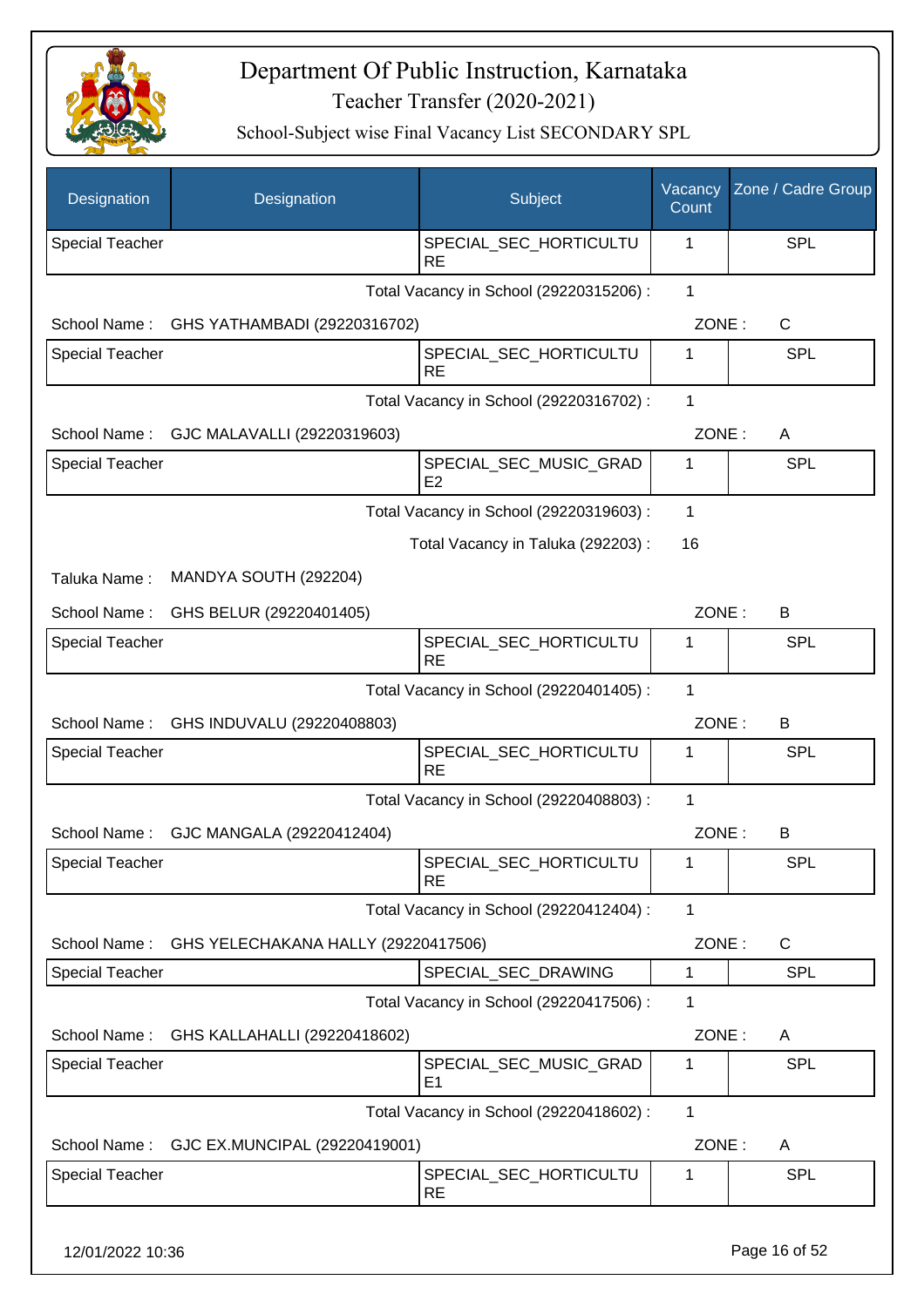# Department Of Public Instruction, Karnataka

Teacher Transfer (2020-2021)

School-Subject wise Final Vacancy List SECONDARY SPL

| Designation | Designation | Subject | Vacancy Count | Zone / Cadre Group |
|---|---|---|---|---|
| Special Teacher | | SPECIAL_SEC_HORTICULTURE | 1 | SPL |

Total Vacancy in School (29220315206) : 1

School Name : GHS YATHAMBADI (29220316702) ZONE : C

| Designation | Designation | Subject | Vacancy Count | Zone / Cadre Group |
|---|---|---|---|---|
| Special Teacher | | SPECIAL_SEC_HORTICULTURE | 1 | SPL |

Total Vacancy in School (29220316702) : 1

School Name : GJC MALAVALLI (29220319603) ZONE : A

| Designation | Designation | Subject | Vacancy Count | Zone / Cadre Group |
|---|---|---|---|---|
| Special Teacher | | SPECIAL_SEC_MUSIC_GRADE2 | 1 | SPL |

Total Vacancy in School (29220319603) : 1

Total Vacancy in Taluka (292203) : 16

Taluka Name : MANDYA SOUTH (292204)

School Name : GHS BELUR (29220401405) ZONE : B

| Designation | Designation | Subject | Vacancy Count | Zone / Cadre Group |
|---|---|---|---|---|
| Special Teacher | | SPECIAL_SEC_HORTICULTURE | 1 | SPL |

Total Vacancy in School (29220401405) : 1

School Name : GHS INDUVALU (29220408803) ZONE : B

| Designation | Designation | Subject | Vacancy Count | Zone / Cadre Group |
|---|---|---|---|---|
| Special Teacher | | SPECIAL_SEC_HORTICULTURE | 1 | SPL |

Total Vacancy in School (29220408803) : 1

School Name : GJC MANGALA (29220412404) ZONE : B

| Designation | Designation | Subject | Vacancy Count | Zone / Cadre Group |
|---|---|---|---|---|
| Special Teacher | | SPECIAL_SEC_HORTICULTURE | 1 | SPL |

Total Vacancy in School (29220412404) : 1

School Name : GHS YELECHAKANA HALLY (29220417506) ZONE : C

| Designation | Designation | Subject | Vacancy Count | Zone / Cadre Group |
|---|---|---|---|---|
| Special Teacher | | SPECIAL_SEC_DRAWING | 1 | SPL |

Total Vacancy in School (29220417506) : 1

School Name : GHS KALLAHALLI (29220418602) ZONE : A

| Designation | Designation | Subject | Vacancy Count | Zone / Cadre Group |
|---|---|---|---|---|
| Special Teacher | | SPECIAL_SEC_MUSIC_GRADE1 | 1 | SPL |

Total Vacancy in School (29220418602) : 1

School Name : GJC EX.MUNCIPAL (29220419001) ZONE : A

| Designation | Designation | Subject | Vacancy Count | Zone / Cadre Group |
|---|---|---|---|---|
| Special Teacher | | SPECIAL_SEC_HORTICULTURE | 1 | SPL |

12/01/2022 10:36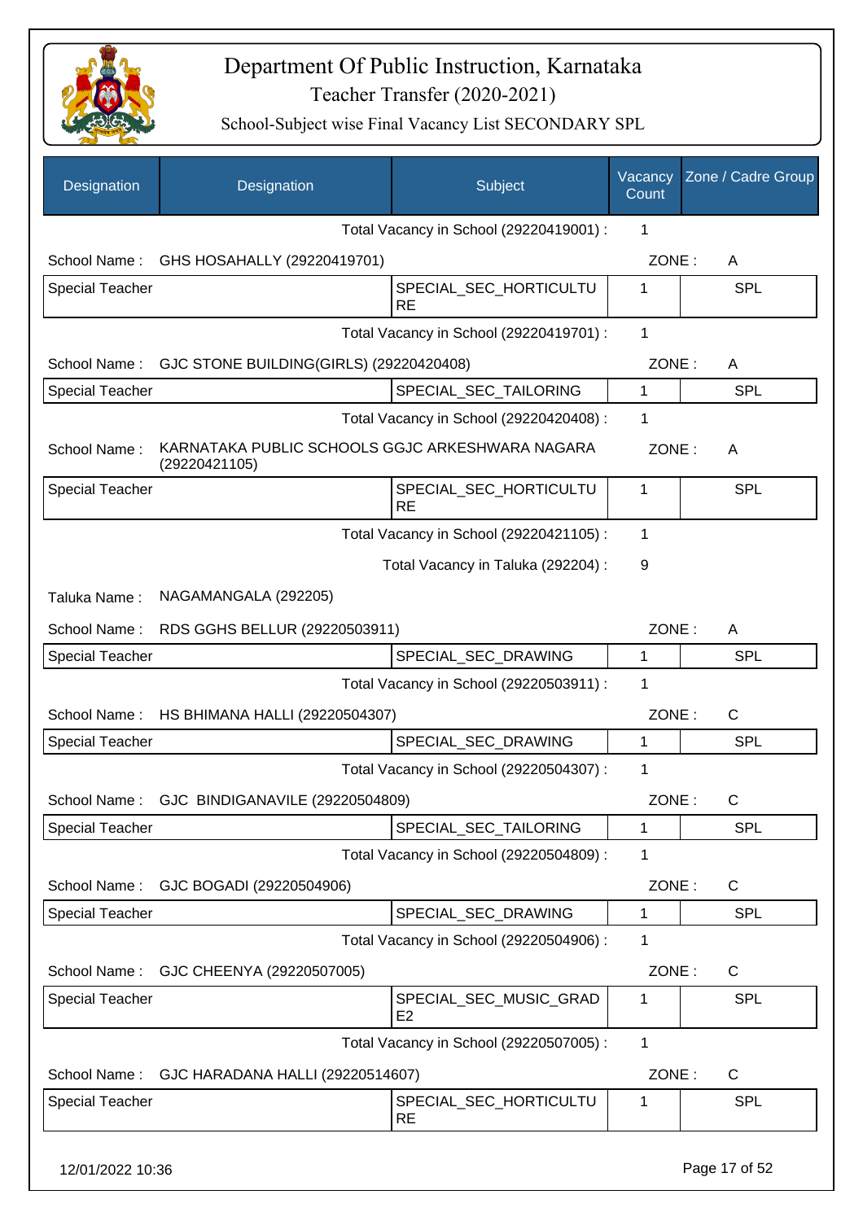# Department Of Public Instruction, Karnataka

## Teacher Transfer (2020-2021)

### School-Subject wise Final Vacancy List SECONDARY SPL

| Designation | Designation | Subject | Vacancy Count | Zone / Cadre Group |
|---|---|---|---|---|
| | | Total Vacancy in School (29220419001) : | 1 | |
| School Name : | GHS HOSAHALLY (29220419701) | | ZONE : | A |
| Special Teacher | | SPECIAL_SEC_HORTICULTURE | 1 | SPL |
| | | Total Vacancy in School (29220419701) : | 1 | |
| School Name : | GJC STONE BUILDING(GIRLS) (29220420408) | | ZONE : | A |
| Special Teacher | | SPECIAL_SEC_TAILORING | 1 | SPL |
| | | Total Vacancy in School (29220420408) : | 1 | |
| School Name : | KARNATAKA PUBLIC SCHOOLS GGJC ARKESHWARA NAGARA (29220421105) | | ZONE : | A |
| Special Teacher | | SPECIAL_SEC_HORTICULTURE | 1 | SPL |
| | | Total Vacancy in School (29220421105) : | 1 | |
| | | Total Vacancy in Taluka (292204) : | 9 | |
| Taluka Name : | NAGAMANGALA (292205) | | | |
| School Name : | RDS GGHS BELLUR (29220503911) | | ZONE : | A |
| Special Teacher | | SPECIAL_SEC_DRAWING | 1 | SPL |
| | | Total Vacancy in School (29220503911) : | 1 | |
| School Name : | HS BHIMANA HALLI (29220504307) | | ZONE : | C |
| Special Teacher | | SPECIAL_SEC_DRAWING | 1 | SPL |
| | | Total Vacancy in School (29220504307) : | 1 | |
| School Name : | GJC BINDIGANAVILE (29220504809) | | ZONE : | C |
| Special Teacher | | SPECIAL_SEC_TAILORING | 1 | SPL |
| | | Total Vacancy in School (29220504809) : | 1 | |
| School Name : | GJC BOGADI (29220504906) | | ZONE : | C |
| Special Teacher | | SPECIAL_SEC_DRAWING | 1 | SPL |
| | | Total Vacancy in School (29220504906) : | 1 | |
| School Name : | GJC CHEENYA (29220507005) | | ZONE : | C |
| Special Teacher | | SPECIAL_SEC_MUSIC_GRADE2 | 1 | SPL |
| | | Total Vacancy in School (29220507005) : | 1 | |
| School Name : | GJC HARADANA HALLI (29220514607) | | ZONE : | C |
| Special Teacher | | SPECIAL_SEC_HORTICULTURE | 1 | SPL |

12/01/2022 10:36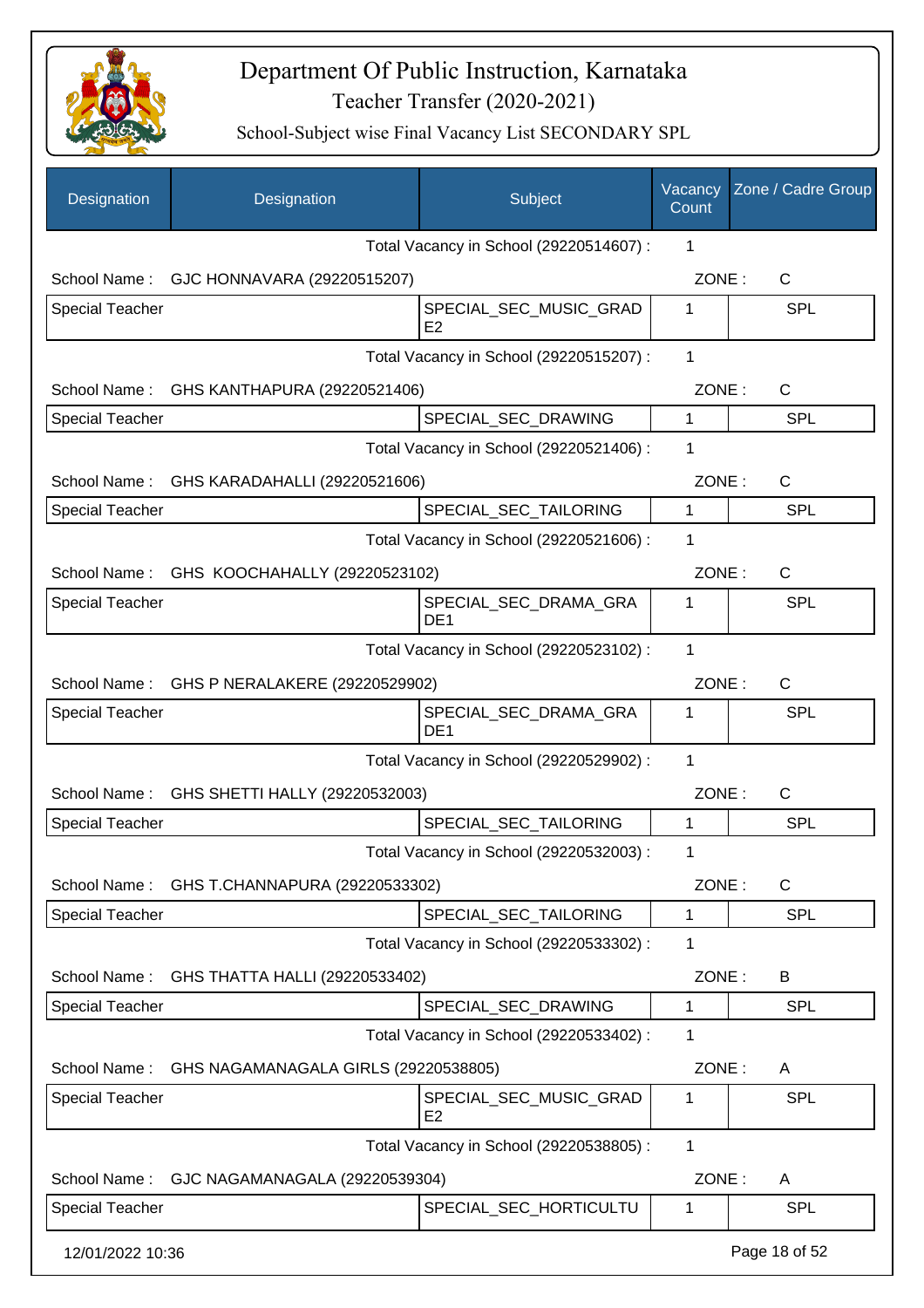# Department Of Public Instruction, Karnataka

## Teacher Transfer (2020-2021)

### School-Subject wise Final Vacancy List SECONDARY SPL

| Designation | Designation | Subject | Vacancy Count | Zone / Cadre Group |
|---|---|---|---|---|
| | | Total Vacancy in School (29220514607) : | 1 | |
| School Name : | GJC HONNAVARA (29220515207) | | ZONE : | C |
| Special Teacher | | SPECIAL_SEC_MUSIC_GRADE2 | 1 | SPL |
| | | Total Vacancy in School (29220515207) : | 1 | |
| School Name : | GHS KANTHAPURA (29220521406) | | ZONE : | C |
| Special Teacher | | SPECIAL_SEC_DRAWING | 1 | SPL |
| | | Total Vacancy in School (29220521406) : | 1 | |
| School Name : | GHS KARADAHALLI (29220521606) | | ZONE : | C |
| Special Teacher | | SPECIAL_SEC_TAILORING | 1 | SPL |
| | | Total Vacancy in School (29220521606) : | 1 | |
| School Name : | GHS KOOCHAHALLY (29220523102) | | ZONE : | C |
| Special Teacher | | SPECIAL_SEC_DRAMA_GRADE1 | 1 | SPL |
| | | Total Vacancy in School (29220523102) : | 1 | |
| School Name : | GHS P NERALAKERE (29220529902) | | ZONE : | C |
| Special Teacher | | SPECIAL_SEC_DRAMA_GRADE1 | 1 | SPL |
| | | Total Vacancy in School (29220529902) : | 1 | |
| School Name : | GHS SHETTI HALLY (29220532003) | | ZONE : | C |
| Special Teacher | | SPECIAL_SEC_TAILORING | 1 | SPL |
| | | Total Vacancy in School (29220532003) : | 1 | |
| School Name : | GHS T.CHANNAPURA (29220533302) | | ZONE : | C |
| Special Teacher | | SPECIAL_SEC_TAILORING | 1 | SPL |
| | | Total Vacancy in School (29220533302) : | 1 | |
| School Name : | GHS THATTA HALLI (29220533402) | | ZONE : | B |
| Special Teacher | | SPECIAL_SEC_DRAWING | 1 | SPL |
| | | Total Vacancy in School (29220533402) : | 1 | |
| School Name : | GHS NAGAMANAGALA GIRLS (29220538805) | | ZONE : | A |
| Special Teacher | | SPECIAL_SEC_MUSIC_GRADE2 | 1 | SPL |
| | | Total Vacancy in School (29220538805) : | 1 | |
| School Name : | GJC NAGAMANAGALA (29220539304) | | ZONE : | A |
| Special Teacher | | SPECIAL_SEC_HORTICULTU | 1 | SPL |

12/01/2022 10:36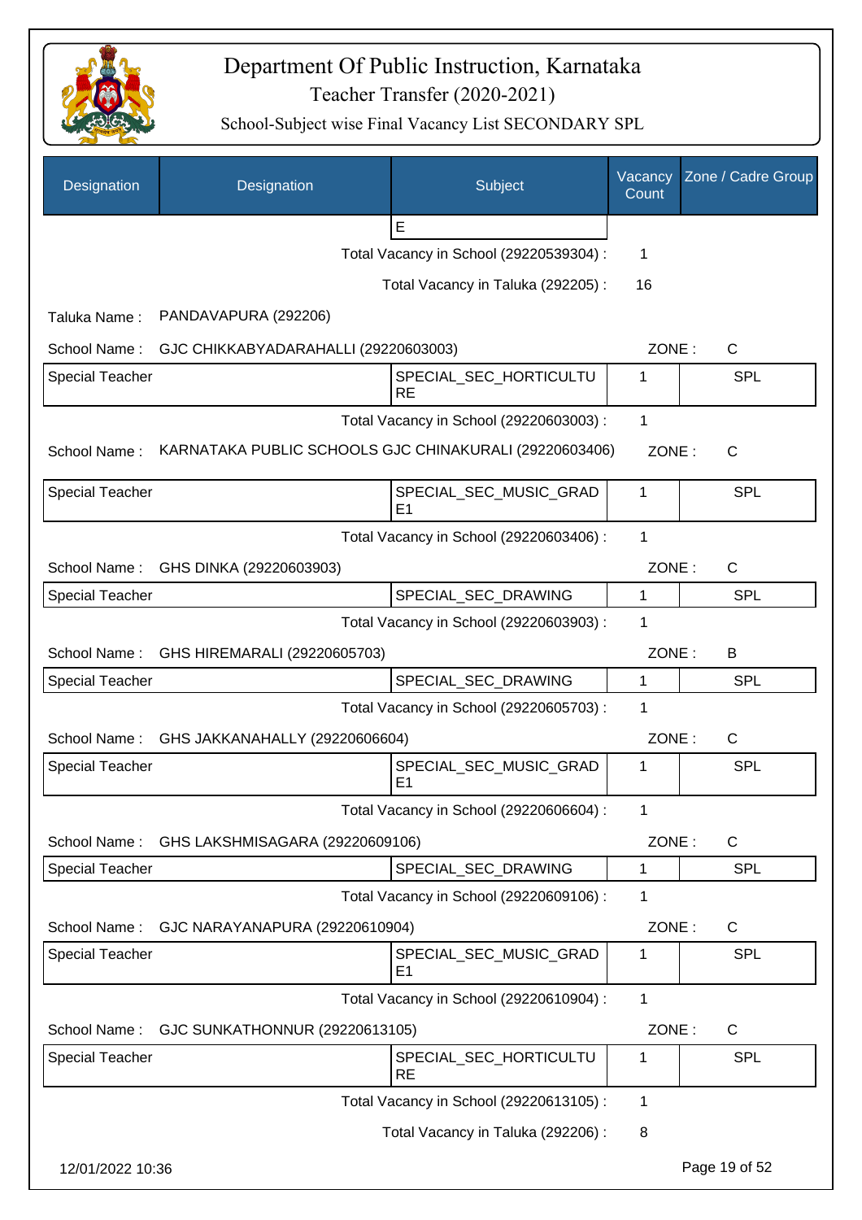# Department Of Public Instruction, Karnataka

## Teacher Transfer (2020-2021)

### School-Subject wise Final Vacancy List SECONDARY SPL

| Designation | Designation | Subject | Vacancy Count | Zone / Cadre Group |
|---|---|---|---|---|
| | | E | | |
| | | Total Vacancy in School (29220539304) : | 1 | |
| | | Total Vacancy in Taluka (292205) : | 16 | |
| Taluka Name : | PANDAVAPURA (292206) | | | |
| School Name : | GJC CHIKKABYADARAHALLI (29220603003) | | ZONE : | C |
| Special Teacher | | SPECIAL_SEC_HORTICULTURE | 1 | SPL |
| | | Total Vacancy in School (29220603003) : | 1 | |
| School Name : | KARNATAKA PUBLIC SCHOOLS GJC CHINAKURALI (29220603406) | | ZONE : | C |
| Special Teacher | | SPECIAL_SEC_MUSIC_GRADE1 | 1 | SPL |
| | | Total Vacancy in School (29220603406) : | 1 | |
| School Name : | GHS DINKA (29220603903) | | ZONE : | C |
| Special Teacher | | SPECIAL_SEC_DRAWING | 1 | SPL |
| | | Total Vacancy in School (29220603903) : | 1 | |
| School Name : | GHS HIREMARALI (29220605703) | | ZONE : | B |
| Special Teacher | | SPECIAL_SEC_DRAWING | 1 | SPL |
| | | Total Vacancy in School (29220605703) : | 1 | |
| School Name : | GHS JAKKANAHALLY (29220606604) | | ZONE : | C |
| Special Teacher | | SPECIAL_SEC_MUSIC_GRADE1 | 1 | SPL |
| | | Total Vacancy in School (29220606604) : | 1 | |
| School Name : | GHS LAKSHMISAGARA (29220609106) | | ZONE : | C |
| Special Teacher | | SPECIAL_SEC_DRAWING | 1 | SPL |
| | | Total Vacancy in School (29220609106) : | 1 | |
| School Name : | GJC NARAYANAPURA (29220610904) | | ZONE : | C |
| Special Teacher | | SPECIAL_SEC_MUSIC_GRADE1 | 1 | SPL |
| | | Total Vacancy in School (29220610904) : | 1 | |
| School Name : | GJC SUNKATHONNUR (29220613105) | | ZONE : | C |
| Special Teacher | | SPECIAL_SEC_HORTICULTURE | 1 | SPL |
| | | Total Vacancy in School (29220613105) : | 1 | |
| | | Total Vacancy in Taluka (292206) : | 8 | |

12/01/2022 10:36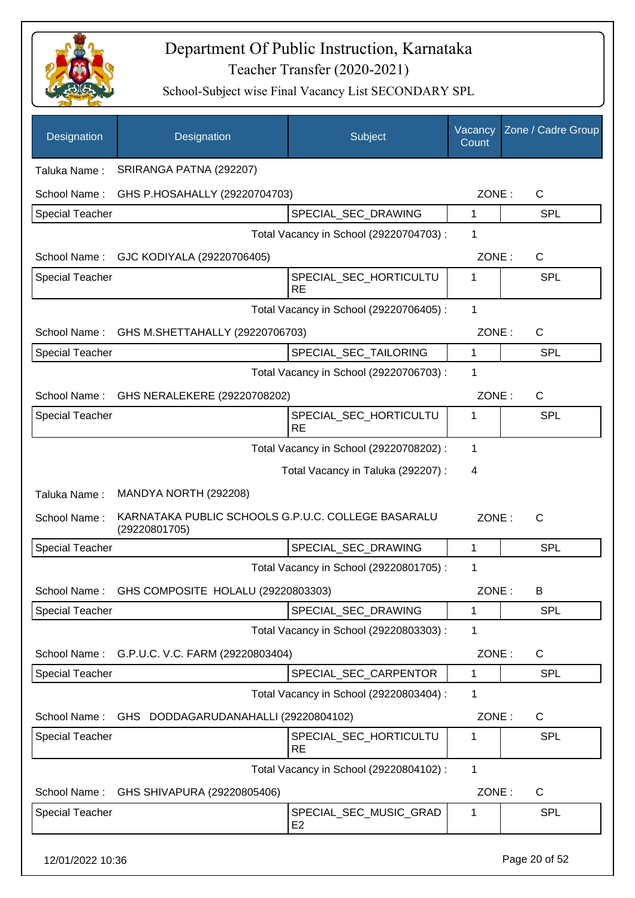# Department Of Public Instruction, Karnataka

Teacher Transfer (2020-2021)

School-Subject wise Final Vacancy List SECONDARY SPL

| Designation | Designation | Subject | Vacancy Count | Zone / Cadre Group |
|---|---|---|---|---|

Taluka Name : SRIRANGA PATNA (292207)

School Name : GHS P.HOSAHALLY (29220704703) ZONE : C

| Special Teacher | SPECIAL_SEC_DRAWING | 1 | SPL |
|---|---|---|---|

Total Vacancy in School (29220704703) : 1

School Name : GJC KODIYALA (29220706405) ZONE : C

| Special Teacher | SPECIAL_SEC_HORTICULTURE | 1 | SPL |
|---|---|---|---|

Total Vacancy in School (29220706405) : 1

School Name : GHS M.SHETTAHALLY (29220706703) ZONE : C

| Special Teacher | SPECIAL_SEC_TAILORING | 1 | SPL |
|---|---|---|---|

Total Vacancy in School (29220706703) : 1

School Name : GHS NERALEKERE (29220708202) ZONE : C

| Special Teacher | SPECIAL_SEC_HORTICULTURE | 1 | SPL |
|---|---|---|---|

Total Vacancy in School (29220708202) : 1

Total Vacancy in Taluka (292207) : 4

Taluka Name : MANDYA NORTH (292208)

School Name : KARNATAKA PUBLIC SCHOOLS G.P.U.C. COLLEGE BASARALU (29220801705) ZONE : C

| Special Teacher | SPECIAL_SEC_DRAWING | 1 | SPL |
|---|---|---|---|

Total Vacancy in School (29220801705) : 1

School Name : GHS COMPOSITE HOLALU (29220803303) ZONE : B

| Special Teacher | SPECIAL_SEC_DRAWING | 1 | SPL |
|---|---|---|---|

Total Vacancy in School (29220803303) : 1

School Name : G.P.U.C. V.C. FARM (29220803404) ZONE : C

| Special Teacher | SPECIAL_SEC_CARPENTOR | 1 | SPL |
|---|---|---|---|

Total Vacancy in School (29220803404) : 1

School Name : GHS DODDAGARUDANAHALLI (29220804102) ZONE : C

| Special Teacher | SPECIAL_SEC_HORTICULTURE | 1 | SPL |
|---|---|---|---|

Total Vacancy in School (29220804102) : 1

School Name : GHS SHIVAPURA (29220805406) ZONE : C

| Special Teacher | SPECIAL_SEC_MUSIC_GRADE2 | 1 | SPL |
|---|---|---|---|

12/01/2022 10:36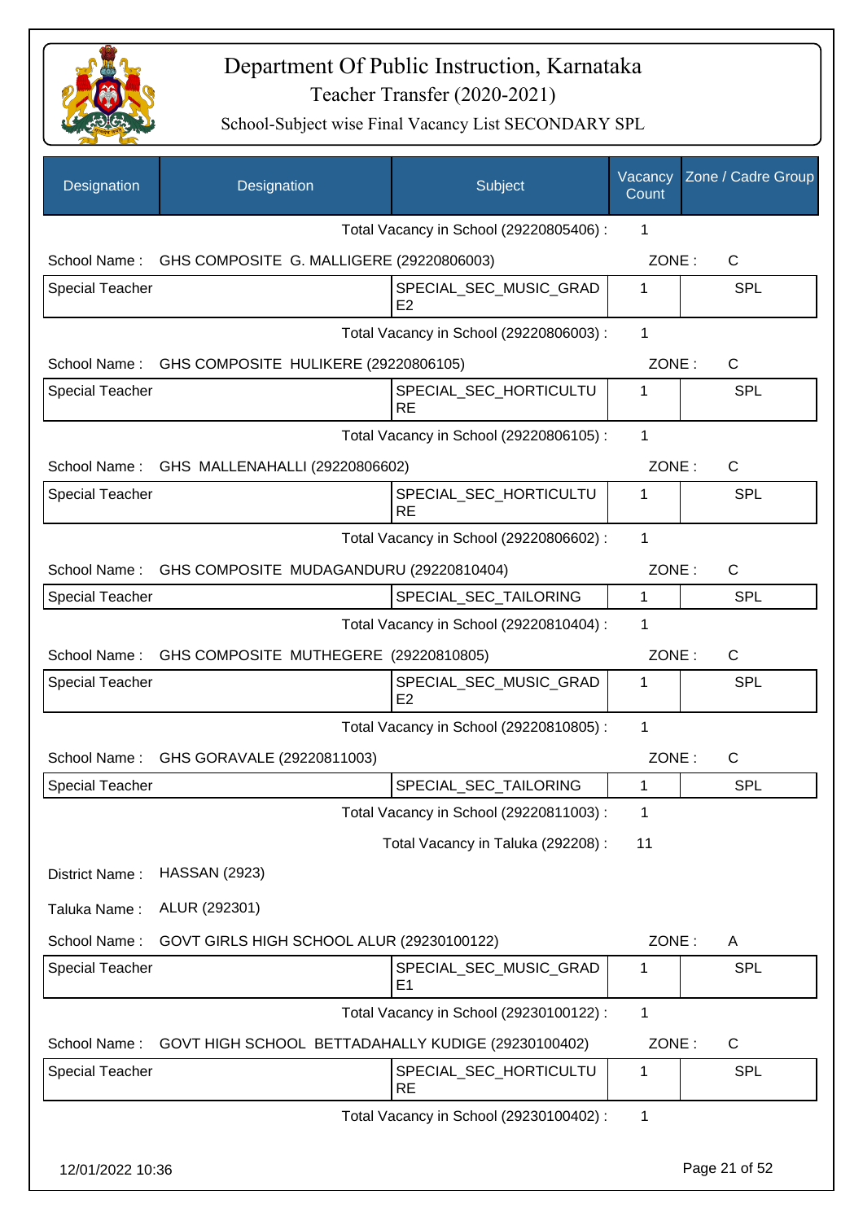# Department Of Public Instruction, Karnataka

Teacher Transfer (2020-2021)

School-Subject wise Final Vacancy List SECONDARY SPL

| Designation | Designation | Subject | Vacancy Count | Zone / Cadre Group |
|---|---|---|---|---|
| | | Total Vacancy in School (29220805406) : | 1 | |
| School Name : | GHS COMPOSITE G. MALLIGERE (29220806003) | | ZONE : | C |
| Special Teacher | | SPECIAL_SEC_MUSIC_GRADE2 | 1 | SPL |
| | | Total Vacancy in School (29220806003) : | 1 | |
| School Name : | GHS COMPOSITE HULIKERE (29220806105) | | ZONE : | C |
| Special Teacher | | SPECIAL_SEC_HORTICULTURE | 1 | SPL |
| | | Total Vacancy in School (29220806105) : | 1 | |
| School Name : | GHS MALLENAHALLI (29220806602) | | ZONE : | C |
| Special Teacher | | SPECIAL_SEC_HORTICULTURE | 1 | SPL |
| | | Total Vacancy in School (29220806602) : | 1 | |
| School Name : | GHS COMPOSITE MUDAGANDURU (29220810404) | | ZONE : | C |
| Special Teacher | | SPECIAL_SEC_TAILORING | 1 | SPL |
| | | Total Vacancy in School (29220810404) : | 1 | |
| School Name : | GHS COMPOSITE MUTHEGERE (29220810805) | | ZONE : | C |
| Special Teacher | | SPECIAL_SEC_MUSIC_GRADE2 | 1 | SPL |
| | | Total Vacancy in School (29220810805) : | 1 | |
| School Name : | GHS GORAVALE (29220811003) | | ZONE : | C |
| Special Teacher | | SPECIAL_SEC_TAILORING | 1 | SPL |
| | | Total Vacancy in School (29220811003) : | 1 | |
| | | Total Vacancy in Taluka (292208) : | 11 | |
| District Name : | HASSAN (2923) | | | |
| Taluka Name : | ALUR (292301) | | | |
| School Name : | GOVT GIRLS HIGH SCHOOL ALUR (29230100122) | | ZONE : | A |
| Special Teacher | | SPECIAL_SEC_MUSIC_GRADE1 | 1 | SPL |
| | | Total Vacancy in School (29230100122) : | 1 | |
| School Name : | GOVT HIGH SCHOOL BETTADAHALLY KUDIGE (29230100402) | | ZONE : | C |
| Special Teacher | | SPECIAL_SEC_HORTICULTURE | 1 | SPL |
| | | Total Vacancy in School (29230100402) : | 1 | |

12/01/2022 10:36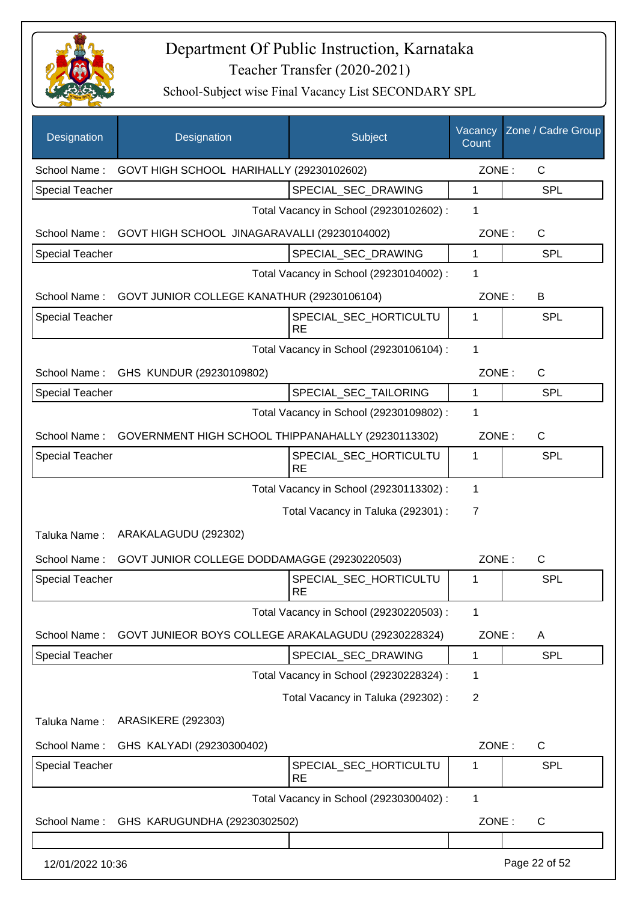# Department Of Public Instruction, Karnataka

## Teacher Transfer (2020-2021)

### School-Subject wise Final Vacancy List SECONDARY SPL

| Designation | Designation | Subject | Vacancy Count | Zone / Cadre Group |
|---|---|---|---|---|
| School Name : | GOVT HIGH SCHOOL HARIHALLY (29230102602) | | ZONE : | C |
| Special Teacher | | SPECIAL_SEC_DRAWING | 1 | SPL |
| | | Total Vacancy in School (29230102602) : | 1 | |
| School Name : | GOVT HIGH SCHOOL JINAGARAVALLI (29230104002) | | ZONE : | C |
| Special Teacher | | SPECIAL_SEC_DRAWING | 1 | SPL |
| | | Total Vacancy in School (29230104002) : | 1 | |
| School Name : | GOVT JUNIOR COLLEGE KANATHUR (29230106104) | | ZONE : | B |
| Special Teacher | | SPECIAL_SEC_HORTICULTURE | 1 | SPL |
| | | Total Vacancy in School (29230106104) : | 1 | |
| School Name : | GHS KUNDUR (29230109802) | | ZONE : | C |
| Special Teacher | | SPECIAL_SEC_TAILORING | 1 | SPL |
| | | Total Vacancy in School (29230109802) : | 1 | |
| School Name : | GOVERNMENT HIGH SCHOOL THIPPANAHALLY (29230113302) | | ZONE : | C |
| Special Teacher | | SPECIAL_SEC_HORTICULTURE | 1 | SPL |
| | | Total Vacancy in School (29230113302) : | 1 | |
| | | Total Vacancy in Taluka (292301) : | 7 | |
| Taluka Name : | ARAKALAGUDU (292302) | | | |
| School Name : | GOVT JUNIOR COLLEGE DODDAMAGGE (29230220503) | | ZONE : | C |
| Special Teacher | | SPECIAL_SEC_HORTICULTURE | 1 | SPL |
| | | Total Vacancy in School (29230220503) : | 1 | |
| School Name : | GOVT JUNIEOR BOYS COLLEGE ARAKALAGUDU (29230228324) | | ZONE : | A |
| Special Teacher | | SPECIAL_SEC_DRAWING | 1 | SPL |
| | | Total Vacancy in School (29230228324) : | 1 | |
| | | Total Vacancy in Taluka (292302) : | 2 | |
| Taluka Name : | ARASIKERE (292303) | | | |
| School Name : | GHS KALYADI (29230300402) | | ZONE : | C |
| Special Teacher | | SPECIAL_SEC_HORTICULTURE | 1 | SPL |
| | | Total Vacancy in School (29230300402) : | 1 | |
| School Name : | GHS KARUGUNDHA (29230302502) | | ZONE : | C |

12/01/2022 10:36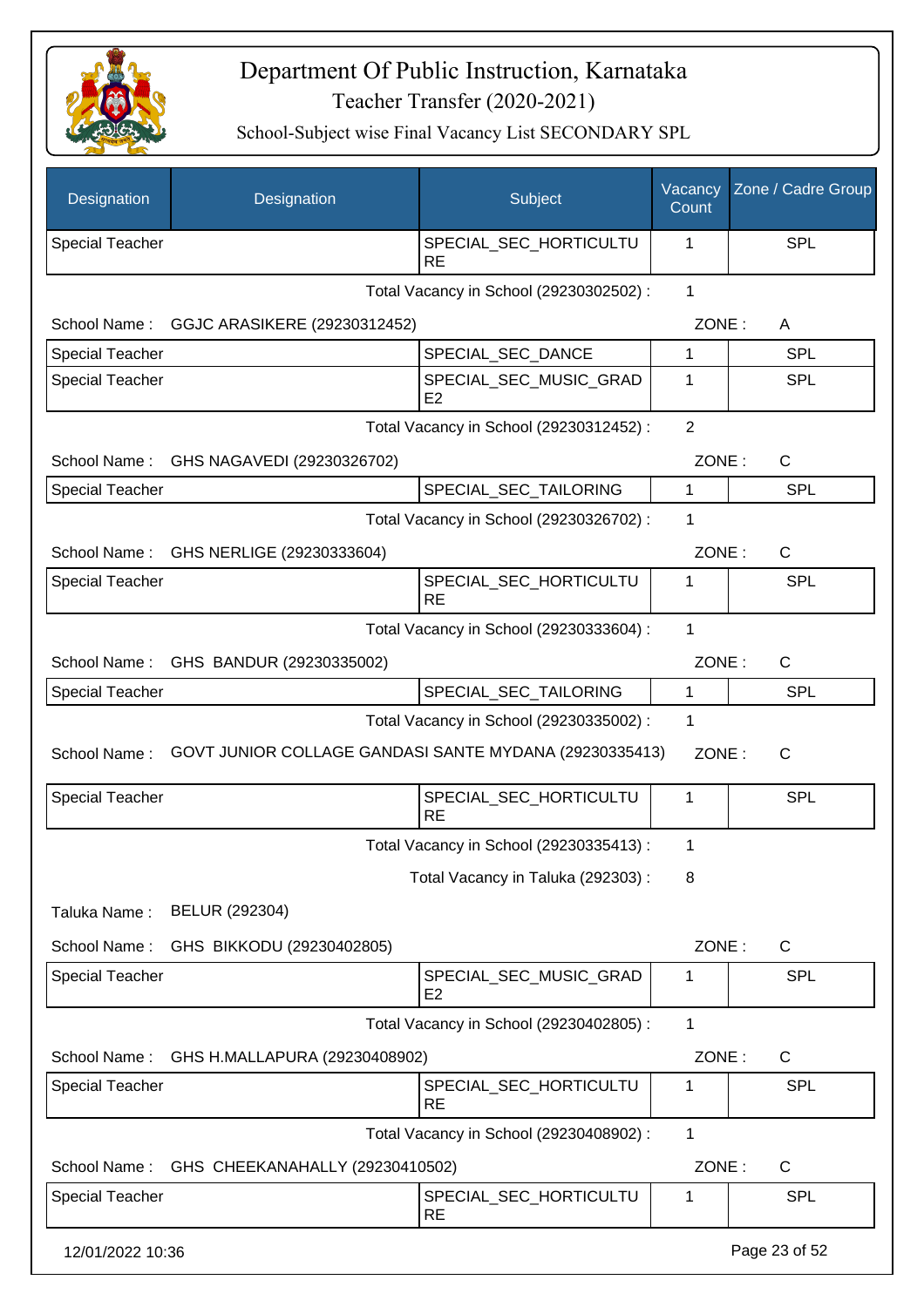# Department Of Public Instruction, Karnataka

## Teacher Transfer (2020-2021)

### School-Subject wise Final Vacancy List SECONDARY SPL

| Designation | Designation | Subject | Vacancy Count | Zone / Cadre Group |
|---|---|---|---|---|
| Special Teacher | | SPECIAL_SEC_HORTICULTURE | 1 | SPL |

Total Vacancy in School (29230302502) : 1

School Name : GGJC ARASIKERE (29230312452) ZONE : A

| Designation | Designation | Subject | Vacancy Count | Zone / Cadre Group |
|---|---|---|---|---|
| Special Teacher | | SPECIAL_SEC_DANCE | 1 | SPL |
| Special Teacher | | SPECIAL_SEC_MUSIC_GRADE2 | 1 | SPL |

Total Vacancy in School (29230312452) : 2

School Name : GHS NAGAVEDI (29230326702) ZONE : C

| Designation | Designation | Subject | Vacancy Count | Zone / Cadre Group |
|---|---|---|---|---|
| Special Teacher | | SPECIAL_SEC_TAILORING | 1 | SPL |

Total Vacancy in School (29230326702) : 1

School Name : GHS NERLIGE (29230333604) ZONE : C

| Designation | Designation | Subject | Vacancy Count | Zone / Cadre Group |
|---|---|---|---|---|
| Special Teacher | | SPECIAL_SEC_HORTICULTURE | 1 | SPL |

Total Vacancy in School (29230333604) : 1

School Name : GHS BANDUR (29230335002) ZONE : C

| Designation | Designation | Subject | Vacancy Count | Zone / Cadre Group |
|---|---|---|---|---|
| Special Teacher | | SPECIAL_SEC_TAILORING | 1 | SPL |

Total Vacancy in School (29230335002) : 1

School Name : GOVT JUNIOR COLLAGE GANDASI SANTE MYDANA (29230335413) ZONE : C

| Designation | Designation | Subject | Vacancy Count | Zone / Cadre Group |
|---|---|---|---|---|
| Special Teacher | | SPECIAL_SEC_HORTICULTURE | 1 | SPL |

Total Vacancy in School (29230335413) : 1

Total Vacancy in Taluka (292303) : 8

Taluka Name : BELUR (292304)

School Name : GHS BIKKODU (29230402805) ZONE : C

| Designation | Designation | Subject | Vacancy Count | Zone / Cadre Group |
|---|---|---|---|---|
| Special Teacher | | SPECIAL_SEC_MUSIC_GRADE2 | 1 | SPL |

Total Vacancy in School (29230402805) : 1

School Name : GHS H.MALLAPURA (29230408902) ZONE : C

| Designation | Designation | Subject | Vacancy Count | Zone / Cadre Group |
|---|---|---|---|---|
| Special Teacher | | SPECIAL_SEC_HORTICULTURE | 1 | SPL |

Total Vacancy in School (29230408902) : 1

School Name : GHS CHEEKANAHALLY (29230410502) ZONE : C

| Designation | Designation | Subject | Vacancy Count | Zone / Cadre Group |
|---|---|---|---|---|
| Special Teacher | | SPECIAL_SEC_HORTICULTURE | 1 | SPL |

12/01/2022 10:36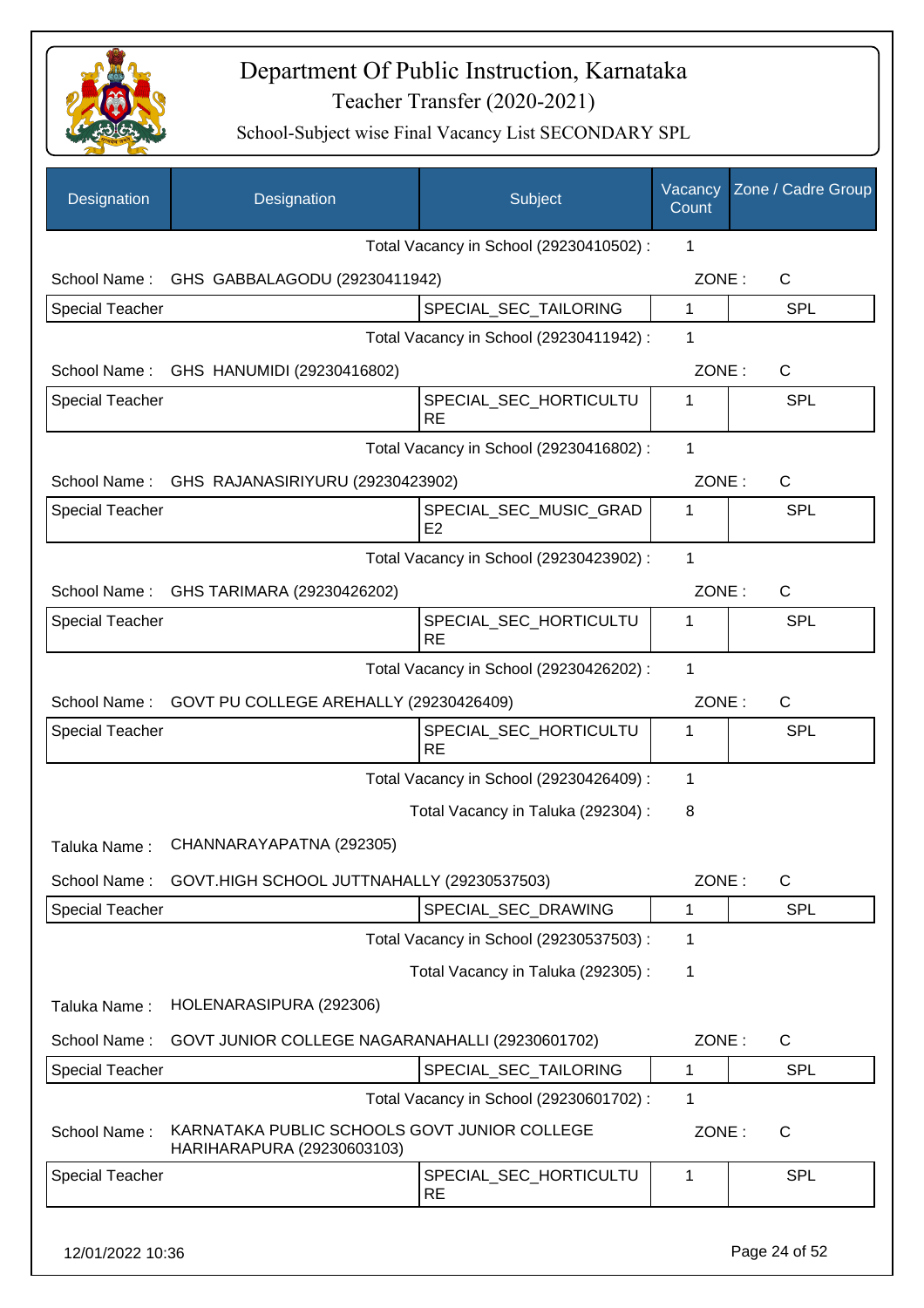# Department Of Public Instruction, Karnataka

Teacher Transfer (2020-2021)

School-Subject wise Final Vacancy List SECONDARY SPL

| Designation | Designation | Subject | Vacancy Count | Zone / Cadre Group |
|---|---|---|---|---|
| | | Total Vacancy in School (29230410502) : | 1 | |
| School Name : | GHS GABBALAGODU (29230411942) | | ZONE : | C |
| Special Teacher | | SPECIAL_SEC_TAILORING | 1 | SPL |
| | | Total Vacancy in School (29230411942) : | 1 | |
| School Name : | GHS HANUMIDI (29230416802) | | ZONE : | C |
| Special Teacher | | SPECIAL_SEC_HORTICULTURE | 1 | SPL |
| | | Total Vacancy in School (29230416802) : | 1 | |
| School Name : | GHS RAJANASIRIYURU (29230423902) | | ZONE : | C |
| Special Teacher | | SPECIAL_SEC_MUSIC_GRADE2 | 1 | SPL |
| | | Total Vacancy in School (29230423902) : | 1 | |
| School Name : | GHS TARIMARA (29230426202) | | ZONE : | C |
| Special Teacher | | SPECIAL_SEC_HORTICULTURE | 1 | SPL |
| | | Total Vacancy in School (29230426202) : | 1 | |
| School Name : | GOVT PU COLLEGE AREHALLY (29230426409) | | ZONE : | C |
| Special Teacher | | SPECIAL_SEC_HORTICULTURE | 1 | SPL |
| | | Total Vacancy in School (29230426409) : | 1 | |
| | | Total Vacancy in Taluka (292304) : | 8 | |
| Taluka Name : | CHANNARAYAPATNA (292305) | | | |
| School Name : | GOVT.HIGH SCHOOL JUTTNAHALLY (29230537503) | | ZONE : | C |
| Special Teacher | | SPECIAL_SEC_DRAWING | 1 | SPL |
| | | Total Vacancy in School (29230537503) : | 1 | |
| | | Total Vacancy in Taluka (292305) : | 1 | |
| Taluka Name : | HOLENARASIPURA (292306) | | | |
| School Name : | GOVT JUNIOR COLLEGE NAGARANAHALLI (29230601702) | | ZONE : | C |
| Special Teacher | | SPECIAL_SEC_TAILORING | 1 | SPL |
| | | Total Vacancy in School (29230601702) : | 1 | |
| School Name : | KARNATAKA PUBLIC SCHOOLS GOVT JUNIOR COLLEGE HARIHARAPURA (29230603103) | | ZONE : | C |
| Special Teacher | | SPECIAL_SEC_HORTICULTURE | 1 | SPL |

12/01/2022 10:36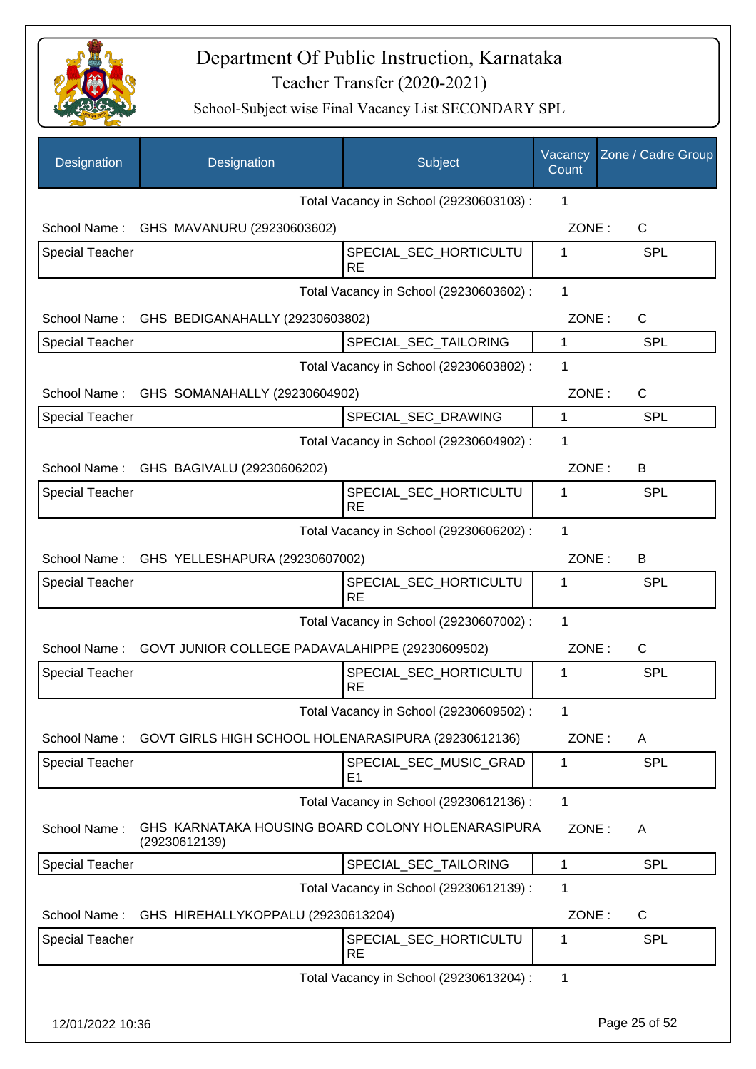# Department Of Public Instruction, Karnataka

Teacher Transfer (2020-2021)

School-Subject wise Final Vacancy List SECONDARY SPL

| Designation | Designation | Subject | Vacancy Count | Zone / Cadre Group |
|---|---|---|---|---|
| | | Total Vacancy in School (29230603103) : | 1 | |
| School Name : | GHS MAVANURU (29230603602) | | ZONE : | C |
| Special Teacher | | SPECIAL_SEC_HORTICULTURE | 1 | SPL |
| | | Total Vacancy in School (29230603602) : | 1 | |
| School Name : | GHS BEDIGANAHALLY (29230603802) | | ZONE : | C |
| Special Teacher | | SPECIAL_SEC_TAILORING | 1 | SPL |
| | | Total Vacancy in School (29230603802) : | 1 | |
| School Name : | GHS SOMANAHALLY (29230604902) | | ZONE : | C |
| Special Teacher | | SPECIAL_SEC_DRAWING | 1 | SPL |
| | | Total Vacancy in School (29230604902) : | 1 | |
| School Name : | GHS BAGIVALU (29230606202) | | ZONE : | B |
| Special Teacher | | SPECIAL_SEC_HORTICULTURE | 1 | SPL |
| | | Total Vacancy in School (29230606202) : | 1 | |
| School Name : | GHS YELLESHAPURA (29230607002) | | ZONE : | B |
| Special Teacher | | SPECIAL_SEC_HORTICULTURE | 1 | SPL |
| | | Total Vacancy in School (29230607002) : | 1 | |
| School Name : | GOVT JUNIOR COLLEGE PADAVALAHIPPE (29230609502) | | ZONE : | C |
| Special Teacher | | SPECIAL_SEC_HORTICULTURE | 1 | SPL |
| | | Total Vacancy in School (29230609502) : | 1 | |
| School Name : | GOVT GIRLS HIGH SCHOOL HOLENARASIPURA (29230612136) | | ZONE : | A |
| Special Teacher | | SPECIAL_SEC_MUSIC_GRADE1 | 1 | SPL |
| | | Total Vacancy in School (29230612136) : | 1 | |
| School Name : | GHS KARNATAKA HOUSING BOARD COLONY HOLENARASIPURA (29230612139) | | ZONE : | A |
| Special Teacher | | SPECIAL_SEC_TAILORING | 1 | SPL |
| | | Total Vacancy in School (29230612139) : | 1 | |
| School Name : | GHS HIREHALLYKOPPALU (29230613204) | | ZONE : | C |
| Special Teacher | | SPECIAL_SEC_HORTICULTURE | 1 | SPL |
| | | Total Vacancy in School (29230613204) : | 1 | |

12/01/2022 10:36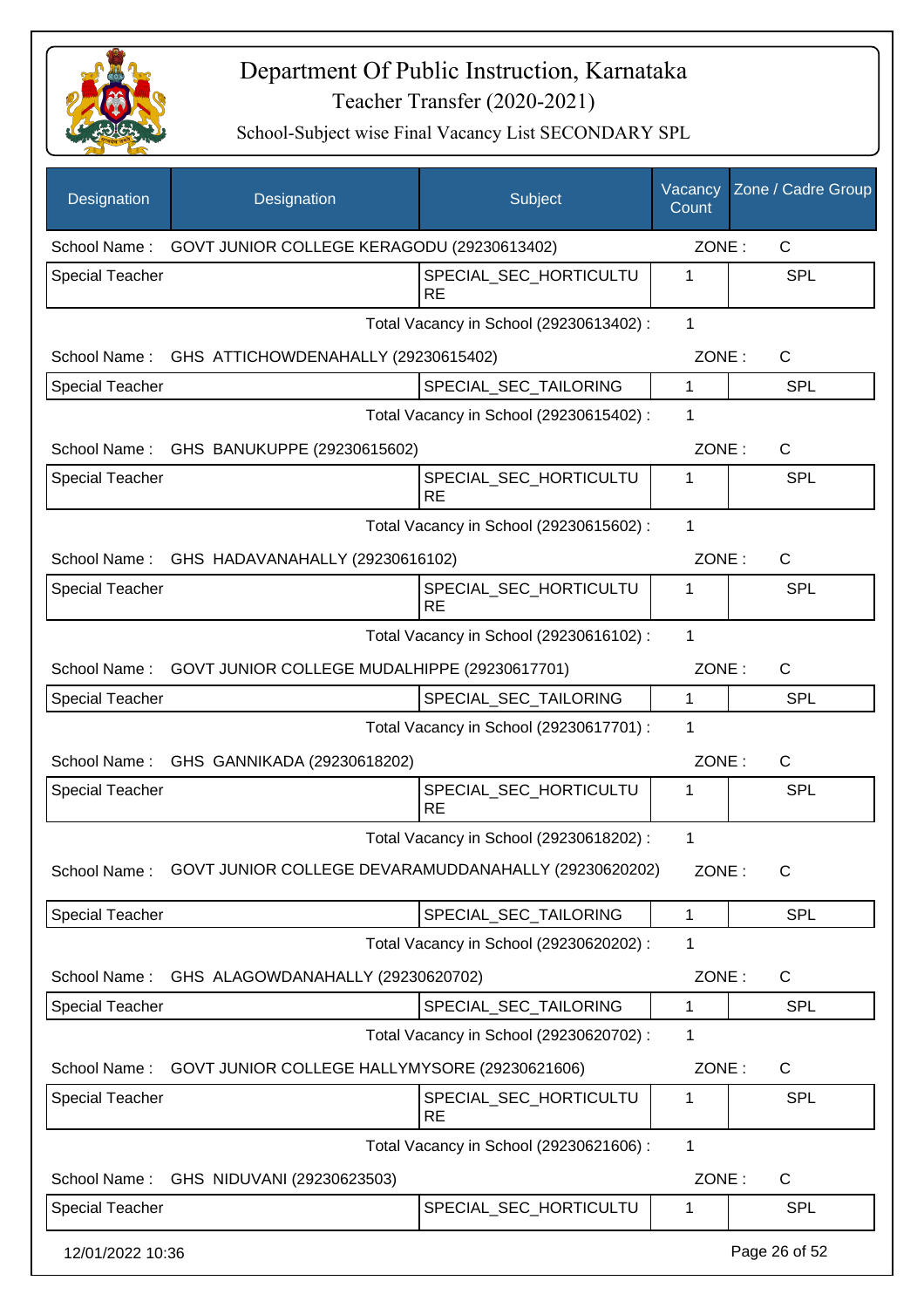# Department Of Public Instruction, Karnataka

## Teacher Transfer (2020-2021)

### School-Subject wise Final Vacancy List SECONDARY SPL

| Designation | Designation | Subject | Vacancy Count | Zone / Cadre Group |
|---|---|---|---|---|
| School Name : | GOVT JUNIOR COLLEGE KERAGODU (29230613402) | | ZONE : | C |
| Special Teacher | | SPECIAL_SEC_HORTICULTURE | 1 | SPL |
| | | Total Vacancy in School (29230613402) : | 1 | |
| School Name : | GHS ATTICHOWDENAHALLY (29230615402) | | ZONE : | C |
| Special Teacher | | SPECIAL_SEC_TAILORING | 1 | SPL |
| | | Total Vacancy in School (29230615402) : | 1 | |
| School Name : | GHS BANUKUPPE (29230615602) | | ZONE : | C |
| Special Teacher | | SPECIAL_SEC_HORTICULTURE | 1 | SPL |
| | | Total Vacancy in School (29230615602) : | 1 | |
| School Name : | GHS HADAVANAHALLY (29230616102) | | ZONE : | C |
| Special Teacher | | SPECIAL_SEC_HORTICULTURE | 1 | SPL |
| | | Total Vacancy in School (29230616102) : | 1 | |
| School Name : | GOVT JUNIOR COLLEGE MUDALHIPPE (29230617701) | | ZONE : | C |
| Special Teacher | | SPECIAL_SEC_TAILORING | 1 | SPL |
| | | Total Vacancy in School (29230617701) : | 1 | |
| School Name : | GHS GANNIKADA (29230618202) | | ZONE : | C |
| Special Teacher | | SPECIAL_SEC_HORTICULTURE | 1 | SPL |
| | | Total Vacancy in School (29230618202) : | 1 | |
| School Name : | GOVT JUNIOR COLLEGE DEVARAMUDDANAHALLY (29230620202) | | ZONE : | C |
| Special Teacher | | SPECIAL_SEC_TAILORING | 1 | SPL |
| | | Total Vacancy in School (29230620202) : | 1 | |
| School Name : | GHS ALAGOWDANAHALLY (29230620702) | | ZONE : | C |
| Special Teacher | | SPECIAL_SEC_TAILORING | 1 | SPL |
| | | Total Vacancy in School (29230620702) : | 1 | |
| School Name : | GOVT JUNIOR COLLEGE HALLYMYSORE (29230621606) | | ZONE : | C |
| Special Teacher | | SPECIAL_SEC_HORTICULTURE | 1 | SPL |
| | | Total Vacancy in School (29230621606) : | 1 | |
| School Name : | GHS NIDUVANI (29230623503) | | ZONE : | C |
| Special Teacher | | SPECIAL_SEC_HORTICULTU | 1 | SPL |

12/01/2022 10:36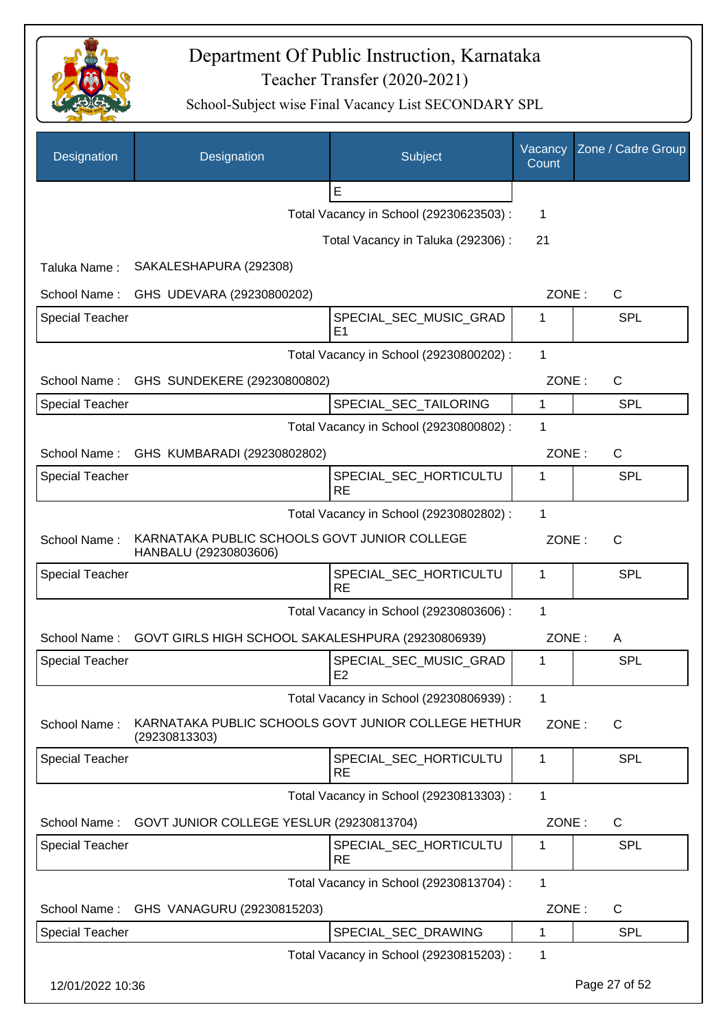# Department Of Public Instruction, Karnataka

Teacher Transfer (2020-2021)

School-Subject wise Final Vacancy List SECONDARY SPL

| Designation | Designation | Subject | Vacancy Count | Zone / Cadre Group |
|---|---|---|---|---|
| | | E | | |

Total Vacancy in School (29230623503) : 1

Total Vacancy in Taluka (292306) : 21

Taluka Name : SAKALESHAPURA (292308)

School Name : GHS UDEVARA (29230800202) ZONE : C

| Special Teacher | | SPECIAL_SEC_MUSIC_GRADE1 | 1 | SPL |
|---|---|---|---|---|

Total Vacancy in School (29230800202) : 1

School Name : GHS SUNDEKERE (29230800802) ZONE : C

| Special Teacher | | SPECIAL_SEC_TAILORING | 1 | SPL |
|---|---|---|---|---|

Total Vacancy in School (29230800802) : 1

School Name : GHS KUMBARADI (29230802802) ZONE : C

| Special Teacher | | SPECIAL_SEC_HORTICULTURE | 1 | SPL |
|---|---|---|---|---|

Total Vacancy in School (29230802802) : 1

School Name : KARNATAKA PUBLIC SCHOOLS GOVT JUNIOR COLLEGE HANBALU (29230803606) ZONE : C

| Special Teacher | | SPECIAL_SEC_HORTICULTURE | 1 | SPL |
|---|---|---|---|---|

Total Vacancy in School (29230803606) : 1

School Name : GOVT GIRLS HIGH SCHOOL SAKALESHPURA (29230806939) ZONE : A

| Special Teacher | | SPECIAL_SEC_MUSIC_GRADE2 | 1 | SPL |
|---|---|---|---|---|

Total Vacancy in School (29230806939) : 1

School Name : KARNATAKA PUBLIC SCHOOLS GOVT JUNIOR COLLEGE HETHUR (29230813303) ZONE : C

| Special Teacher | | SPECIAL_SEC_HORTICULTURE | 1 | SPL |
|---|---|---|---|---|

Total Vacancy in School (29230813303) : 1

School Name : GOVT JUNIOR COLLEGE YESLUR (29230813704) ZONE : C

| Special Teacher | | SPECIAL_SEC_HORTICULTURE | 1 | SPL |
|---|---|---|---|---|

Total Vacancy in School (29230813704) : 1

School Name : GHS VANAGURU (29230815203) ZONE : C

| Special Teacher | | SPECIAL_SEC_DRAWING | 1 | SPL |
|---|---|---|---|---|

Total Vacancy in School (29230815203) : 1

12/01/2022 10:36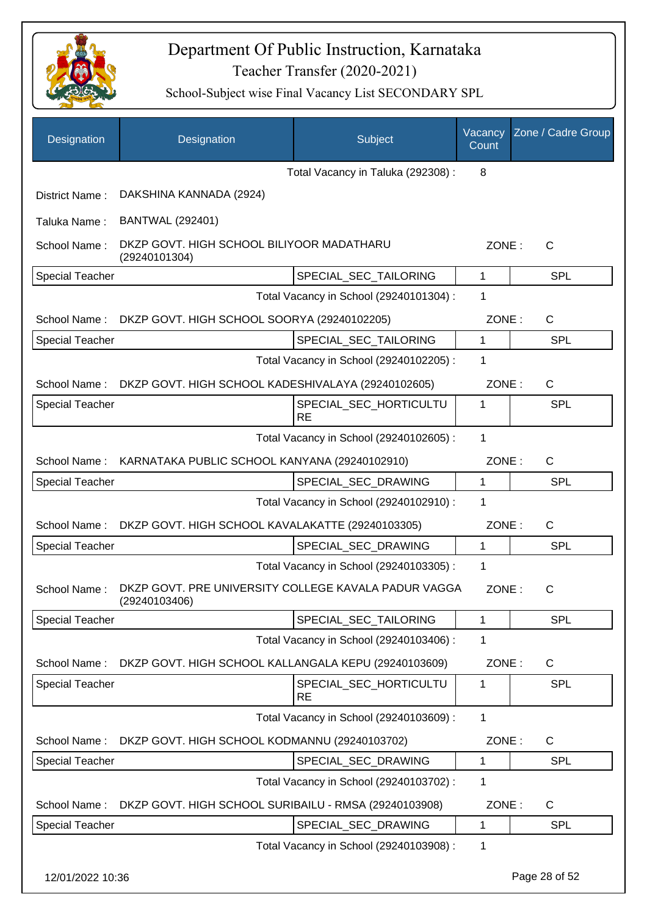# Department Of Public Instruction, Karnataka

## Teacher Transfer (2020-2021)

### School-Subject wise Final Vacancy List SECONDARY SPL

| Designation | Designation | Subject | Vacancy Count | Zone / Cadre Group |
|---|---|---|---|---|
| | | Total Vacancy in Taluka (292308) : | 8 | |

District Name : DAKSHINA KANNADA (2924)

Taluka Name : BANTWAL (292401)

School Name : DKZP GOVT. HIGH SCHOOL BILIYOOR MADATHARU (29240101304) — ZONE : C

| Designation | Subject | Vacancy Count | Zone / Cadre Group |
|---|---|---|---|
| Special Teacher | SPECIAL_SEC_TAILORING | 1 | SPL |
| | Total Vacancy in School (29240101304) : | 1 | |

School Name : DKZP GOVT. HIGH SCHOOL SOORYA (29240102205) — ZONE : C

| Designation | Subject | Vacancy Count | Zone / Cadre Group |
|---|---|---|---|
| Special Teacher | SPECIAL_SEC_TAILORING | 1 | SPL |
| | Total Vacancy in School (29240102205) : | 1 | |

School Name : DKZP GOVT. HIGH SCHOOL KADESHIVALAYA (29240102605) — ZONE : C

| Designation | Subject | Vacancy Count | Zone / Cadre Group |
|---|---|---|---|
| Special Teacher | SPECIAL_SEC_HORTICULTURE | 1 | SPL |
| | Total Vacancy in School (29240102605) : | 1 | |

School Name : KARNATAKA PUBLIC SCHOOL KANYANA (29240102910) — ZONE : C

| Designation | Subject | Vacancy Count | Zone / Cadre Group |
|---|---|---|---|
| Special Teacher | SPECIAL_SEC_DRAWING | 1 | SPL |
| | Total Vacancy in School (29240102910) : | 1 | |

School Name : DKZP GOVT. HIGH SCHOOL KAVALAKATTE (29240103305) — ZONE : C

| Designation | Subject | Vacancy Count | Zone / Cadre Group |
|---|---|---|---|
| Special Teacher | SPECIAL_SEC_DRAWING | 1 | SPL |
| | Total Vacancy in School (29240103305) : | 1 | |

School Name : DKZP GOVT. PRE UNIVERSITY COLLEGE KAVALA PADUR VAGGA (29240103406) — ZONE : C

| Designation | Subject | Vacancy Count | Zone / Cadre Group |
|---|---|---|---|
| Special Teacher | SPECIAL_SEC_TAILORING | 1 | SPL |
| | Total Vacancy in School (29240103406) : | 1 | |

School Name : DKZP GOVT. HIGH SCHOOL KALLANGALA KEPU (29240103609) — ZONE : C

| Designation | Subject | Vacancy Count | Zone / Cadre Group |
|---|---|---|---|
| Special Teacher | SPECIAL_SEC_HORTICULTURE | 1 | SPL |
| | Total Vacancy in School (29240103609) : | 1 | |

School Name : DKZP GOVT. HIGH SCHOOL KODMANNU (29240103702) — ZONE : C

| Designation | Subject | Vacancy Count | Zone / Cadre Group |
|---|---|---|---|
| Special Teacher | SPECIAL_SEC_DRAWING | 1 | SPL |
| | Total Vacancy in School (29240103702) : | 1 | |

School Name : DKZP GOVT. HIGH SCHOOL SURIBAILU - RMSA (29240103908) — ZONE : C

| Designation | Subject | Vacancy Count | Zone / Cadre Group |
|---|---|---|---|
| Special Teacher | SPECIAL_SEC_DRAWING | 1 | SPL |
| | Total Vacancy in School (29240103908) : | 1 | |

12/01/2022 10:36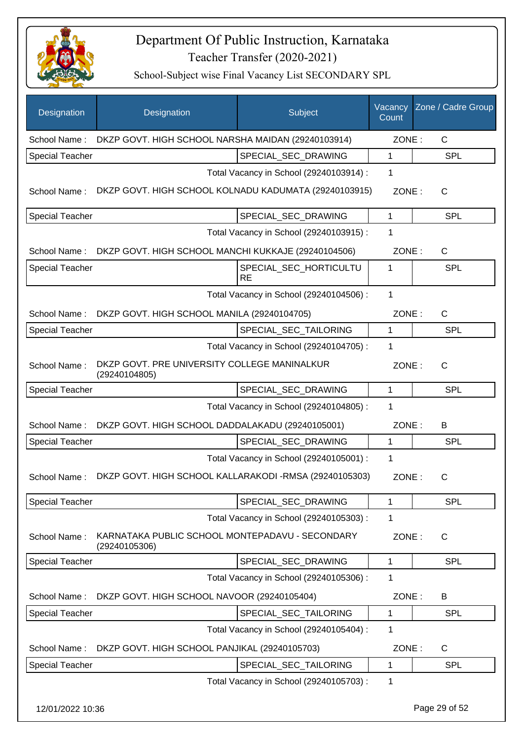# Department Of Public Instruction, Karnataka

## Teacher Transfer (2020-2021)

### School-Subject wise Final Vacancy List SECONDARY SPL

| Designation | Designation | Subject | Vacancy Count | Zone / Cadre Group |
|---|---|---|---|---|
| School Name : | DKZP GOVT. HIGH SCHOOL NARSHA MAIDAN (29240103914) | | ZONE : | C |
| Special Teacher | | SPECIAL_SEC_DRAWING | 1 | SPL |
| | | Total Vacancy in School (29240103914) : | 1 | |
| School Name : | DKZP GOVT. HIGH SCHOOL KOLNADU KADUMATA (29240103915) | | ZONE : | C |
| Special Teacher | | SPECIAL_SEC_DRAWING | 1 | SPL |
| | | Total Vacancy in School (29240103915) : | 1 | |
| School Name : | DKZP GOVT. HIGH SCHOOL MANCHI KUKKAJE (29240104506) | | ZONE : | C |
| Special Teacher | | SPECIAL_SEC_HORTICULTURE | 1 | SPL |
| | | Total Vacancy in School (29240104506) : | 1 | |
| School Name : | DKZP GOVT. HIGH SCHOOL MANILA (29240104705) | | ZONE : | C |
| Special Teacher | | SPECIAL_SEC_TAILORING | 1 | SPL |
| | | Total Vacancy in School (29240104705) : | 1 | |
| School Name : | DKZP GOVT. PRE UNIVERSITY COLLEGE MANINALKUR (29240104805) | | ZONE : | C |
| Special Teacher | | SPECIAL_SEC_DRAWING | 1 | SPL |
| | | Total Vacancy in School (29240104805) : | 1 | |
| School Name : | DKZP GOVT. HIGH SCHOOL DADDALAKADU (29240105001) | | ZONE : | B |
| Special Teacher | | SPECIAL_SEC_DRAWING | 1 | SPL |
| | | Total Vacancy in School (29240105001) : | 1 | |
| School Name : | DKZP GOVT. HIGH SCHOOL KALLARAKODI -RMSA (29240105303) | | ZONE : | C |
| Special Teacher | | SPECIAL_SEC_DRAWING | 1 | SPL |
| | | Total Vacancy in School (29240105303) : | 1 | |
| School Name : | KARNATAKA PUBLIC SCHOOL MONTEPADAVU - SECONDARY (29240105306) | | ZONE : | C |
| Special Teacher | | SPECIAL_SEC_DRAWING | 1 | SPL |
| | | Total Vacancy in School (29240105306) : | 1 | |
| School Name : | DKZP GOVT. HIGH SCHOOL NAVOOR (29240105404) | | ZONE : | B |
| Special Teacher | | SPECIAL_SEC_TAILORING | 1 | SPL |
| | | Total Vacancy in School (29240105404) : | 1 | |
| School Name : | DKZP GOVT. HIGH SCHOOL PANJIKAL (29240105703) | | ZONE : | C |
| Special Teacher | | SPECIAL_SEC_TAILORING | 1 | SPL |
| | | Total Vacancy in School (29240105703) : | 1 | |

12/01/2022 10:36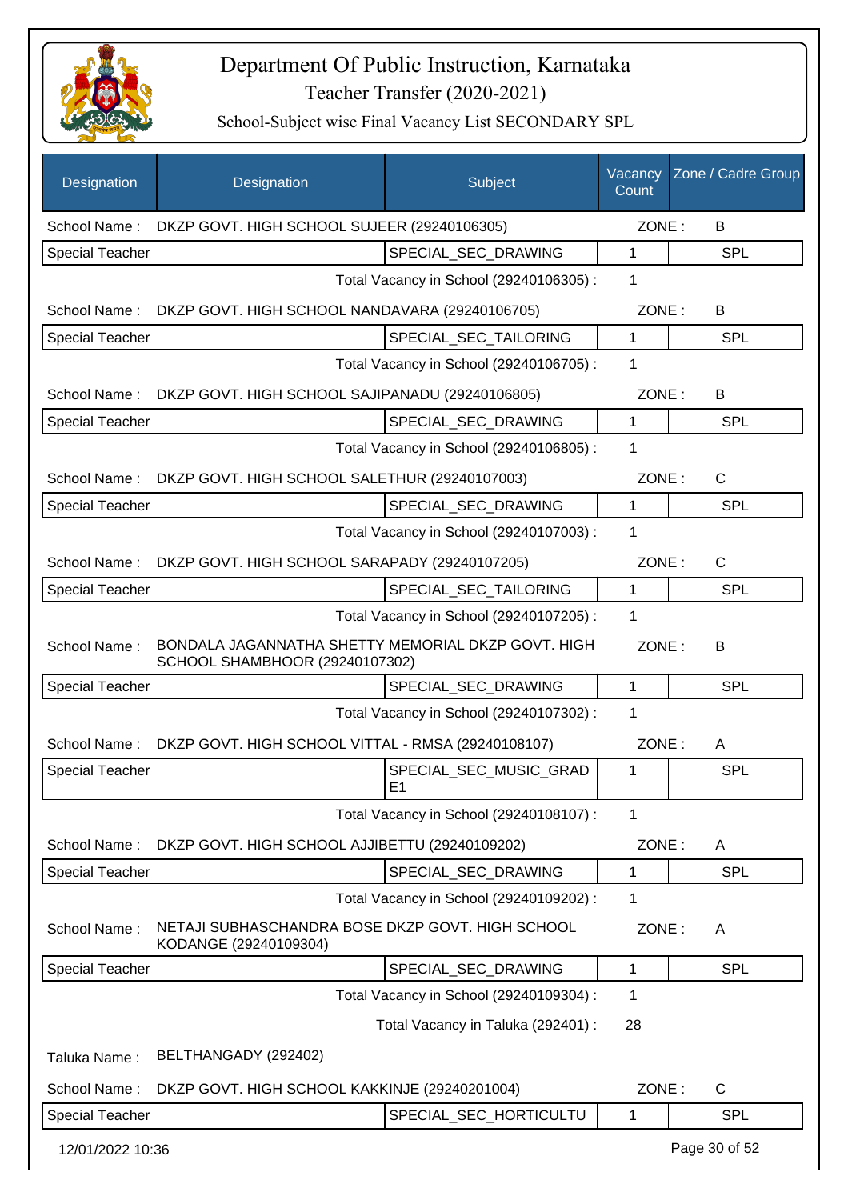# Department Of Public Instruction, Karnataka

## Teacher Transfer (2020-2021)

### School-Subject wise Final Vacancy List SECONDARY SPL

| Designation | Designation | Subject | Vacancy Count | Zone / Cadre Group |
|---|---|---|---|---|
| School Name : | DKZP GOVT. HIGH SCHOOL SUJEER (29240106305) | | ZONE : | B |
| Special Teacher | | SPECIAL_SEC_DRAWING | 1 | SPL |
| | | Total Vacancy in School (29240106305) : | 1 | |
| School Name : | DKZP GOVT. HIGH SCHOOL NANDAVARA (29240106705) | | ZONE : | B |
| Special Teacher | | SPECIAL_SEC_TAILORING | 1 | SPL |
| | | Total Vacancy in School (29240106705) : | 1 | |
| School Name : | DKZP GOVT. HIGH SCHOOL SAJIPANADU (29240106805) | | ZONE : | B |
| Special Teacher | | SPECIAL_SEC_DRAWING | 1 | SPL |
| | | Total Vacancy in School (29240106805) : | 1 | |
| School Name : | DKZP GOVT. HIGH SCHOOL SALETHUR (29240107003) | | ZONE : | C |
| Special Teacher | | SPECIAL_SEC_DRAWING | 1 | SPL |
| | | Total Vacancy in School (29240107003) : | 1 | |
| School Name : | DKZP GOVT. HIGH SCHOOL SARAPADY (29240107205) | | ZONE : | C |
| Special Teacher | | SPECIAL_SEC_TAILORING | 1 | SPL |
| | | Total Vacancy in School (29240107205) : | 1 | |
| School Name : | BONDALA JAGANNATHA SHETTY MEMORIAL DKZP GOVT. HIGH SCHOOL SHAMBHOOR (29240107302) | | ZONE : | B |
| Special Teacher | | SPECIAL_SEC_DRAWING | 1 | SPL |
| | | Total Vacancy in School (29240107302) : | 1 | |
| School Name : | DKZP GOVT. HIGH SCHOOL VITTAL - RMSA (29240108107) | | ZONE : | A |
| Special Teacher | | SPECIAL_SEC_MUSIC_GRADE1 | 1 | SPL |
| | | Total Vacancy in School (29240108107) : | 1 | |
| School Name : | DKZP GOVT. HIGH SCHOOL AJJIBETTU (29240109202) | | ZONE : | A |
| Special Teacher | | SPECIAL_SEC_DRAWING | 1 | SPL |
| | | Total Vacancy in School (29240109202) : | 1 | |
| School Name : | NETAJI SUBHASCHANDRA BOSE DKZP GOVT. HIGH SCHOOL KODANGE (29240109304) | | ZONE : | A |
| Special Teacher | | SPECIAL_SEC_DRAWING | 1 | SPL |
| | | Total Vacancy in School (29240109304) : | 1 | |
| | | Total Vacancy in Taluka (292401) : | 28 | |
| Taluka Name : | BELTHANGADY (292402) | | | |
| School Name : | DKZP GOVT. HIGH SCHOOL KAKKINJE (29240201004) | | ZONE : | C |
| Special Teacher | | SPECIAL_SEC_HORTICULTU | 1 | SPL |

12/01/2022 10:36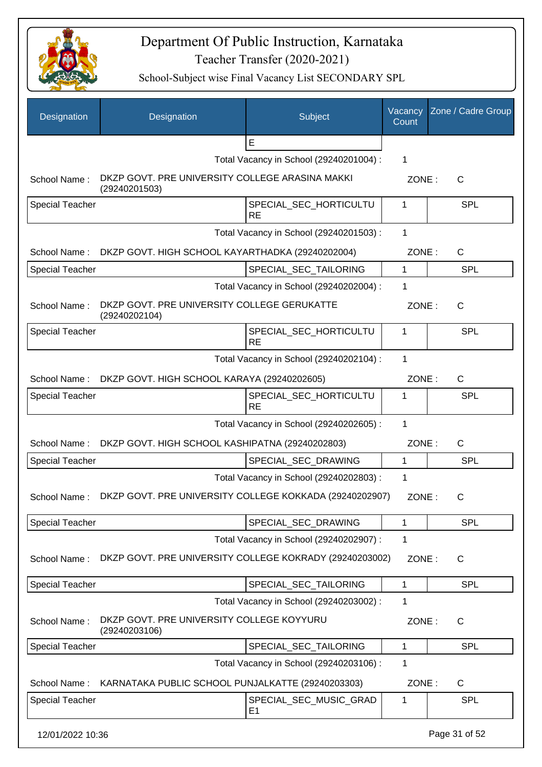# Department Of Public Instruction, Karnataka

## Teacher Transfer (2020-2021)

### School-Subject wise Final Vacancy List SECONDARY SPL

| Designation | Designation | Subject | Vacancy Count | Zone / Cadre Group |
|---|---|---|---|---|
| | | E | | |
| | | Total Vacancy in School (29240201004) : | 1 | |
| School Name : | DKZP GOVT. PRE UNIVERSITY COLLEGE ARASINA MAKKI (29240201503) | | ZONE : | C |
| Special Teacher | | SPECIAL_SEC_HORTICULTURE | 1 | SPL |
| | | Total Vacancy in School (29240201503) : | 1 | |
| School Name : | DKZP GOVT. HIGH SCHOOL KAYARTHADKA (29240202004) | | ZONE : | C |
| Special Teacher | | SPECIAL_SEC_TAILORING | 1 | SPL |
| | | Total Vacancy in School (29240202004) : | 1 | |
| School Name : | DKZP GOVT. PRE UNIVERSITY COLLEGE GERUKATTE (29240202104) | | ZONE : | C |
| Special Teacher | | SPECIAL_SEC_HORTICULTURE | 1 | SPL |
| | | Total Vacancy in School (29240202104) : | 1 | |
| School Name : | DKZP GOVT. HIGH SCHOOL KARAYA (29240202605) | | ZONE : | C |
| Special Teacher | | SPECIAL_SEC_HORTICULTURE | 1 | SPL |
| | | Total Vacancy in School (29240202605) : | 1 | |
| School Name : | DKZP GOVT. HIGH SCHOOL KASHIPATNA (29240202803) | | ZONE : | C |
| Special Teacher | | SPECIAL_SEC_DRAWING | 1 | SPL |
| | | Total Vacancy in School (29240202803) : | 1 | |
| School Name : | DKZP GOVT. PRE UNIVERSITY COLLEGE KOKKADA (29240202907) | | ZONE : | C |
| Special Teacher | | SPECIAL_SEC_DRAWING | 1 | SPL |
| | | Total Vacancy in School (29240202907) : | 1 | |
| School Name : | DKZP GOVT. PRE UNIVERSITY COLLEGE KOKRADY (29240203002) | | ZONE : | C |
| Special Teacher | | SPECIAL_SEC_TAILORING | 1 | SPL |
| | | Total Vacancy in School (29240203002) : | 1 | |
| School Name : | DKZP GOVT. PRE UNIVERSITY COLLEGE KOYYURU (29240203106) | | ZONE : | C |
| Special Teacher | | SPECIAL_SEC_TAILORING | 1 | SPL |
| | | Total Vacancy in School (29240203106) : | 1 | |
| School Name : | KARNATAKA PUBLIC SCHOOL PUNJALKATTE (29240203303) | | ZONE : | C |
| Special Teacher | | SPECIAL_SEC_MUSIC_GRADE1 | 1 | SPL |

12/01/2022 10:36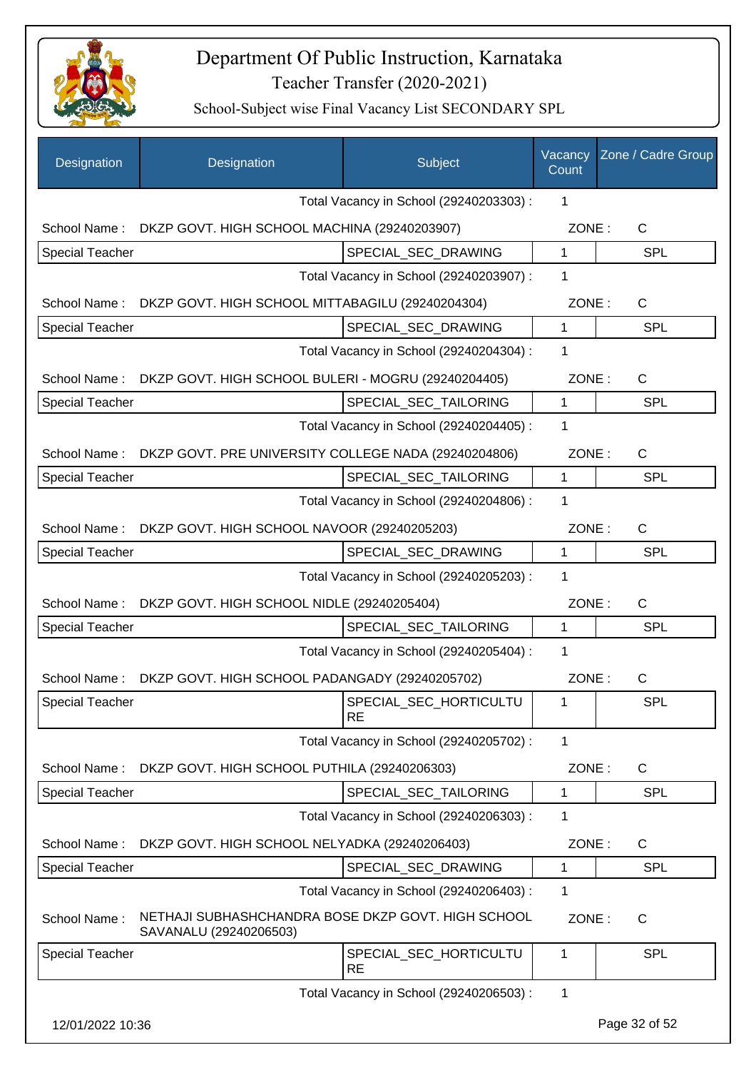# Department Of Public Instruction, Karnataka

## Teacher Transfer (2020-2021)

### School-Subject wise Final Vacancy List SECONDARY SPL

| Designation | Designation | Subject | Vacancy Count | Zone / Cadre Group |
|---|---|---|---|---|
| | | Total Vacancy in School (29240203303) : | 1 | |
| School Name : | DKZP GOVT. HIGH SCHOOL MACHINA (29240203907) | | ZONE : | C |
| Special Teacher | | SPECIAL_SEC_DRAWING | 1 | SPL |
| | | Total Vacancy in School (29240203907) : | 1 | |
| School Name : | DKZP GOVT. HIGH SCHOOL MITTABAGILU (29240204304) | | ZONE : | C |
| Special Teacher | | SPECIAL_SEC_DRAWING | 1 | SPL |
| | | Total Vacancy in School (29240204304) : | 1 | |
| School Name : | DKZP GOVT. HIGH SCHOOL BULERI - MOGRU (29240204405) | | ZONE : | C |
| Special Teacher | | SPECIAL_SEC_TAILORING | 1 | SPL |
| | | Total Vacancy in School (29240204405) : | 1 | |
| School Name : | DKZP GOVT. PRE UNIVERSITY COLLEGE NADA (29240204806) | | ZONE : | C |
| Special Teacher | | SPECIAL_SEC_TAILORING | 1 | SPL |
| | | Total Vacancy in School (29240204806) : | 1 | |
| School Name : | DKZP GOVT. HIGH SCHOOL NAVOOR (29240205203) | | ZONE : | C |
| Special Teacher | | SPECIAL_SEC_DRAWING | 1 | SPL |
| | | Total Vacancy in School (29240205203) : | 1 | |
| School Name : | DKZP GOVT. HIGH SCHOOL NIDLE (29240205404) | | ZONE : | C |
| Special Teacher | | SPECIAL_SEC_TAILORING | 1 | SPL |
| | | Total Vacancy in School (29240205404) : | 1 | |
| School Name : | DKZP GOVT. HIGH SCHOOL PADANGADY (29240205702) | | ZONE : | C |
| Special Teacher | | SPECIAL_SEC_HORTICULTURE | 1 | SPL |
| | | Total Vacancy in School (29240205702) : | 1 | |
| School Name : | DKZP GOVT. HIGH SCHOOL PUTHILA (29240206303) | | ZONE : | C |
| Special Teacher | | SPECIAL_SEC_TAILORING | 1 | SPL |
| | | Total Vacancy in School (29240206303) : | 1 | |
| School Name : | DKZP GOVT. HIGH SCHOOL NELYADKA (29240206403) | | ZONE : | C |
| Special Teacher | | SPECIAL_SEC_DRAWING | 1 | SPL |
| | | Total Vacancy in School (29240206403) : | 1 | |
| School Name : | NETHAJI SUBHASHCHANDRA BOSE DKZP GOVT. HIGH SCHOOL SAVANALU (29240206503) | | ZONE : | C |
| Special Teacher | | SPECIAL_SEC_HORTICULTURE | 1 | SPL |
| | | Total Vacancy in School (29240206503) : | 1 | |

12/01/2022 10:36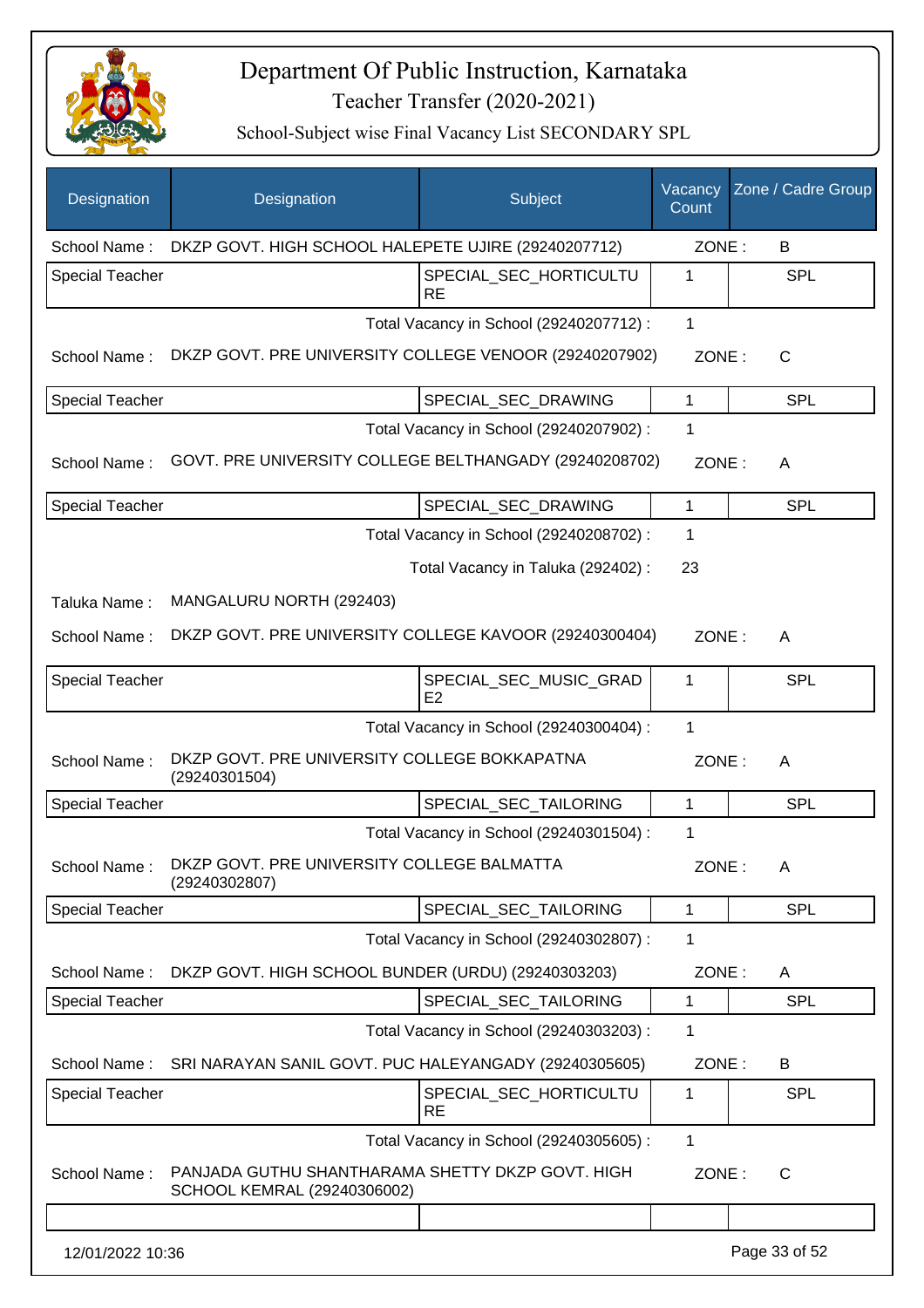# Department Of Public Instruction, Karnataka

Teacher Transfer (2020-2021)

School-Subject wise Final Vacancy List SECONDARY SPL

| Designation | Designation | Subject | Vacancy Count | Zone / Cadre Group |
|---|---|---|---|---|
| School Name : | DKZP GOVT. HIGH SCHOOL HALEPETE UJIRE (29240207712) | | ZONE : | B |
| Special Teacher | | SPECIAL_SEC_HORTICULTURE | 1 | SPL |
| | | Total Vacancy in School (29240207712) : | 1 | |
| School Name : | DKZP GOVT. PRE UNIVERSITY COLLEGE VENOOR (29240207902) | | ZONE : | C |
| Special Teacher | | SPECIAL_SEC_DRAWING | 1 | SPL |
| | | Total Vacancy in School (29240207902) : | 1 | |
| School Name : | GOVT. PRE UNIVERSITY COLLEGE BELTHANGADY (29240208702) | | ZONE : | A |
| Special Teacher | | SPECIAL_SEC_DRAWING | 1 | SPL |
| | | Total Vacancy in School (29240208702) : | 1 | |
| | | Total Vacancy in Taluka (292402) : | 23 | |
| Taluka Name : | MANGALURU NORTH (292403) | | | |
| School Name : | DKZP GOVT. PRE UNIVERSITY COLLEGE KAVOOR (29240300404) | | ZONE : | A |
| Special Teacher | | SPECIAL_SEC_MUSIC_GRADE2 | 1 | SPL |
| | | Total Vacancy in School (29240300404) : | 1 | |
| School Name : | DKZP GOVT. PRE UNIVERSITY COLLEGE BOKKAPATNA (29240301504) | | ZONE : | A |
| Special Teacher | | SPECIAL_SEC_TAILORING | 1 | SPL |
| | | Total Vacancy in School (29240301504) : | 1 | |
| School Name : | DKZP GOVT. PRE UNIVERSITY COLLEGE BALMATTA (29240302807) | | ZONE : | A |
| Special Teacher | | SPECIAL_SEC_TAILORING | 1 | SPL |
| | | Total Vacancy in School (29240302807) : | 1 | |
| School Name : | DKZP GOVT. HIGH SCHOOL BUNDER (URDU) (29240303203) | | ZONE : | A |
| Special Teacher | | SPECIAL_SEC_TAILORING | 1 | SPL |
| | | Total Vacancy in School (29240303203) : | 1 | |
| School Name : | SRI NARAYAN SANIL GOVT. PUC HALEYANGADY (29240305605) | | ZONE : | B |
| Special Teacher | | SPECIAL_SEC_HORTICULTURE | 1 | SPL |
| | | Total Vacancy in School (29240305605) : | 1 | |
| School Name : | PANJADA GUTHU SHANTHARAMA SHETTY DKZP GOVT. HIGH SCHOOL KEMRAL (29240306002) | | ZONE : | C |
| | | | | |

12/01/2022 10:36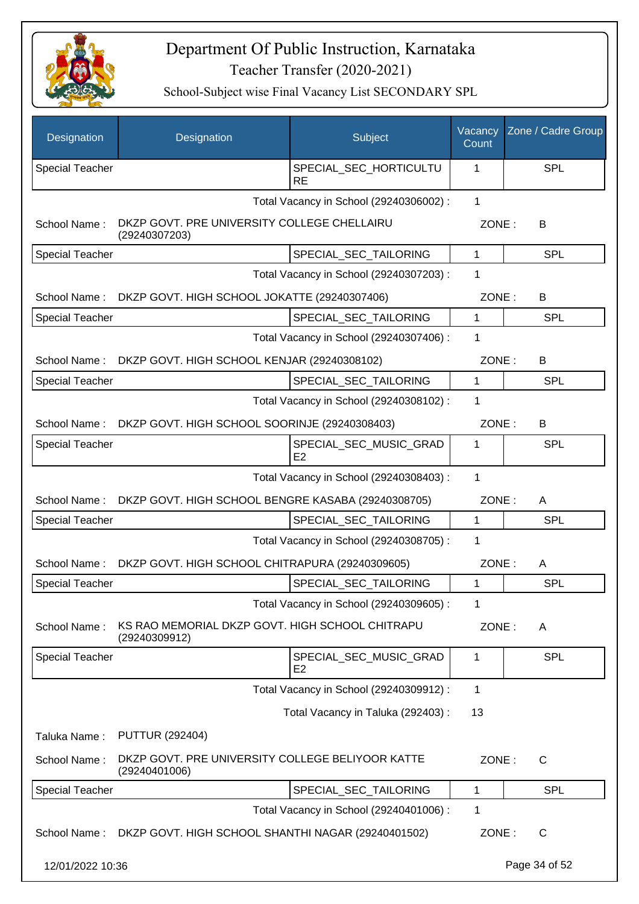# Department Of Public Instruction, Karnataka

Teacher Transfer (2020-2021)

School-Subject wise Final Vacancy List SECONDARY SPL

| Designation | Designation | Subject | Vacancy Count | Zone / Cadre Group |
|---|---|---|---|---|
| Special Teacher | | SPECIAL_SEC_HORTICULTURE | 1 | SPL |

Total Vacancy in School (29240306002) : 1

School Name : DKZP GOVT. PRE UNIVERSITY COLLEGE CHELLAIRU (29240307203) ZONE : B

| Special Teacher | | SPECIAL_SEC_TAILORING | 1 | SPL |
|---|---|---|---|---|

Total Vacancy in School (29240307203) : 1

School Name : DKZP GOVT. HIGH SCHOOL JOKATTE (29240307406) ZONE : B

| Special Teacher | | SPECIAL_SEC_TAILORING | 1 | SPL |
|---|---|---|---|---|

Total Vacancy in School (29240307406) : 1

School Name : DKZP GOVT. HIGH SCHOOL KENJAR (29240308102) ZONE : B

| Special Teacher | | SPECIAL_SEC_TAILORING | 1 | SPL |
|---|---|---|---|---|

Total Vacancy in School (29240308102) : 1

School Name : DKZP GOVT. HIGH SCHOOL SOORINJE (29240308403) ZONE : B

| Special Teacher | | SPECIAL_SEC_MUSIC_GRADE2 | 1 | SPL |
|---|---|---|---|---|

Total Vacancy in School (29240308403) : 1

School Name : DKZP GOVT. HIGH SCHOOL BENGRE KASABA (29240308705) ZONE : A

| Special Teacher | | SPECIAL_SEC_TAILORING | 1 | SPL |
|---|---|---|---|---|

Total Vacancy in School (29240308705) : 1

School Name : DKZP GOVT. HIGH SCHOOL CHITRAPURA (29240309605) ZONE : A

| Special Teacher | | SPECIAL_SEC_TAILORING | 1 | SPL |
|---|---|---|---|---|

Total Vacancy in School (29240309605) : 1

School Name : KS RAO MEMORIAL DKZP GOVT. HIGH SCHOOL CHITRAPU (29240309912) ZONE : A

| Special Teacher | | SPECIAL_SEC_MUSIC_GRADE2 | 1 | SPL |
|---|---|---|---|---|

Total Vacancy in School (29240309912) : 1

Total Vacancy in Taluka (292403) : 13

Taluka Name : PUTTUR (292404)

School Name : DKZP GOVT. PRE UNIVERSITY COLLEGE BELIYOOR KATTE (29240401006) ZONE : C

| Special Teacher | | SPECIAL_SEC_TAILORING | 1 | SPL |
|---|---|---|---|---|

Total Vacancy in School (29240401006) : 1

School Name : DKZP GOVT. HIGH SCHOOL SHANTHI NAGAR (29240401502) ZONE : C

12/01/2022 10:36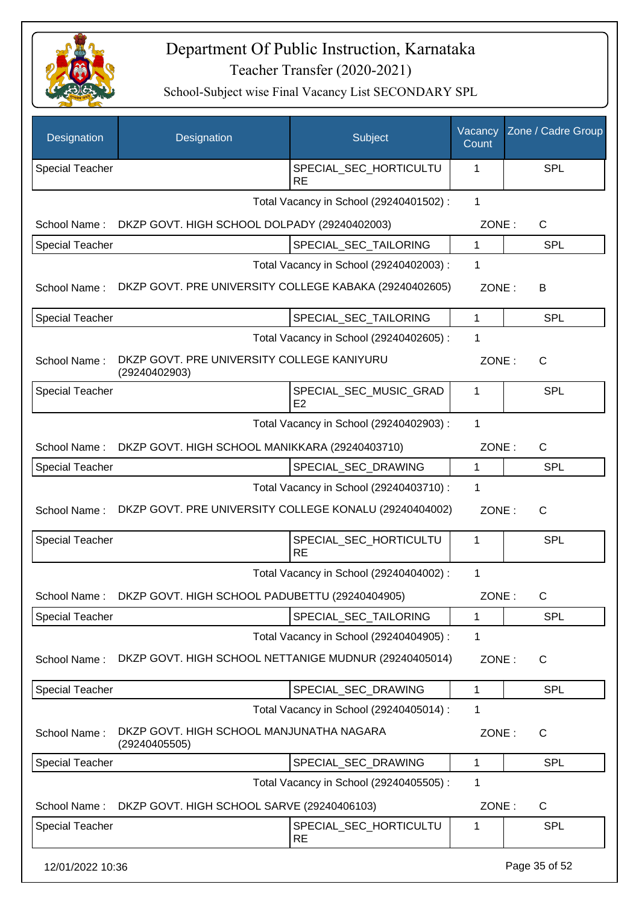# Department Of Public Instruction, Karnataka
## Teacher Transfer (2020-2021)
### School-Subject wise Final Vacancy List SECONDARY SPL

| Designation | Designation | Subject | Vacancy Count | Zone / Cadre Group |
|---|---|---|---|---|
| Special Teacher | | SPECIAL_SEC_HORTICULTURE | 1 | SPL |

Total Vacancy in School (29240401502) : 1

School Name : DKZP GOVT. HIGH SCHOOL DOLPADY (29240402003) ZONE : C

| Designation | Designation | Subject | Vacancy Count | Zone / Cadre Group |
|---|---|---|---|---|
| Special Teacher | | SPECIAL_SEC_TAILORING | 1 | SPL |

Total Vacancy in School (29240402003) : 1

School Name : DKZP GOVT. PRE UNIVERSITY COLLEGE KABAKA (29240402605) ZONE : B

| Designation | Designation | Subject | Vacancy Count | Zone / Cadre Group |
|---|---|---|---|---|
| Special Teacher | | SPECIAL_SEC_TAILORING | 1 | SPL |

Total Vacancy in School (29240402605) : 1

School Name : DKZP GOVT. PRE UNIVERSITY COLLEGE KANIYURU (29240402903) ZONE : C

| Designation | Designation | Subject | Vacancy Count | Zone / Cadre Group |
|---|---|---|---|---|
| Special Teacher | | SPECIAL_SEC_MUSIC_GRADE2 | 1 | SPL |

Total Vacancy in School (29240402903) : 1

School Name : DKZP GOVT. HIGH SCHOOL MANIKKARA (29240403710) ZONE : C

| Designation | Designation | Subject | Vacancy Count | Zone / Cadre Group |
|---|---|---|---|---|
| Special Teacher | | SPECIAL_SEC_DRAWING | 1 | SPL |

Total Vacancy in School (29240403710) : 1

School Name : DKZP GOVT. PRE UNIVERSITY COLLEGE KONALU (29240404002) ZONE : C

| Designation | Designation | Subject | Vacancy Count | Zone / Cadre Group |
|---|---|---|---|---|
| Special Teacher | | SPECIAL_SEC_HORTICULTURE | 1 | SPL |

Total Vacancy in School (29240404002) : 1

School Name : DKZP GOVT. HIGH SCHOOL PADUBETTU (29240404905) ZONE : C

| Designation | Designation | Subject | Vacancy Count | Zone / Cadre Group |
|---|---|---|---|---|
| Special Teacher | | SPECIAL_SEC_TAILORING | 1 | SPL |

Total Vacancy in School (29240404905) : 1

School Name : DKZP GOVT. HIGH SCHOOL NETTANIGE MUDNUR (29240405014) ZONE : C

| Designation | Designation | Subject | Vacancy Count | Zone / Cadre Group |
|---|---|---|---|---|
| Special Teacher | | SPECIAL_SEC_DRAWING | 1 | SPL |

Total Vacancy in School (29240405014) : 1

School Name : DKZP GOVT. HIGH SCHOOL MANJUNATHA NAGARA (29240405505) ZONE : C

| Designation | Designation | Subject | Vacancy Count | Zone / Cadre Group |
|---|---|---|---|---|
| Special Teacher | | SPECIAL_SEC_DRAWING | 1 | SPL |

Total Vacancy in School (29240405505) : 1

School Name : DKZP GOVT. HIGH SCHOOL SARVE (29240406103) ZONE : C

| Designation | Designation | Subject | Vacancy Count | Zone / Cadre Group |
|---|---|---|---|---|
| Special Teacher | | SPECIAL_SEC_HORTICULTURE | 1 | SPL |

12/01/2022 10:36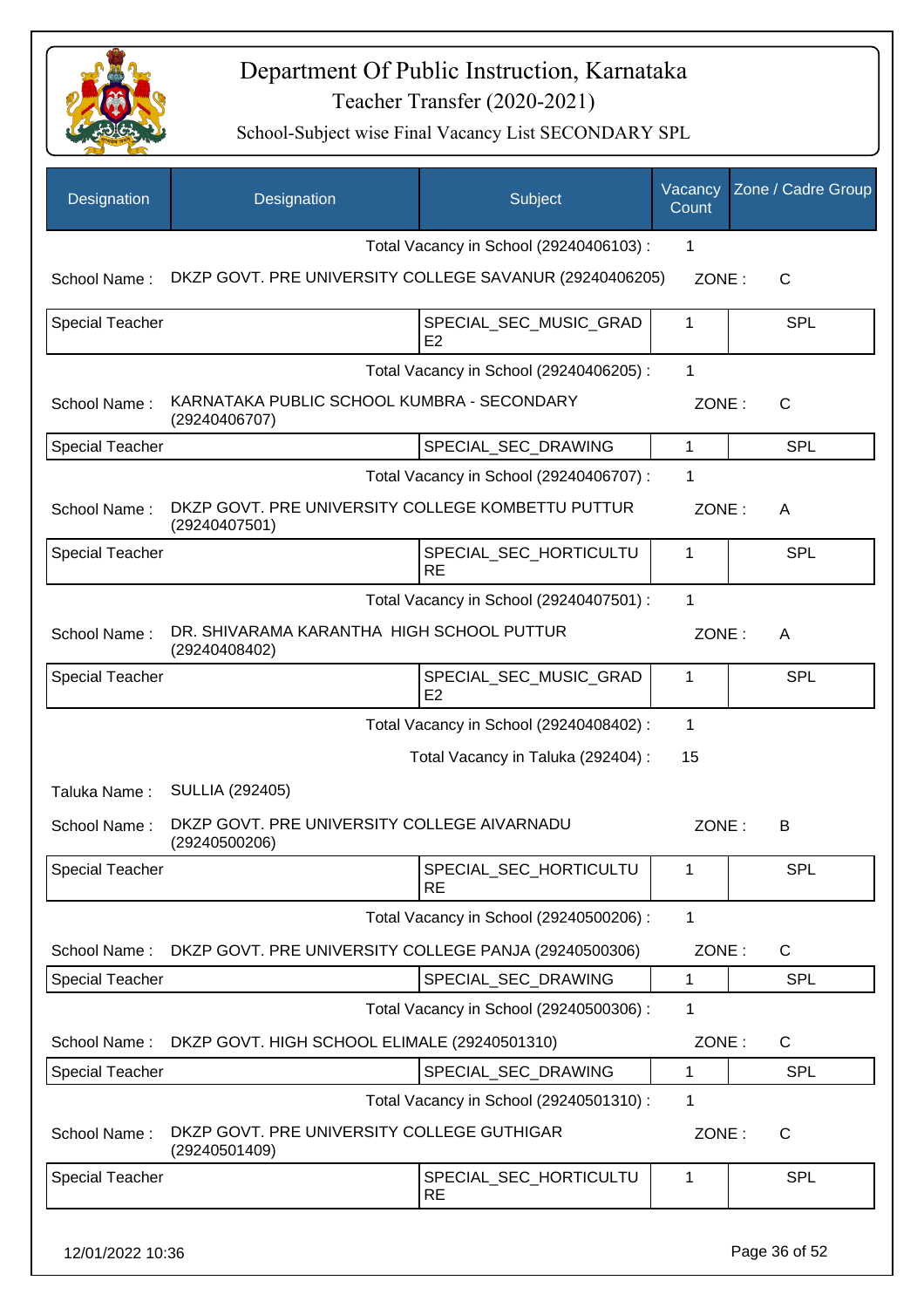# Department Of Public Instruction, Karnataka

Teacher Transfer (2020-2021)

School-Subject wise Final Vacancy List SECONDARY SPL

| Designation | Designation | Subject | Vacancy Count | Zone / Cadre Group |
|---|---|---|---|---|
| | | Total Vacancy in School (29240406103) : | 1 | |
| School Name : | DKZP GOVT. PRE UNIVERSITY COLLEGE SAVANUR (29240406205) | | ZONE : | C |
| Special Teacher | | SPECIAL_SEC_MUSIC_GRADE2 | 1 | SPL |
| | | Total Vacancy in School (29240406205) : | 1 | |
| School Name : | KARNATAKA PUBLIC SCHOOL KUMBRA - SECONDARY (29240406707) | | ZONE : | C |
| Special Teacher | | SPECIAL_SEC_DRAWING | 1 | SPL |
| | | Total Vacancy in School (29240406707) : | 1 | |
| School Name : | DKZP GOVT. PRE UNIVERSITY COLLEGE KOMBETTU PUTTUR (29240407501) | | ZONE : | A |
| Special Teacher | | SPECIAL_SEC_HORTICULTURE | 1 | SPL |
| | | Total Vacancy in School (29240407501) : | 1 | |
| School Name : | DR. SHIVARAMA KARANTHA HIGH SCHOOL PUTTUR (29240408402) | | ZONE : | A |
| Special Teacher | | SPECIAL_SEC_MUSIC_GRADE2 | 1 | SPL |
| | | Total Vacancy in School (29240408402) : | 1 | |
| | | Total Vacancy in Taluka (292404) : | 15 | |
| Taluka Name : | SULLIA (292405) | | | |
| School Name : | DKZP GOVT. PRE UNIVERSITY COLLEGE AIVARNADU (29240500206) | | ZONE : | B |
| Special Teacher | | SPECIAL_SEC_HORTICULTURE | 1 | SPL |
| | | Total Vacancy in School (29240500206) : | 1 | |
| School Name : | DKZP GOVT. PRE UNIVERSITY COLLEGE PANJA (29240500306) | | ZONE : | C |
| Special Teacher | | SPECIAL_SEC_DRAWING | 1 | SPL |
| | | Total Vacancy in School (29240500306) : | 1 | |
| School Name : | DKZP GOVT. HIGH SCHOOL ELIMALE (29240501310) | | ZONE : | C |
| Special Teacher | | SPECIAL_SEC_DRAWING | 1 | SPL |
| | | Total Vacancy in School (29240501310) : | 1 | |
| School Name : | DKZP GOVT. PRE UNIVERSITY COLLEGE GUTHIGAR (29240501409) | | ZONE : | C |
| Special Teacher | | SPECIAL_SEC_HORTICULTURE | 1 | SPL |

12/01/2022 10:36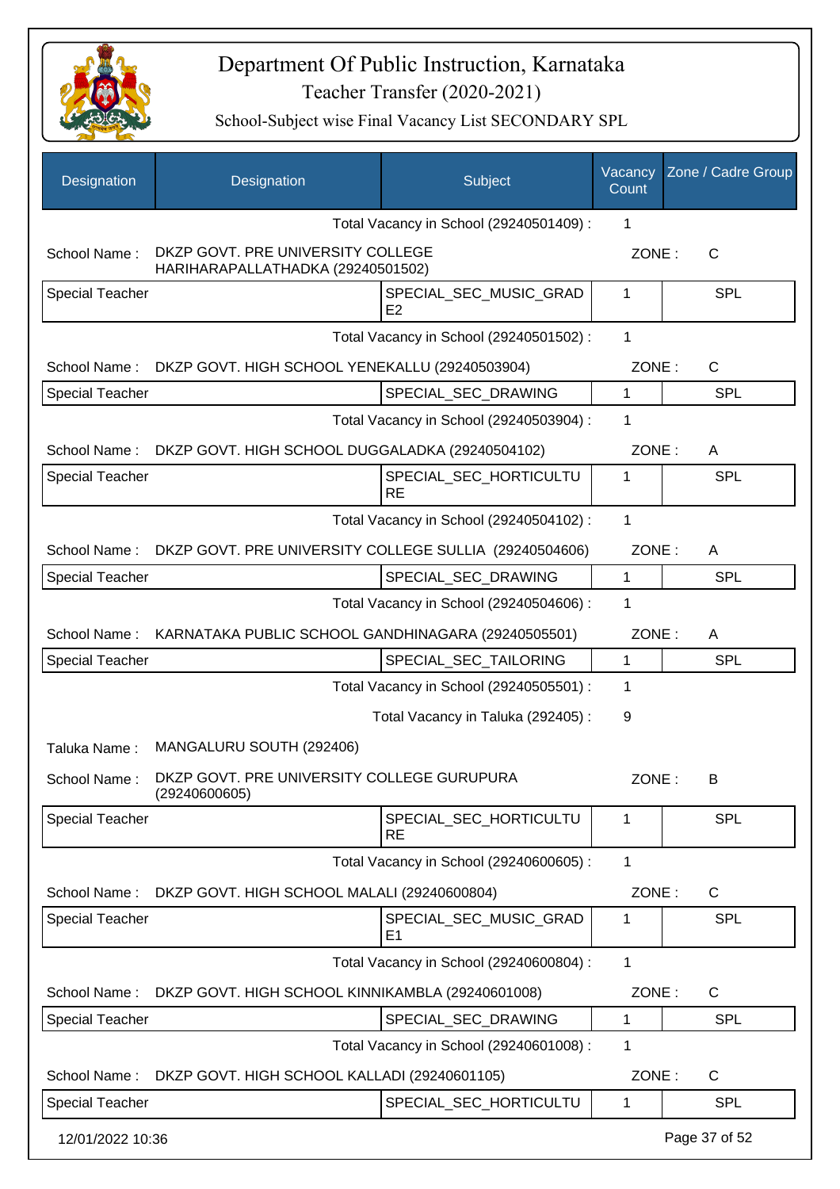# Department Of Public Instruction, Karnataka

## Teacher Transfer (2020-2021)

### School-Subject wise Final Vacancy List SECONDARY SPL

| Designation | Designation | Subject | Vacancy Count | Zone / Cadre Group |
|---|---|---|---|---|
| | | Total Vacancy in School (29240501409) : | 1 | |
| School Name : | DKZP GOVT. PRE UNIVERSITY COLLEGE HARIHARAPALLATHADKA (29240501502) | | ZONE : | C |
| Special Teacher | | SPECIAL_SEC_MUSIC_GRADE2 | 1 | SPL |
| | | Total Vacancy in School (29240501502) : | 1 | |
| School Name : | DKZP GOVT. HIGH SCHOOL YENEKALLU (29240503904) | | ZONE : | C |
| Special Teacher | | SPECIAL_SEC_DRAWING | 1 | SPL |
| | | Total Vacancy in School (29240503904) : | 1 | |
| School Name : | DKZP GOVT. HIGH SCHOOL DUGGALADKA (29240504102) | | ZONE : | A |
| Special Teacher | | SPECIAL_SEC_HORTICULTURE | 1 | SPL |
| | | Total Vacancy in School (29240504102) : | 1 | |
| School Name : | DKZP GOVT. PRE UNIVERSITY COLLEGE SULLIA (29240504606) | | ZONE : | A |
| Special Teacher | | SPECIAL_SEC_DRAWING | 1 | SPL |
| | | Total Vacancy in School (29240504606) : | 1 | |
| School Name : | KARNATAKA PUBLIC SCHOOL GANDHINAGARA (29240505501) | | ZONE : | A |
| Special Teacher | | SPECIAL_SEC_TAILORING | 1 | SPL |
| | | Total Vacancy in School (29240505501) : | 1 | |
| | | Total Vacancy in Taluka (292405) : | 9 | |
| Taluka Name : | MANGALURU SOUTH (292406) | | | |
| School Name : | DKZP GOVT. PRE UNIVERSITY COLLEGE GURUPURA (29240600605) | | ZONE : | B |
| Special Teacher | | SPECIAL_SEC_HORTICULTURE | 1 | SPL |
| | | Total Vacancy in School (29240600605) : | 1 | |
| School Name : | DKZP GOVT. HIGH SCHOOL MALALI (29240600804) | | ZONE : | C |
| Special Teacher | | SPECIAL_SEC_MUSIC_GRADE1 | 1 | SPL |
| | | Total Vacancy in School (29240600804) : | 1 | |
| School Name : | DKZP GOVT. HIGH SCHOOL KINNIKAMBLA (29240601008) | | ZONE : | C |
| Special Teacher | | SPECIAL_SEC_DRAWING | 1 | SPL |
| | | Total Vacancy in School (29240601008) : | 1 | |
| School Name : | DKZP GOVT. HIGH SCHOOL KALLADI (29240601105) | | ZONE : | C |
| Special Teacher | | SPECIAL_SEC_HORTICULTU | 1 | SPL |

12/01/2022 10:36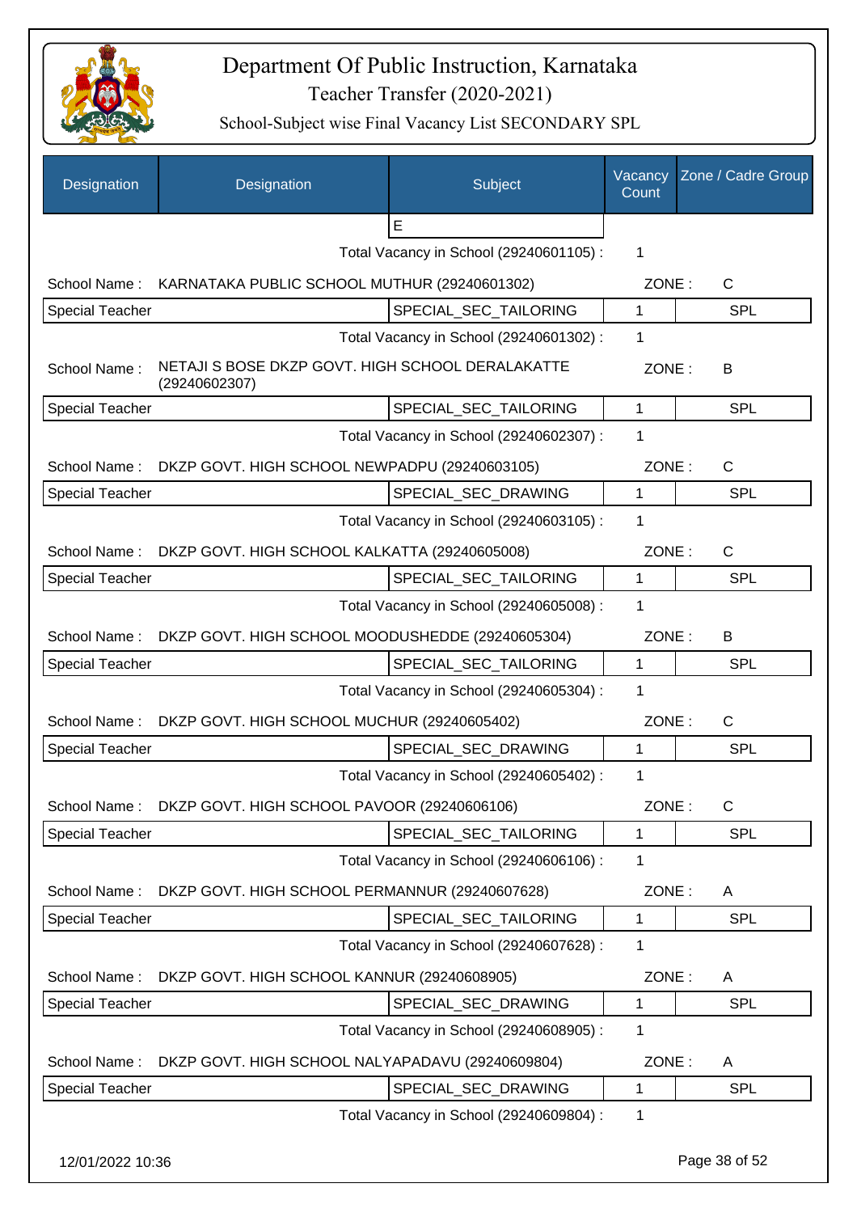# Department Of Public Instruction, Karnataka

Teacher Transfer (2020-2021)

School-Subject wise Final Vacancy List SECONDARY SPL

| Designation | Designation | Subject | Vacancy Count | Zone / Cadre Group |
|---|---|---|---|---|
| | | E | | |
| | | Total Vacancy in School (29240601105) : | 1 | |
| School Name : | KARNATAKA PUBLIC SCHOOL MUTHUR (29240601302) | | ZONE : | C |
| Special Teacher | | SPECIAL_SEC_TAILORING | 1 | SPL |
| | | Total Vacancy in School (29240601302) : | 1 | |
| School Name : | NETAJI S BOSE DKZP GOVT. HIGH SCHOOL DERALAKATTE (29240602307) | | ZONE : | B |
| Special Teacher | | SPECIAL_SEC_TAILORING | 1 | SPL |
| | | Total Vacancy in School (29240602307) : | 1 | |
| School Name : | DKZP GOVT. HIGH SCHOOL NEWPADPU (29240603105) | | ZONE : | C |
| Special Teacher | | SPECIAL_SEC_DRAWING | 1 | SPL |
| | | Total Vacancy in School (29240603105) : | 1 | |
| School Name : | DKZP GOVT. HIGH SCHOOL KALKATTA (29240605008) | | ZONE : | C |
| Special Teacher | | SPECIAL_SEC_TAILORING | 1 | SPL |
| | | Total Vacancy in School (29240605008) : | 1 | |
| School Name : | DKZP GOVT. HIGH SCHOOL MOODUSHEDDE (29240605304) | | ZONE : | B |
| Special Teacher | | SPECIAL_SEC_TAILORING | 1 | SPL |
| | | Total Vacancy in School (29240605304) : | 1 | |
| School Name : | DKZP GOVT. HIGH SCHOOL MUCHUR (29240605402) | | ZONE : | C |
| Special Teacher | | SPECIAL_SEC_DRAWING | 1 | SPL |
| | | Total Vacancy in School (29240605402) : | 1 | |
| School Name : | DKZP GOVT. HIGH SCHOOL PAVOOR (29240606106) | | ZONE : | C |
| Special Teacher | | SPECIAL_SEC_TAILORING | 1 | SPL |
| | | Total Vacancy in School (29240606106) : | 1 | |
| School Name : | DKZP GOVT. HIGH SCHOOL PERMANNUR (29240607628) | | ZONE : | A |
| Special Teacher | | SPECIAL_SEC_TAILORING | 1 | SPL |
| | | Total Vacancy in School (29240607628) : | 1 | |
| School Name : | DKZP GOVT. HIGH SCHOOL KANNUR (29240608905) | | ZONE : | A |
| Special Teacher | | SPECIAL_SEC_DRAWING | 1 | SPL |
| | | Total Vacancy in School (29240608905) : | 1 | |
| School Name : | DKZP GOVT. HIGH SCHOOL NALYAPADAVU (29240609804) | | ZONE : | A |
| Special Teacher | | SPECIAL_SEC_DRAWING | 1 | SPL |
| | | Total Vacancy in School (29240609804) : | 1 | |

12/01/2022 10:36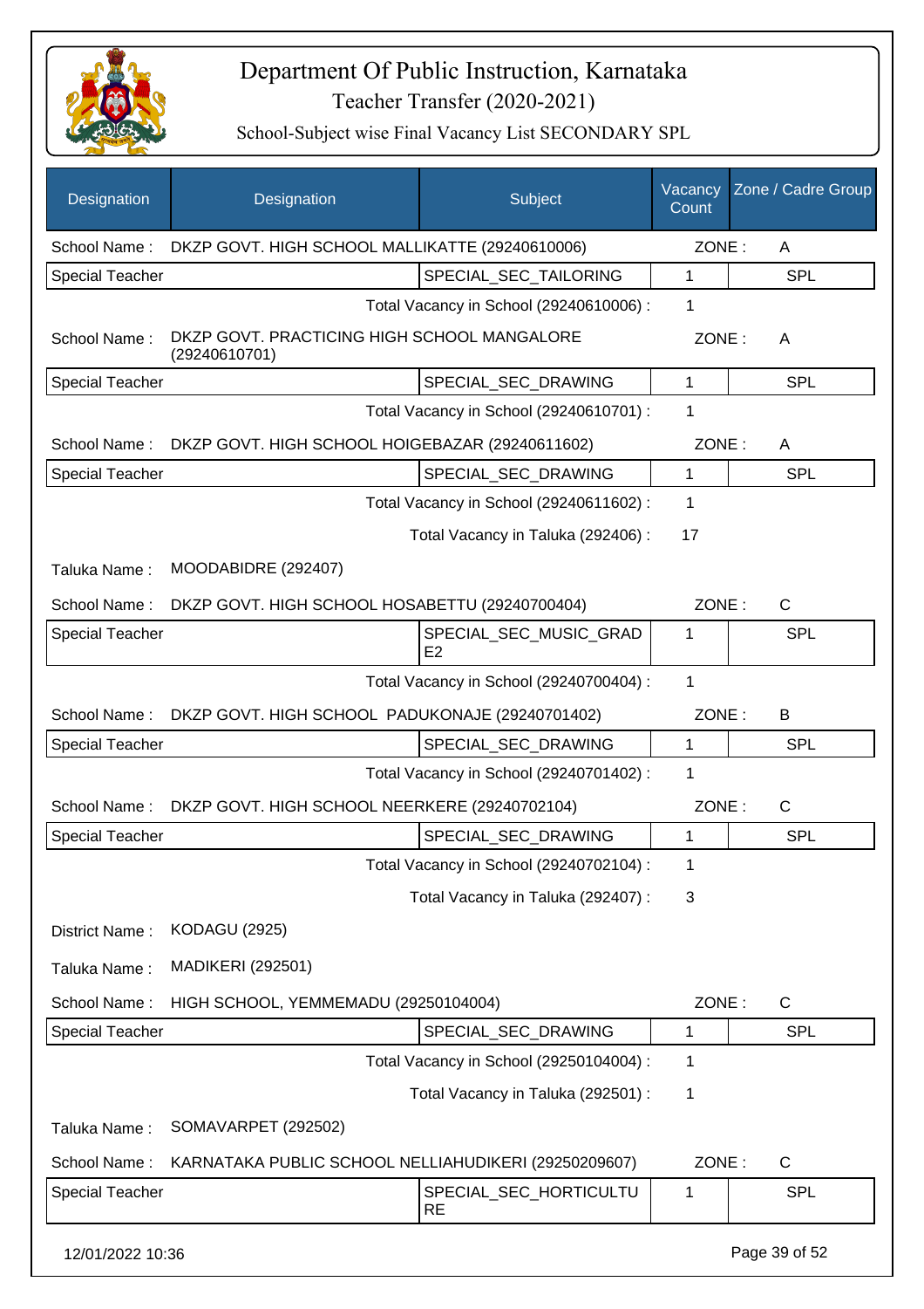# Department Of Public Instruction, Karnataka

Teacher Transfer (2020-2021)

School-Subject wise Final Vacancy List SECONDARY SPL

| Designation | Designation | Subject | Vacancy Count | Zone / Cadre Group |
|---|---|---|---|---|
| School Name : | DKZP GOVT. HIGH SCHOOL MALLIKATTE (29240610006) | | ZONE : | A |
| Special Teacher | | SPECIAL_SEC_TAILORING | 1 | SPL |
| | | Total Vacancy in School (29240610006) : | 1 | |
| School Name : | DKZP GOVT. PRACTICING HIGH SCHOOL MANGALORE (29240610701) | | ZONE : | A |
| Special Teacher | | SPECIAL_SEC_DRAWING | 1 | SPL |
| | | Total Vacancy in School (29240610701) : | 1 | |
| School Name : | DKZP GOVT. HIGH SCHOOL HOIGEBAZAR (29240611602) | | ZONE : | A |
| Special Teacher | | SPECIAL_SEC_DRAWING | 1 | SPL |
| | | Total Vacancy in School (29240611602) : | 1 | |
| | | Total Vacancy in Taluka (292406) : | 17 | |
| Taluka Name : | MOODABIDRE (292407) | | | |
| School Name : | DKZP GOVT. HIGH SCHOOL HOSABETTU (29240700404) | | ZONE : | C |
| Special Teacher | | SPECIAL_SEC_MUSIC_GRADE2 | 1 | SPL |
| | | Total Vacancy in School (29240700404) : | 1 | |
| School Name : | DKZP GOVT. HIGH SCHOOL PADUKONAJE (29240701402) | | ZONE : | B |
| Special Teacher | | SPECIAL_SEC_DRAWING | 1 | SPL |
| | | Total Vacancy in School (29240701402) : | 1 | |
| School Name : | DKZP GOVT. HIGH SCHOOL NEERKERE (29240702104) | | ZONE : | C |
| Special Teacher | | SPECIAL_SEC_DRAWING | 1 | SPL |
| | | Total Vacancy in School (29240702104) : | 1 | |
| | | Total Vacancy in Taluka (292407) : | 3 | |
| District Name : | KODAGU (2925) | | | |
| Taluka Name : | MADIKERI (292501) | | | |
| School Name : | HIGH SCHOOL, YEMMEMADU (29250104004) | | ZONE : | C |
| Special Teacher | | SPECIAL_SEC_DRAWING | 1 | SPL |
| | | Total Vacancy in School (29250104004) : | 1 | |
| | | Total Vacancy in Taluka (292501) : | 1 | |
| Taluka Name : | SOMAVARPET (292502) | | | |
| School Name : | KARNATAKA PUBLIC SCHOOL NELLIAHUDIKERI (29250209607) | | ZONE : | C |
| Special Teacher | | SPECIAL_SEC_HORTICULTURE | 1 | SPL |

12/01/2022 10:36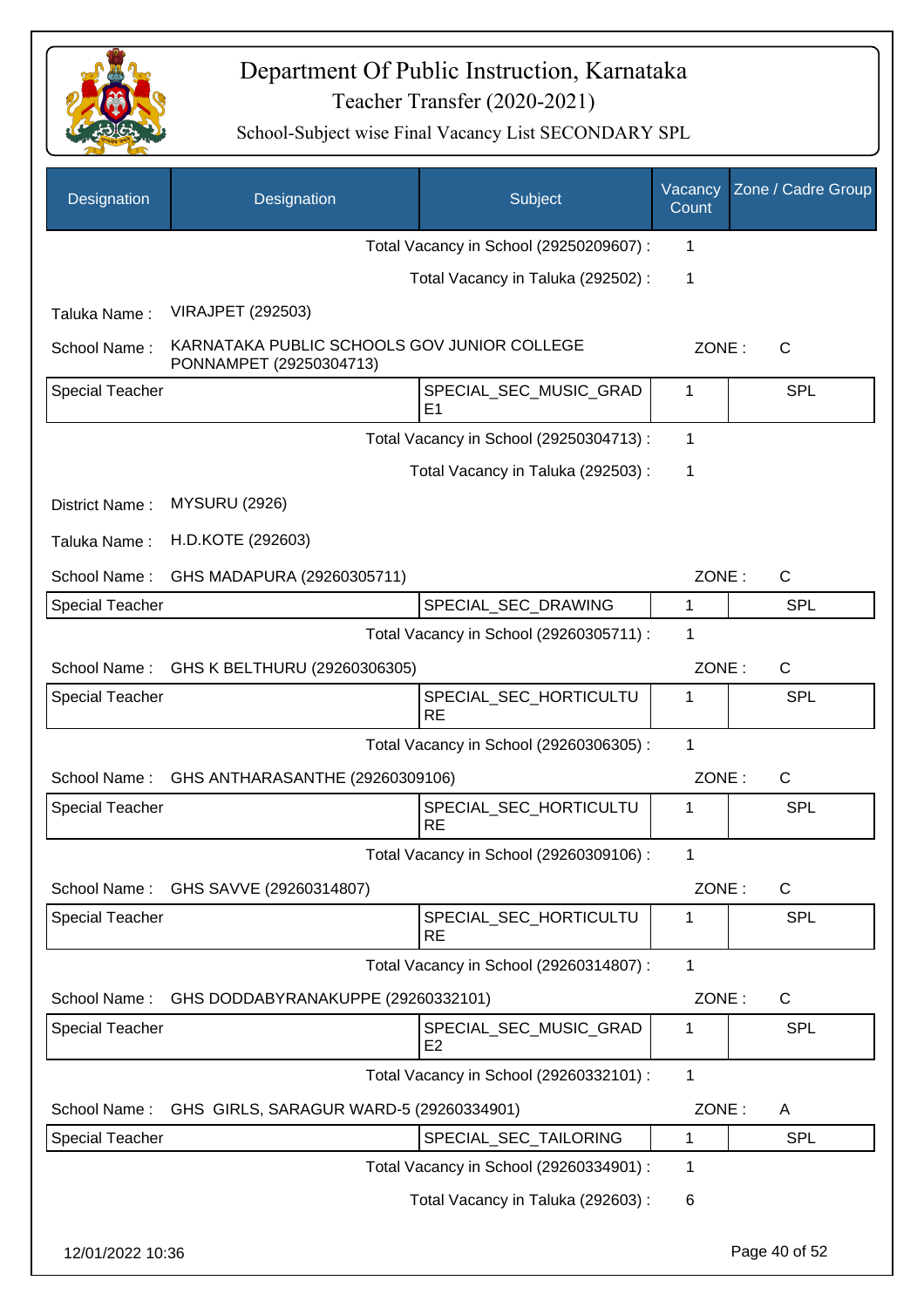# Department Of Public Instruction, Karnataka

## Teacher Transfer (2020-2021)

### School-Subject wise Final Vacancy List SECONDARY SPL

| Designation | Designation | Subject | Vacancy Count | Zone / Cadre Group |
|---|---|---|---|---|
| | | Total Vacancy in School (29250209607) : | 1 | |
| | | Total Vacancy in Taluka (292502) : | 1 | |
| Taluka Name : | VIRAJPET (292503) | | | |
| School Name : | KARNATAKA PUBLIC SCHOOLS GOV JUNIOR COLLEGE PONNAMPET (29250304713) | | ZONE : | C |
| Special Teacher | | SPECIAL_SEC_MUSIC_GRADE1 | 1 | SPL |
| | | Total Vacancy in School (29250304713) : | 1 | |
| | | Total Vacancy in Taluka (292503) : | 1 | |
| District Name : | MYSURU (2926) | | | |
| Taluka Name : | H.D.KOTE (292603) | | | |
| School Name : | GHS MADAPURA (29260305711) | | ZONE : | C |
| Special Teacher | | SPECIAL_SEC_DRAWING | 1 | SPL |
| | | Total Vacancy in School (29260305711) : | 1 | |
| School Name : | GHS K BELTHURU (29260306305) | | ZONE : | C |
| Special Teacher | | SPECIAL_SEC_HORTICULTURE | 1 | SPL |
| | | Total Vacancy in School (29260306305) : | 1 | |
| School Name : | GHS ANTHARASANTHE (29260309106) | | ZONE : | C |
| Special Teacher | | SPECIAL_SEC_HORTICULTURE | 1 | SPL |
| | | Total Vacancy in School (29260309106) : | 1 | |
| School Name : | GHS SAVVE (29260314807) | | ZONE : | C |
| Special Teacher | | SPECIAL_SEC_HORTICULTURE | 1 | SPL |
| | | Total Vacancy in School (29260314807) : | 1 | |
| School Name : | GHS DODDABYRANAKUPPE (29260332101) | | ZONE : | C |
| Special Teacher | | SPECIAL_SEC_MUSIC_GRADE2 | 1 | SPL |
| | | Total Vacancy in School (29260332101) : | 1 | |
| School Name : | GHS GIRLS, SARAGUR WARD-5 (29260334901) | | ZONE : | A |
| Special Teacher | | SPECIAL_SEC_TAILORING | 1 | SPL |
| | | Total Vacancy in School (29260334901) : | 1 | |
| | | Total Vacancy in Taluka (292603) : | 6 | |

12/01/2022 10:36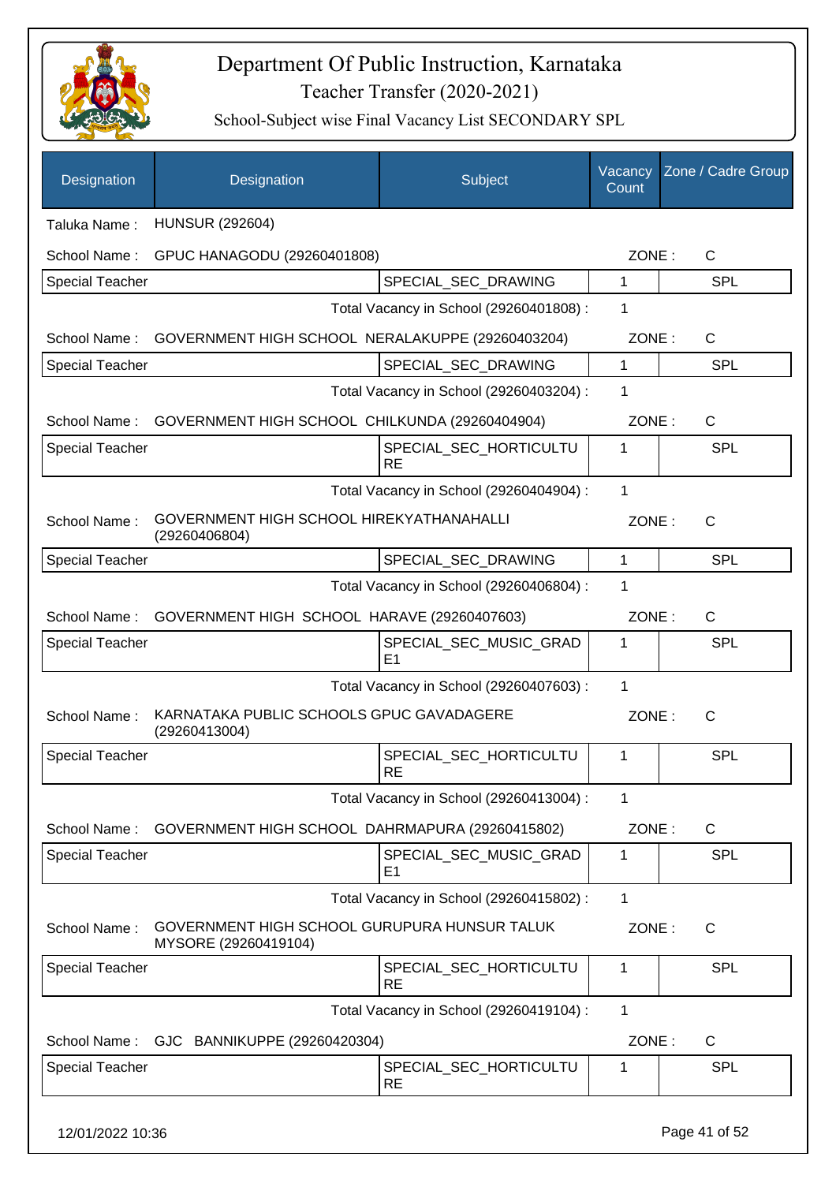# Department Of Public Instruction, Karnataka

## Teacher Transfer (2020-2021)

### School-Subject wise Final Vacancy List SECONDARY SPL

| Designation | Designation | Subject | Vacancy Count | Zone / Cadre Group |
|---|---|---|---|---|
| Taluka Name : | HUNSUR (292604) | | | |
| School Name : | GPUC HANAGODU (29260401808) | | ZONE : | C |
| Special Teacher | | SPECIAL_SEC_DRAWING | 1 | SPL |
| | | Total Vacancy in School (29260401808) : | 1 | |
| School Name : | GOVERNMENT HIGH SCHOOL NERALAKUPPE (29260403204) | | ZONE : | C |
| Special Teacher | | SPECIAL_SEC_DRAWING | 1 | SPL |
| | | Total Vacancy in School (29260403204) : | 1 | |
| School Name : | GOVERNMENT HIGH SCHOOL CHILKUNDA (29260404904) | | ZONE : | C |
| Special Teacher | | SPECIAL_SEC_HORTICULTURE | 1 | SPL |
| | | Total Vacancy in School (29260404904) : | 1 | |
| School Name : | GOVERNMENT HIGH SCHOOL HIREKYATHANAHALLI (29260406804) | | ZONE : | C |
| Special Teacher | | SPECIAL_SEC_DRAWING | 1 | SPL |
| | | Total Vacancy in School (29260406804) : | 1 | |
| School Name : | GOVERNMENT HIGH SCHOOL HARAVE (29260407603) | | ZONE : | C |
| Special Teacher | | SPECIAL_SEC_MUSIC_GRADE1 | 1 | SPL |
| | | Total Vacancy in School (29260407603) : | 1 | |
| School Name : | KARNATAKA PUBLIC SCHOOLS GPUC GAVADAGERE (29260413004) | | ZONE : | C |
| Special Teacher | | SPECIAL_SEC_HORTICULTURE | 1 | SPL |
| | | Total Vacancy in School (29260413004) : | 1 | |
| School Name : | GOVERNMENT HIGH SCHOOL DAHRMAPURA (29260415802) | | ZONE : | C |
| Special Teacher | | SPECIAL_SEC_MUSIC_GRADE1 | 1 | SPL |
| | | Total Vacancy in School (29260415802) : | 1 | |
| School Name : | GOVERNMENT HIGH SCHOOL GURUPURA HUNSUR TALUK MYSORE (29260419104) | | ZONE : | C |
| Special Teacher | | SPECIAL_SEC_HORTICULTURE | 1 | SPL |
| | | Total Vacancy in School (29260419104) : | 1 | |
| School Name : | GJC BANNIKUPPE (29260420304) | | ZONE : | C |
| Special Teacher | | SPECIAL_SEC_HORTICULTURE | 1 | SPL |

12/01/2022 10:36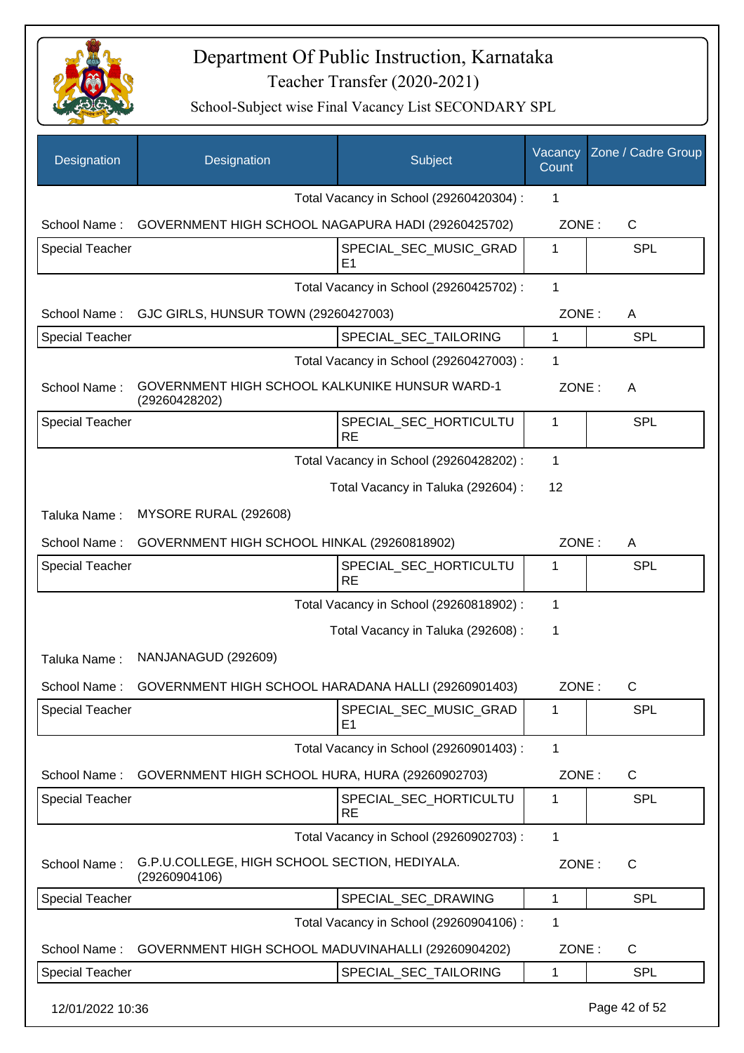# Department Of Public Instruction, Karnataka

Teacher Transfer (2020-2021)

School-Subject wise Final Vacancy List SECONDARY SPL

| Designation | Designation | Subject | Vacancy Count | Zone / Cadre Group |
|---|---|---|---|---|
| | | Total Vacancy in School (29260420304) : | 1 | |
| School Name : | GOVERNMENT HIGH SCHOOL NAGAPURA HADI (29260425702) | | ZONE : | C |
| Special Teacher | | SPECIAL_SEC_MUSIC_GRADE1 | 1 | SPL |
| | | Total Vacancy in School (29260425702) : | 1 | |
| School Name : | GJC GIRLS, HUNSUR TOWN (29260427003) | | ZONE : | A |
| Special Teacher | | SPECIAL_SEC_TAILORING | 1 | SPL |
| | | Total Vacancy in School (29260427003) : | 1 | |
| School Name : | GOVERNMENT HIGH SCHOOL KALKUNIKE HUNSUR WARD-1 (29260428202) | | ZONE : | A |
| Special Teacher | | SPECIAL_SEC_HORTICULTURE | 1 | SPL |
| | | Total Vacancy in School (29260428202) : | 1 | |
| | | Total Vacancy in Taluka (292604) : | 12 | |
| Taluka Name : | MYSORE RURAL (292608) | | | |
| School Name : | GOVERNMENT HIGH SCHOOL HINKAL (29260818902) | | ZONE : | A |
| Special Teacher | | SPECIAL_SEC_HORTICULTURE | 1 | SPL |
| | | Total Vacancy in School (29260818902) : | 1 | |
| | | Total Vacancy in Taluka (292608) : | 1 | |
| Taluka Name : | NANJANAGUD (292609) | | | |
| School Name : | GOVERNMENT HIGH SCHOOL HARADANA HALLI (29260901403) | | ZONE : | C |
| Special Teacher | | SPECIAL_SEC_MUSIC_GRADE1 | 1 | SPL |
| | | Total Vacancy in School (29260901403) : | 1 | |
| School Name : | GOVERNMENT HIGH SCHOOL HURA, HURA (29260902703) | | ZONE : | C |
| Special Teacher | | SPECIAL_SEC_HORTICULTURE | 1 | SPL |
| | | Total Vacancy in School (29260902703) : | 1 | |
| School Name : | G.P.U.COLLEGE, HIGH SCHOOL SECTION, HEDIYALA. (29260904106) | | ZONE : | C |
| Special Teacher | | SPECIAL_SEC_DRAWING | 1 | SPL |
| | | Total Vacancy in School (29260904106) : | 1 | |
| School Name : | GOVERNMENT HIGH SCHOOL MADUVINAHALLI (29260904202) | | ZONE : | C |
| Special Teacher | | SPECIAL_SEC_TAILORING | 1 | SPL |

12/01/2022 10:36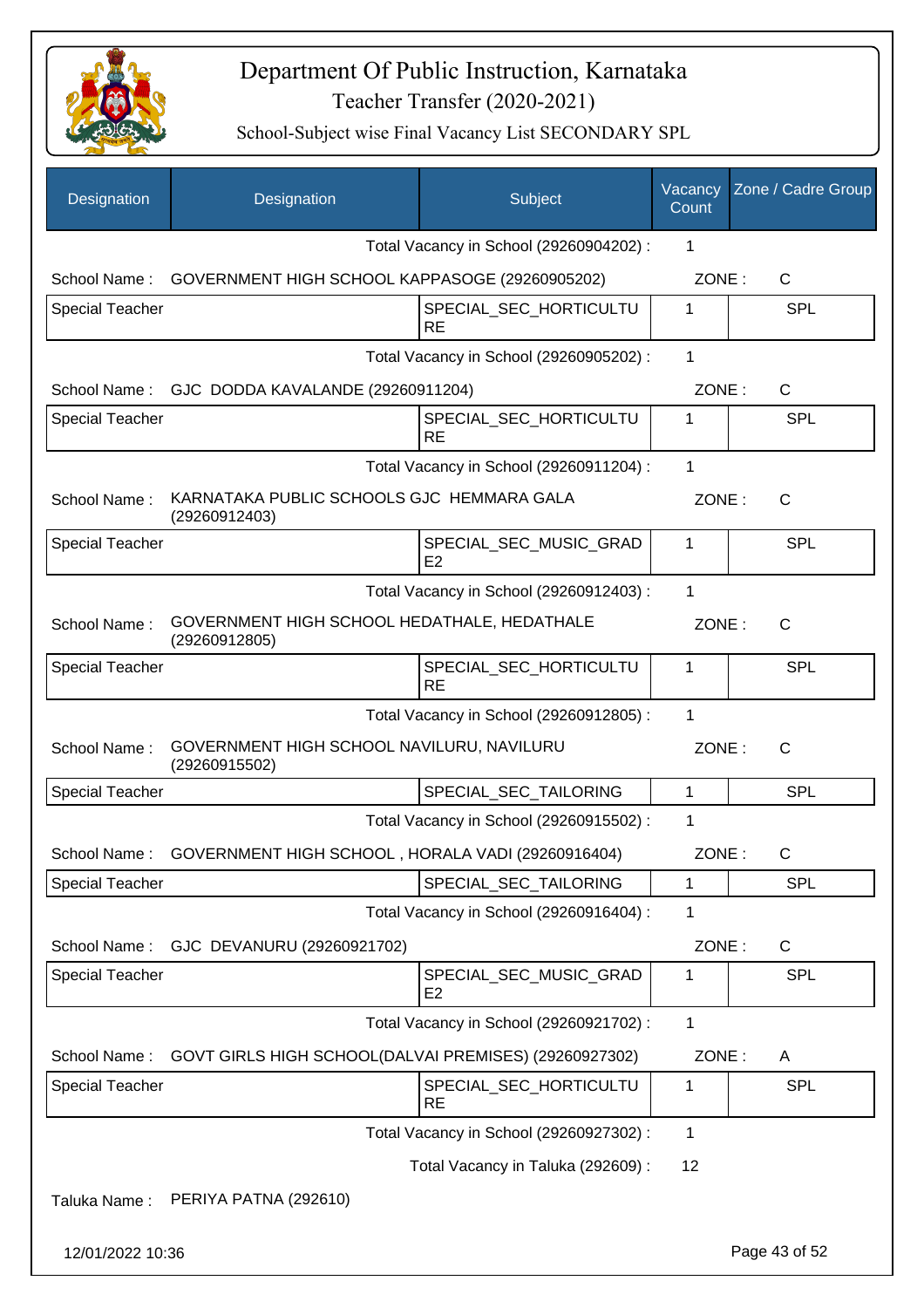# Department Of Public Instruction, Karnataka

## Teacher Transfer (2020-2021)

### School-Subject wise Final Vacancy List SECONDARY SPL

| Designation | Designation | Subject | Vacancy Count | Zone / Cadre Group |
|---|---|---|---|---|
| | | Total Vacancy in School (29260904202) : | 1 | |
| School Name : | GOVERNMENT HIGH SCHOOL KAPPASOGE (29260905202) | | ZONE : | C |
| Special Teacher | | SPECIAL_SEC_HORTICULTURE | 1 | SPL |
| | | Total Vacancy in School (29260905202) : | 1 | |
| School Name : | GJC DODDA KAVALANDE (29260911204) | | ZONE : | C |
| Special Teacher | | SPECIAL_SEC_HORTICULTURE | 1 | SPL |
| | | Total Vacancy in School (29260911204) : | 1 | |
| School Name : | KARNATAKA PUBLIC SCHOOLS GJC HEMMARA GALA (29260912403) | | ZONE : | C |
| Special Teacher | | SPECIAL_SEC_MUSIC_GRADE2 | 1 | SPL |
| | | Total Vacancy in School (29260912403) : | 1 | |
| School Name : | GOVERNMENT HIGH SCHOOL HEDATHALE, HEDATHALE (29260912805) | | ZONE : | C |
| Special Teacher | | SPECIAL_SEC_HORTICULTURE | 1 | SPL |
| | | Total Vacancy in School (29260912805) : | 1 | |
| School Name : | GOVERNMENT HIGH SCHOOL NAVILURU, NAVILURU (29260915502) | | ZONE : | C |
| Special Teacher | | SPECIAL_SEC_TAILORING | 1 | SPL |
| | | Total Vacancy in School (29260915502) : | 1 | |
| School Name : | GOVERNMENT HIGH SCHOOL , HORALA VADI (29260916404) | | ZONE : | C |
| Special Teacher | | SPECIAL_SEC_TAILORING | 1 | SPL |
| | | Total Vacancy in School (29260916404) : | 1 | |
| School Name : | GJC DEVANURU (29260921702) | | ZONE : | C |
| Special Teacher | | SPECIAL_SEC_MUSIC_GRADE2 | 1 | SPL |
| | | Total Vacancy in School (29260921702) : | 1 | |
| School Name : | GOVT GIRLS HIGH SCHOOL(DALVAI PREMISES) (29260927302) | | ZONE : | A |
| Special Teacher | | SPECIAL_SEC_HORTICULTURE | 1 | SPL |
| | | Total Vacancy in School (29260927302) : | 1 | |
| | | Total Vacancy in Taluka (292609) : | 12 | |

Taluka Name : PERIYA PATNA (292610)

12/01/2022 10:36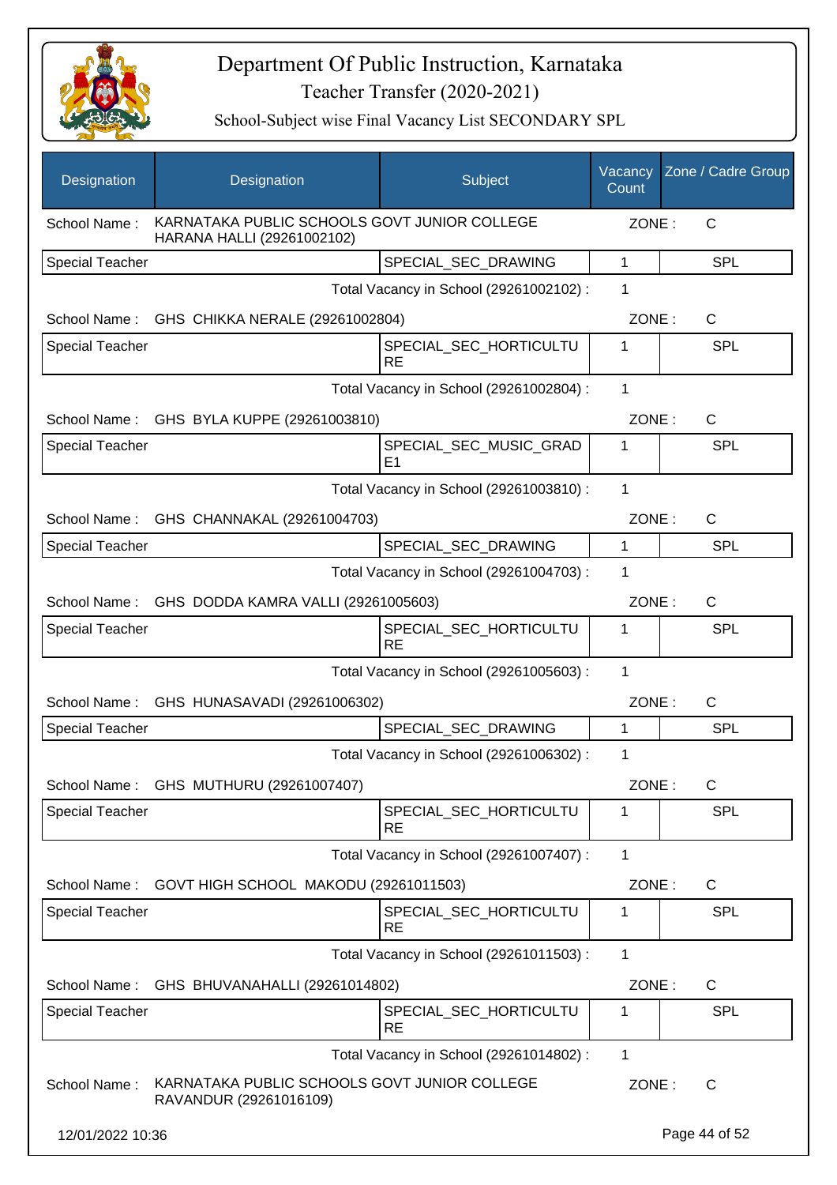# Department Of Public Instruction, Karnataka

Teacher Transfer (2020-2021)

School-Subject wise Final Vacancy List SECONDARY SPL

| Designation | Designation | Subject | Vacancy Count | Zone / Cadre Group |
|---|---|---|---|---|
| School Name : | KARNATAKA PUBLIC SCHOOLS GOVT JUNIOR COLLEGE HARANA HALLI (29261002102) | | ZONE : | C |
| Special Teacher | | SPECIAL_SEC_DRAWING | 1 | SPL |
| | | Total Vacancy in School (29261002102) : | 1 | |
| School Name : | GHS CHIKKA NERALE (29261002804) | | ZONE : | C |
| Special Teacher | | SPECIAL_SEC_HORTICULTURE | 1 | SPL |
| | | Total Vacancy in School (29261002804) : | 1 | |
| School Name : | GHS BYLA KUPPE (29261003810) | | ZONE : | C |
| Special Teacher | | SPECIAL_SEC_MUSIC_GRADE1 | 1 | SPL |
| | | Total Vacancy in School (29261003810) : | 1 | |
| School Name : | GHS CHANNAKAL (29261004703) | | ZONE : | C |
| Special Teacher | | SPECIAL_SEC_DRAWING | 1 | SPL |
| | | Total Vacancy in School (29261004703) : | 1 | |
| School Name : | GHS DODDA KAMRA VALLI (29261005603) | | ZONE : | C |
| Special Teacher | | SPECIAL_SEC_HORTICULTURE | 1 | SPL |
| | | Total Vacancy in School (29261005603) : | 1 | |
| School Name : | GHS HUNASAVADI (29261006302) | | ZONE : | C |
| Special Teacher | | SPECIAL_SEC_DRAWING | 1 | SPL |
| | | Total Vacancy in School (29261006302) : | 1 | |
| School Name : | GHS MUTHURU (29261007407) | | ZONE : | C |
| Special Teacher | | SPECIAL_SEC_HORTICULTURE | 1 | SPL |
| | | Total Vacancy in School (29261007407) : | 1 | |
| School Name : | GOVT HIGH SCHOOL MAKODU (29261011503) | | ZONE : | C |
| Special Teacher | | SPECIAL_SEC_HORTICULTURE | 1 | SPL |
| | | Total Vacancy in School (29261011503) : | 1 | |
| School Name : | GHS BHUVANAHALLI (29261014802) | | ZONE : | C |
| Special Teacher | | SPECIAL_SEC_HORTICULTURE | 1 | SPL |
| | | Total Vacancy in School (29261014802) : | 1 | |
| School Name : | KARNATAKA PUBLIC SCHOOLS GOVT JUNIOR COLLEGE RAVANDUR (29261016109) | | ZONE : | C |

12/01/2022 10:36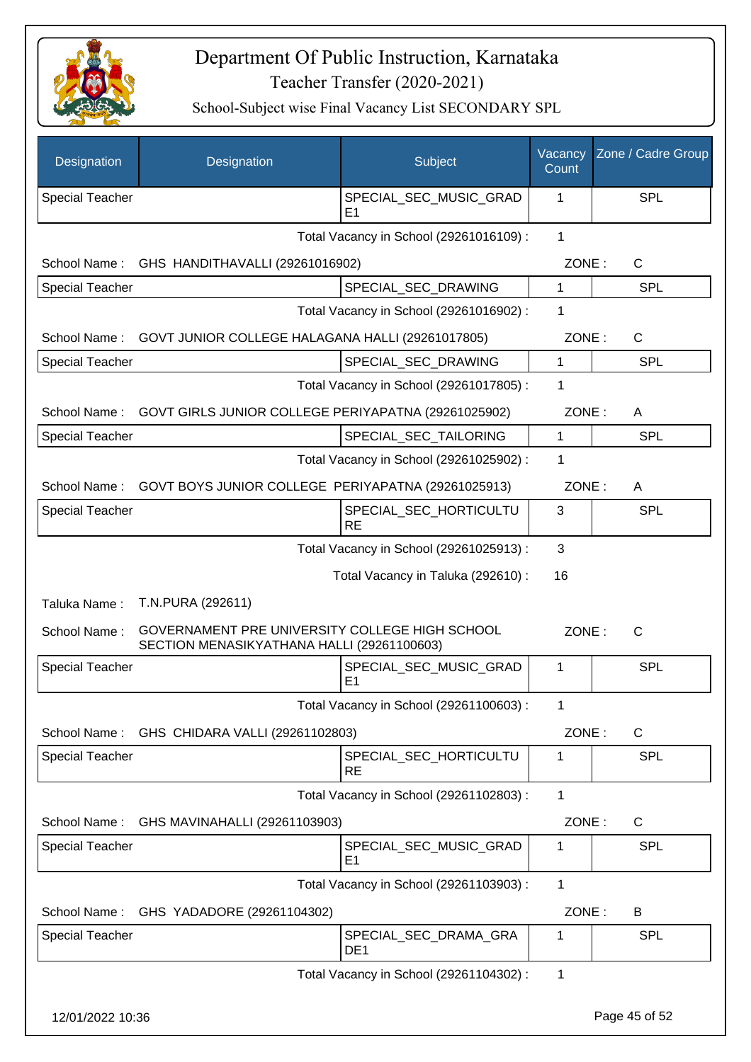# Department Of Public Instruction, Karnataka

Teacher Transfer (2020-2021)

School-Subject wise Final Vacancy List SECONDARY SPL

| Designation | Designation | Subject | Vacancy Count | Zone / Cadre Group |
|---|---|---|---|---|
| Special Teacher | | SPECIAL_SEC_MUSIC_GRADE1 | 1 | SPL |

Total Vacancy in School (29261016109) : 1

School Name : GHS HANDITHAVALLI (29261016902) ZONE : C

| Designation | Designation | Subject | Vacancy Count | Zone / Cadre Group |
|---|---|---|---|---|
| Special Teacher | | SPECIAL_SEC_DRAWING | 1 | SPL |

Total Vacancy in School (29261016902) : 1

School Name : GOVT JUNIOR COLLEGE HALAGANA HALLI (29261017805) ZONE : C

| Designation | Designation | Subject | Vacancy Count | Zone / Cadre Group |
|---|---|---|---|---|
| Special Teacher | | SPECIAL_SEC_DRAWING | 1 | SPL |

Total Vacancy in School (29261017805) : 1

School Name : GOVT GIRLS JUNIOR COLLEGE PERIYAPATNA (29261025902) ZONE : A

| Designation | Designation | Subject | Vacancy Count | Zone / Cadre Group |
|---|---|---|---|---|
| Special Teacher | | SPECIAL_SEC_TAILORING | 1 | SPL |

Total Vacancy in School (29261025902) : 1

School Name : GOVT BOYS JUNIOR COLLEGE PERIYAPATNA (29261025913) ZONE : A

| Designation | Designation | Subject | Vacancy Count | Zone / Cadre Group |
|---|---|---|---|---|
| Special Teacher | | SPECIAL_SEC_HORTICULTURE | 3 | SPL |

Total Vacancy in School (29261025913) : 3

Total Vacancy in Taluka (292610) : 16

Taluka Name : T.N.PURA (292611)

School Name : GOVERNAMENT PRE UNIVERSITY COLLEGE HIGH SCHOOL SECTION MENASIKYATHANA HALLI (29261100603) ZONE : C

| Designation | Designation | Subject | Vacancy Count | Zone / Cadre Group |
|---|---|---|---|---|
| Special Teacher | | SPECIAL_SEC_MUSIC_GRADE1 | 1 | SPL |

Total Vacancy in School (29261100603) : 1

School Name : GHS CHIDARA VALLI (29261102803) ZONE : C

| Designation | Designation | Subject | Vacancy Count | Zone / Cadre Group |
|---|---|---|---|---|
| Special Teacher | | SPECIAL_SEC_HORTICULTURE | 1 | SPL |

Total Vacancy in School (29261102803) : 1

School Name : GHS MAVINAHALLI (29261103903) ZONE : C

| Designation | Designation | Subject | Vacancy Count | Zone / Cadre Group |
|---|---|---|---|---|
| Special Teacher | | SPECIAL_SEC_MUSIC_GRADE1 | 1 | SPL |

Total Vacancy in School (29261103903) : 1

School Name : GHS YADADORE (29261104302) ZONE : B

| Designation | Designation | Subject | Vacancy Count | Zone / Cadre Group |
|---|---|---|---|---|
| Special Teacher | | SPECIAL_SEC_DRAMA_GRADE1 | 1 | SPL |

Total Vacancy in School (29261104302) : 1

12/01/2022 10:36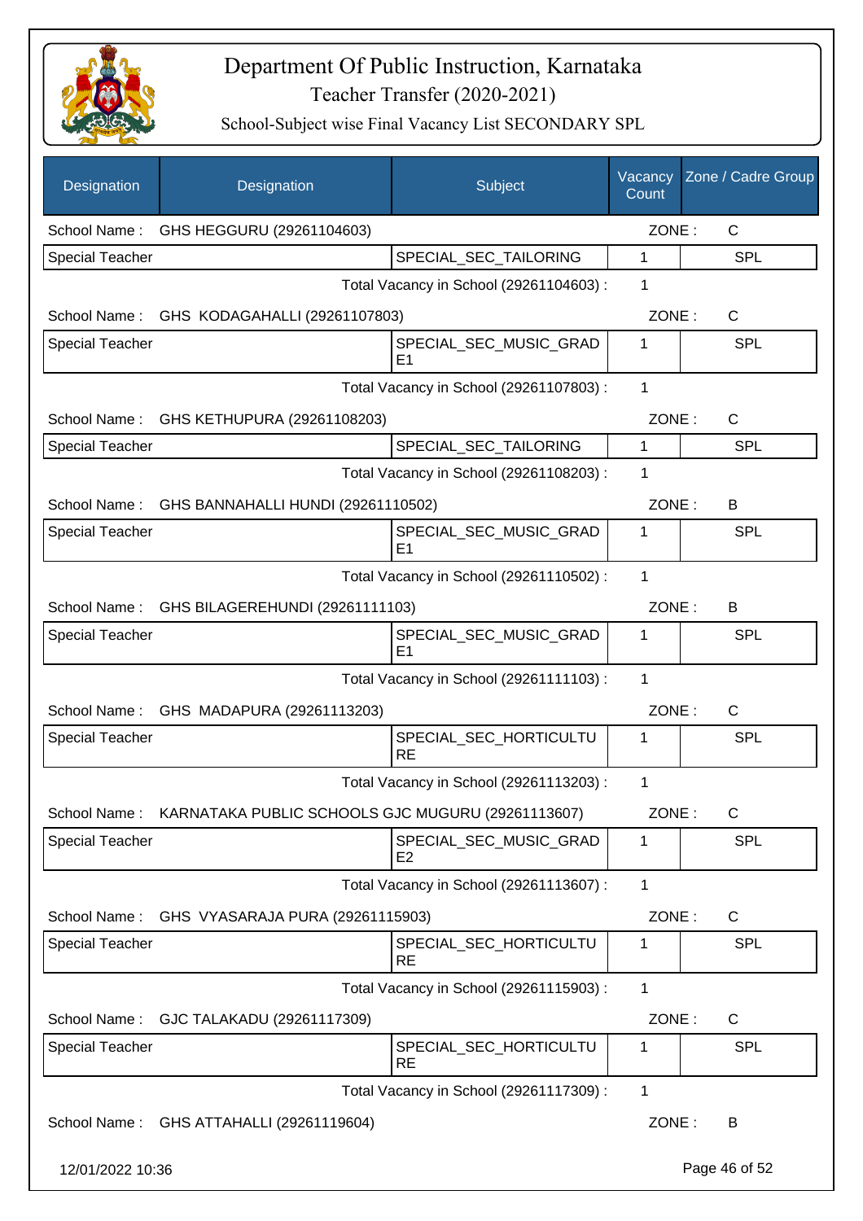# Department Of Public Instruction, Karnataka

## Teacher Transfer (2020-2021)

### School-Subject wise Final Vacancy List SECONDARY SPL

| Designation | Designation | Subject | Vacancy Count | Zone / Cadre Group |
|---|---|---|---|---|
| School Name : | GHS HEGGURU (29261104603) | | ZONE : | C |
| Special Teacher | | SPECIAL_SEC_TAILORING | 1 | SPL |
| | | Total Vacancy in School (29261104603) : | 1 | |
| School Name : | GHS KODAGAHALLI (29261107803) | | ZONE : | C |
| Special Teacher | | SPECIAL_SEC_MUSIC_GRADE1 | 1 | SPL |
| | | Total Vacancy in School (29261107803) : | 1 | |
| School Name : | GHS KETHUPURA (29261108203) | | ZONE : | C |
| Special Teacher | | SPECIAL_SEC_TAILORING | 1 | SPL |
| | | Total Vacancy in School (29261108203) : | 1 | |
| School Name : | GHS BANNAHALLI HUNDI (29261110502) | | ZONE : | B |
| Special Teacher | | SPECIAL_SEC_MUSIC_GRADE1 | 1 | SPL |
| | | Total Vacancy in School (29261110502) : | 1 | |
| School Name : | GHS BILAGEREHUNDI (29261111103) | | ZONE : | B |
| Special Teacher | | SPECIAL_SEC_MUSIC_GRADE1 | 1 | SPL |
| | | Total Vacancy in School (29261111103) : | 1 | |
| School Name : | GHS MADAPURA (29261113203) | | ZONE : | C |
| Special Teacher | | SPECIAL_SEC_HORTICULTURE | 1 | SPL |
| | | Total Vacancy in School (29261113203) : | 1 | |
| School Name : | KARNATAKA PUBLIC SCHOOLS GJC MUGURU (29261113607) | | ZONE : | C |
| Special Teacher | | SPECIAL_SEC_MUSIC_GRADE2 | 1 | SPL |
| | | Total Vacancy in School (29261113607) : | 1 | |
| School Name : | GHS VYASARAJA PURA (29261115903) | | ZONE : | C |
| Special Teacher | | SPECIAL_SEC_HORTICULTURE | 1 | SPL |
| | | Total Vacancy in School (29261115903) : | 1 | |
| School Name : | GJC TALAKADU (29261117309) | | ZONE : | C |
| Special Teacher | | SPECIAL_SEC_HORTICULTURE | 1 | SPL |
| | | Total Vacancy in School (29261117309) : | 1 | |
| School Name : | GHS ATTAHALLI (29261119604) | | ZONE : | B |

12/01/2022 10:36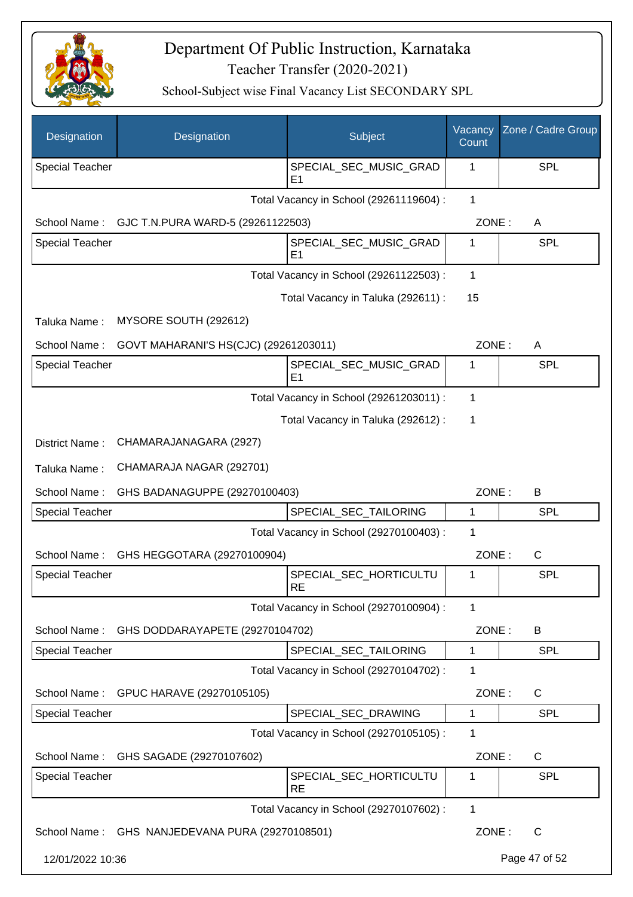# Department Of Public Instruction, Karnataka

Teacher Transfer (2020-2021)

School-Subject wise Final Vacancy List SECONDARY SPL

| Designation | Designation | Subject | Vacancy Count | Zone / Cadre Group |
|---|---|---|---|---|
| Special Teacher | | SPECIAL_SEC_MUSIC_GRADE1 | 1 | SPL |

Total Vacancy in School (29261119604) : 1

School Name : GJC T.N.PURA WARD-5 (29261122503) ZONE : A

| Designation | Designation | Subject | Vacancy Count | Zone / Cadre Group |
|---|---|---|---|---|
| Special Teacher | | SPECIAL_SEC_MUSIC_GRADE1 | 1 | SPL |

Total Vacancy in School (29261122503) : 1

Total Vacancy in Taluka (292611) : 15

Taluka Name : MYSORE SOUTH (292612)

School Name : GOVT MAHARANI'S HS(CJC) (29261203011) ZONE : A

| Designation | Designation | Subject | Vacancy Count | Zone / Cadre Group |
|---|---|---|---|---|
| Special Teacher | | SPECIAL_SEC_MUSIC_GRADE1 | 1 | SPL |

Total Vacancy in School (29261203011) : 1

Total Vacancy in Taluka (292612) : 1

District Name : CHAMARAJANAGARA (2927)

Taluka Name : CHAMARAJA NAGAR (292701)

School Name : GHS BADANAGUPPE (29270100403) ZONE : B

| Designation | Designation | Subject | Vacancy Count | Zone / Cadre Group |
|---|---|---|---|---|
| Special Teacher | | SPECIAL_SEC_TAILORING | 1 | SPL |

Total Vacancy in School (29270100403) : 1

School Name : GHS HEGGOTARA (29270100904) ZONE : C

| Designation | Designation | Subject | Vacancy Count | Zone / Cadre Group |
|---|---|---|---|---|
| Special Teacher | | SPECIAL_SEC_HORTICULTURE | 1 | SPL |

Total Vacancy in School (29270100904) : 1

School Name : GHS DODDARAYAPETE (29270104702) ZONE : B

| Designation | Designation | Subject | Vacancy Count | Zone / Cadre Group |
|---|---|---|---|---|
| Special Teacher | | SPECIAL_SEC_TAILORING | 1 | SPL |

Total Vacancy in School (29270104702) : 1

School Name : GPUC HARAVE (29270105105) ZONE : C

| Designation | Designation | Subject | Vacancy Count | Zone / Cadre Group |
|---|---|---|---|---|
| Special Teacher | | SPECIAL_SEC_DRAWING | 1 | SPL |

Total Vacancy in School (29270105105) : 1

School Name : GHS SAGADE (29270107602) ZONE : C

| Designation | Designation | Subject | Vacancy Count | Zone / Cadre Group |
|---|---|---|---|---|
| Special Teacher | | SPECIAL_SEC_HORTICULTURE | 1 | SPL |

Total Vacancy in School (29270107602) : 1

School Name : GHS NANJEDEVANA PURA (29270108501) ZONE : C

12/01/2022 10:36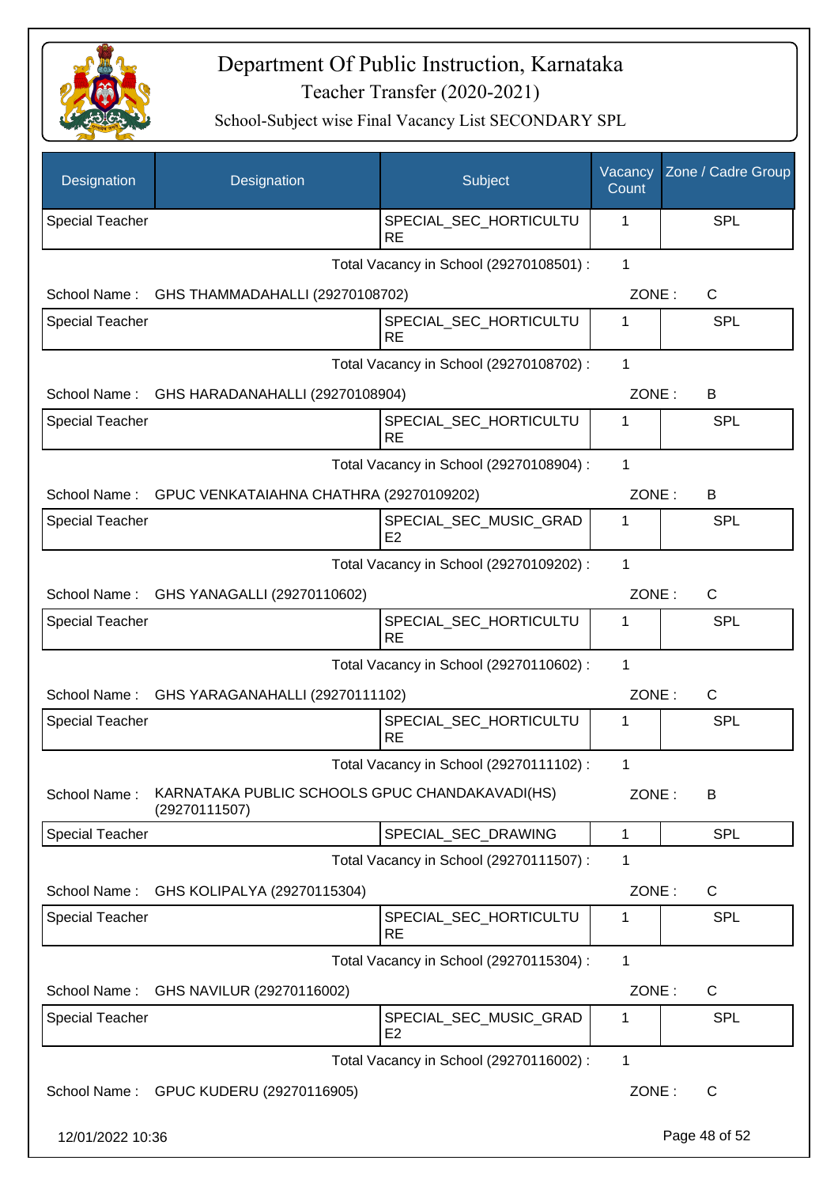# Department Of Public Instruction, Karnataka

## Teacher Transfer (2020-2021)

### School-Subject wise Final Vacancy List SECONDARY SPL

| Designation | Designation | Subject | Vacancy Count | Zone / Cadre Group |
|---|---|---|---|---|
| Special Teacher | | SPECIAL_SEC_HORTICULTURE | 1 | SPL |

Total Vacancy in School (29270108501) : 1

School Name : GHS THAMMADAHALLI (29270108702) ZONE : C

| Designation | Designation | Subject | Vacancy Count | Zone / Cadre Group |
|---|---|---|---|---|
| Special Teacher | | SPECIAL_SEC_HORTICULTURE | 1 | SPL |

Total Vacancy in School (29270108702) : 1

School Name : GHS HARADANAHALLI (29270108904) ZONE : B

| Designation | Designation | Subject | Vacancy Count | Zone / Cadre Group |
|---|---|---|---|---|
| Special Teacher | | SPECIAL_SEC_HORTICULTURE | 1 | SPL |

Total Vacancy in School (29270108904) : 1

School Name : GPUC VENKATAIAHNA CHATHRA (29270109202) ZONE : B

| Designation | Designation | Subject | Vacancy Count | Zone / Cadre Group |
|---|---|---|---|---|
| Special Teacher | | SPECIAL_SEC_MUSIC_GRADE2 | 1 | SPL |

Total Vacancy in School (29270109202) : 1

School Name : GHS YANAGALLI (29270110602) ZONE : C

| Designation | Designation | Subject | Vacancy Count | Zone / Cadre Group |
|---|---|---|---|---|
| Special Teacher | | SPECIAL_SEC_HORTICULTURE | 1 | SPL |

Total Vacancy in School (29270110602) : 1

School Name : GHS YARAGANAHALLI (29270111102) ZONE : C

| Designation | Designation | Subject | Vacancy Count | Zone / Cadre Group |
|---|---|---|---|---|
| Special Teacher | | SPECIAL_SEC_HORTICULTURE | 1 | SPL |

Total Vacancy in School (29270111102) : 1

School Name : KARNATAKA PUBLIC SCHOOLS GPUC CHANDAKAVADI(HS) (29270111507) ZONE : B

| Designation | Designation | Subject | Vacancy Count | Zone / Cadre Group |
|---|---|---|---|---|
| Special Teacher | | SPECIAL_SEC_DRAWING | 1 | SPL |

Total Vacancy in School (29270111507) : 1

School Name : GHS KOLIPALYA (29270115304) ZONE : C

| Designation | Designation | Subject | Vacancy Count | Zone / Cadre Group |
|---|---|---|---|---|
| Special Teacher | | SPECIAL_SEC_HORTICULTURE | 1 | SPL |

Total Vacancy in School (29270115304) : 1

School Name : GHS NAVILUR (29270116002) ZONE : C

| Designation | Designation | Subject | Vacancy Count | Zone / Cadre Group |
|---|---|---|---|---|
| Special Teacher | | SPECIAL_SEC_MUSIC_GRADE2 | 1 | SPL |

Total Vacancy in School (29270116002) : 1

School Name : GPUC KUDERU (29270116905) ZONE : C

12/01/2022 10:36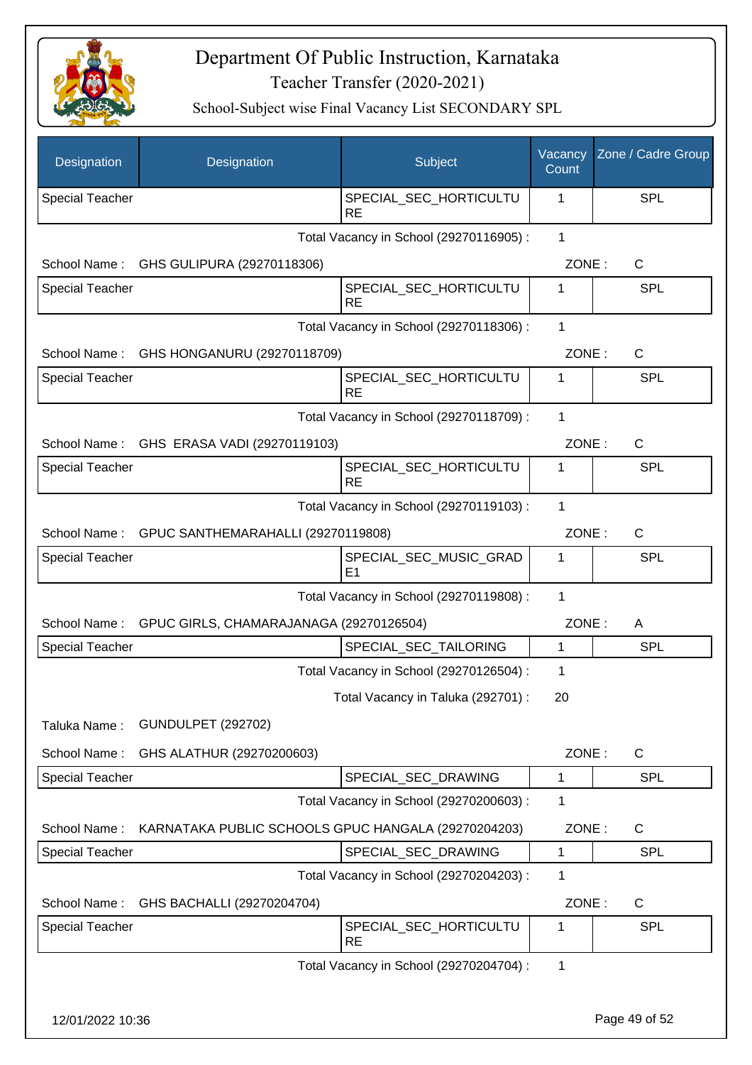# Department Of Public Instruction, Karnataka

Teacher Transfer (2020-2021)

School-Subject wise Final Vacancy List SECONDARY SPL

| Designation | Designation | Subject | Vacancy Count | Zone / Cadre Group |
|---|---|---|---|---|
| Special Teacher | | SPECIAL_SEC_HORTICULTURE | 1 | SPL |

Total Vacancy in School (29270116905) : 1

School Name : GHS GULIPURA (29270118306) ZONE : C

| Designation | Designation | Subject | Vacancy Count | Zone / Cadre Group |
|---|---|---|---|---|
| Special Teacher | | SPECIAL_SEC_HORTICULTURE | 1 | SPL |

Total Vacancy in School (29270118306) : 1

School Name : GHS HONGANURU (29270118709) ZONE : C

| Designation | Designation | Subject | Vacancy Count | Zone / Cadre Group |
|---|---|---|---|---|
| Special Teacher | | SPECIAL_SEC_HORTICULTURE | 1 | SPL |

Total Vacancy in School (29270118709) : 1

School Name : GHS ERASA VADI (29270119103) ZONE : C

| Designation | Designation | Subject | Vacancy Count | Zone / Cadre Group |
|---|---|---|---|---|
| Special Teacher | | SPECIAL_SEC_HORTICULTURE | 1 | SPL |

Total Vacancy in School (29270119103) : 1

School Name : GPUC SANTHEMARAHALLI (29270119808) ZONE : C

| Designation | Designation | Subject | Vacancy Count | Zone / Cadre Group |
|---|---|---|---|---|
| Special Teacher | | SPECIAL_SEC_MUSIC_GRADE1 | 1 | SPL |

Total Vacancy in School (29270119808) : 1

School Name : GPUC GIRLS, CHAMARAJANAGA (29270126504) ZONE : A

| Designation | Designation | Subject | Vacancy Count | Zone / Cadre Group |
|---|---|---|---|---|
| Special Teacher | | SPECIAL_SEC_TAILORING | 1 | SPL |

Total Vacancy in School (29270126504) : 1

Total Vacancy in Taluka (292701) : 20

Taluka Name : GUNDULPET (292702)

School Name : GHS ALATHUR (29270200603) ZONE : C

| Designation | Designation | Subject | Vacancy Count | Zone / Cadre Group |
|---|---|---|---|---|
| Special Teacher | | SPECIAL_SEC_DRAWING | 1 | SPL |

Total Vacancy in School (29270200603) : 1

School Name : KARNATAKA PUBLIC SCHOOLS GPUC HANGALA (29270204203) ZONE : C

| Designation | Designation | Subject | Vacancy Count | Zone / Cadre Group |
|---|---|---|---|---|
| Special Teacher | | SPECIAL_SEC_DRAWING | 1 | SPL |

Total Vacancy in School (29270204203) : 1

School Name : GHS BACHALLI (29270204704) ZONE : C

| Designation | Designation | Subject | Vacancy Count | Zone / Cadre Group |
|---|---|---|---|---|
| Special Teacher | | SPECIAL_SEC_HORTICULTURE | 1 | SPL |

Total Vacancy in School (29270204704) : 1

12/01/2022 10:36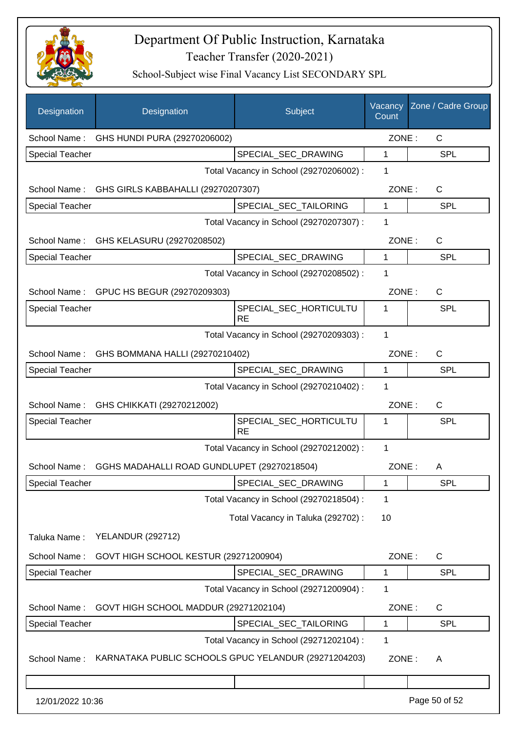# Department Of Public Instruction, Karnataka

Teacher Transfer (2020-2021)

School-Subject wise Final Vacancy List SECONDARY SPL

| Designation | Designation | Subject | Vacancy Count | Zone / Cadre Group |
|---|---|---|---|---|
| School Name : | GHS HUNDI PURA (29270206002) | | ZONE : | C |
| Special Teacher | | SPECIAL_SEC_DRAWING | 1 | SPL |
| | | Total Vacancy in School (29270206002) : | 1 | |
| School Name : | GHS GIRLS KABBAHALLI (29270207307) | | ZONE : | C |
| Special Teacher | | SPECIAL_SEC_TAILORING | 1 | SPL |
| | | Total Vacancy in School (29270207307) : | 1 | |
| School Name : | GHS KELASURU (29270208502) | | ZONE : | C |
| Special Teacher | | SPECIAL_SEC_DRAWING | 1 | SPL |
| | | Total Vacancy in School (29270208502) : | 1 | |
| School Name : | GPUC HS BEGUR (29270209303) | | ZONE : | C |
| Special Teacher | | SPECIAL_SEC_HORTICULTURE | 1 | SPL |
| | | Total Vacancy in School (29270209303) : | 1 | |
| School Name : | GHS BOMMANA HALLI (29270210402) | | ZONE : | C |
| Special Teacher | | SPECIAL_SEC_DRAWING | 1 | SPL |
| | | Total Vacancy in School (29270210402) : | 1 | |
| School Name : | GHS CHIKKATI (29270212002) | | ZONE : | C |
| Special Teacher | | SPECIAL_SEC_HORTICULTURE | 1 | SPL |
| | | Total Vacancy in School (29270212002) : | 1 | |
| School Name : | GGHS MADAHALLI ROAD GUNDLUPET (29270218504) | | ZONE : | A |
| Special Teacher | | SPECIAL_SEC_DRAWING | 1 | SPL |
| | | Total Vacancy in School (29270218504) : | 1 | |
| | | Total Vacancy in Taluka (292702) : | 10 | |
| Taluka Name : | YELANDUR (292712) | | | |
| School Name : | GOVT HIGH SCHOOL KESTUR (29271200904) | | ZONE : | C |
| Special Teacher | | SPECIAL_SEC_DRAWING | 1 | SPL |
| | | Total Vacancy in School (29271200904) : | 1 | |
| School Name : | GOVT HIGH SCHOOL MADDUR (29271202104) | | ZONE : | C |
| Special Teacher | | SPECIAL_SEC_TAILORING | 1 | SPL |
| | | Total Vacancy in School (29271202104) : | 1 | |
| School Name : | KARNATAKA PUBLIC SCHOOLS GPUC YELANDUR (29271204203) | | ZONE : | A |
| | | | | |

12/01/2022 10:36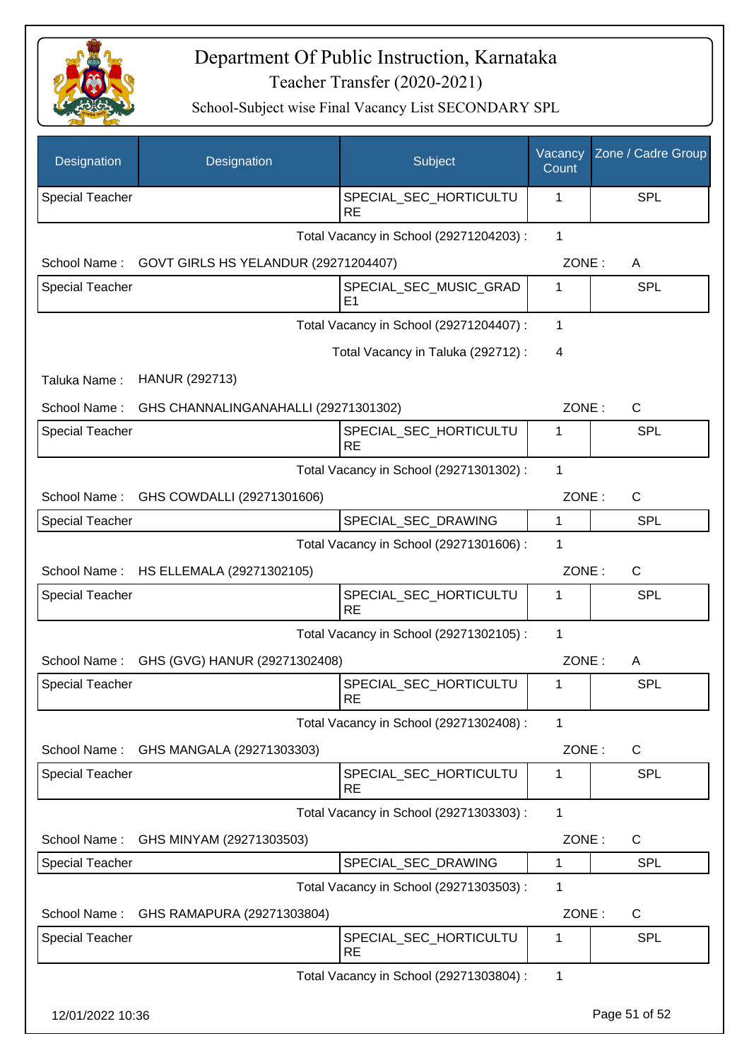# Department Of Public Instruction, Karnataka

## Teacher Transfer (2020-2021)

### School-Subject wise Final Vacancy List SECONDARY SPL

| Designation | Designation | Subject | Vacancy Count | Zone / Cadre Group |
|---|---|---|---|---|
| Special Teacher | | SPECIAL_SEC_HORTICULTURE | 1 | SPL |

Total Vacancy in School (29271204203) : 1

School Name : GOVT GIRLS HS YELANDUR (29271204407) ZONE : A

| Designation | Designation | Subject | Vacancy Count | Zone / Cadre Group |
|---|---|---|---|---|
| Special Teacher | | SPECIAL_SEC_MUSIC_GRADE1 | 1 | SPL |

Total Vacancy in School (29271204407) : 1

Total Vacancy in Taluka (292712) : 4

Taluka Name : HANUR (292713)

School Name : GHS CHANNALINGANAHALLI (29271301302) ZONE : C

| Designation | Designation | Subject | Vacancy Count | Zone / Cadre Group |
|---|---|---|---|---|
| Special Teacher | | SPECIAL_SEC_HORTICULTURE | 1 | SPL |

Total Vacancy in School (29271301302) : 1

School Name : GHS COWDALLI (29271301606) ZONE : C

| Designation | Designation | Subject | Vacancy Count | Zone / Cadre Group |
|---|---|---|---|---|
| Special Teacher | | SPECIAL_SEC_DRAWING | 1 | SPL |

Total Vacancy in School (29271301606) : 1

School Name : HS ELLEMALA (29271302105) ZONE : C

| Designation | Designation | Subject | Vacancy Count | Zone / Cadre Group |
|---|---|---|---|---|
| Special Teacher | | SPECIAL_SEC_HORTICULTURE | 1 | SPL |

Total Vacancy in School (29271302105) : 1

School Name : GHS (GVG) HANUR (29271302408) ZONE : A

| Designation | Designation | Subject | Vacancy Count | Zone / Cadre Group |
|---|---|---|---|---|
| Special Teacher | | SPECIAL_SEC_HORTICULTURE | 1 | SPL |

Total Vacancy in School (29271302408) : 1

School Name : GHS MANGALA (29271303303) ZONE : C

| Designation | Designation | Subject | Vacancy Count | Zone / Cadre Group |
|---|---|---|---|---|
| Special Teacher | | SPECIAL_SEC_HORTICULTURE | 1 | SPL |

Total Vacancy in School (29271303303) : 1

School Name : GHS MINYAM (29271303503) ZONE : C

| Designation | Designation | Subject | Vacancy Count | Zone / Cadre Group |
|---|---|---|---|---|
| Special Teacher | | SPECIAL_SEC_DRAWING | 1 | SPL |

Total Vacancy in School (29271303503) : 1

School Name : GHS RAMAPURA (29271303804) ZONE : C

| Designation | Designation | Subject | Vacancy Count | Zone / Cadre Group |
|---|---|---|---|---|
| Special Teacher | | SPECIAL_SEC_HORTICULTURE | 1 | SPL |

Total Vacancy in School (29271303804) : 1

12/01/2022 10:36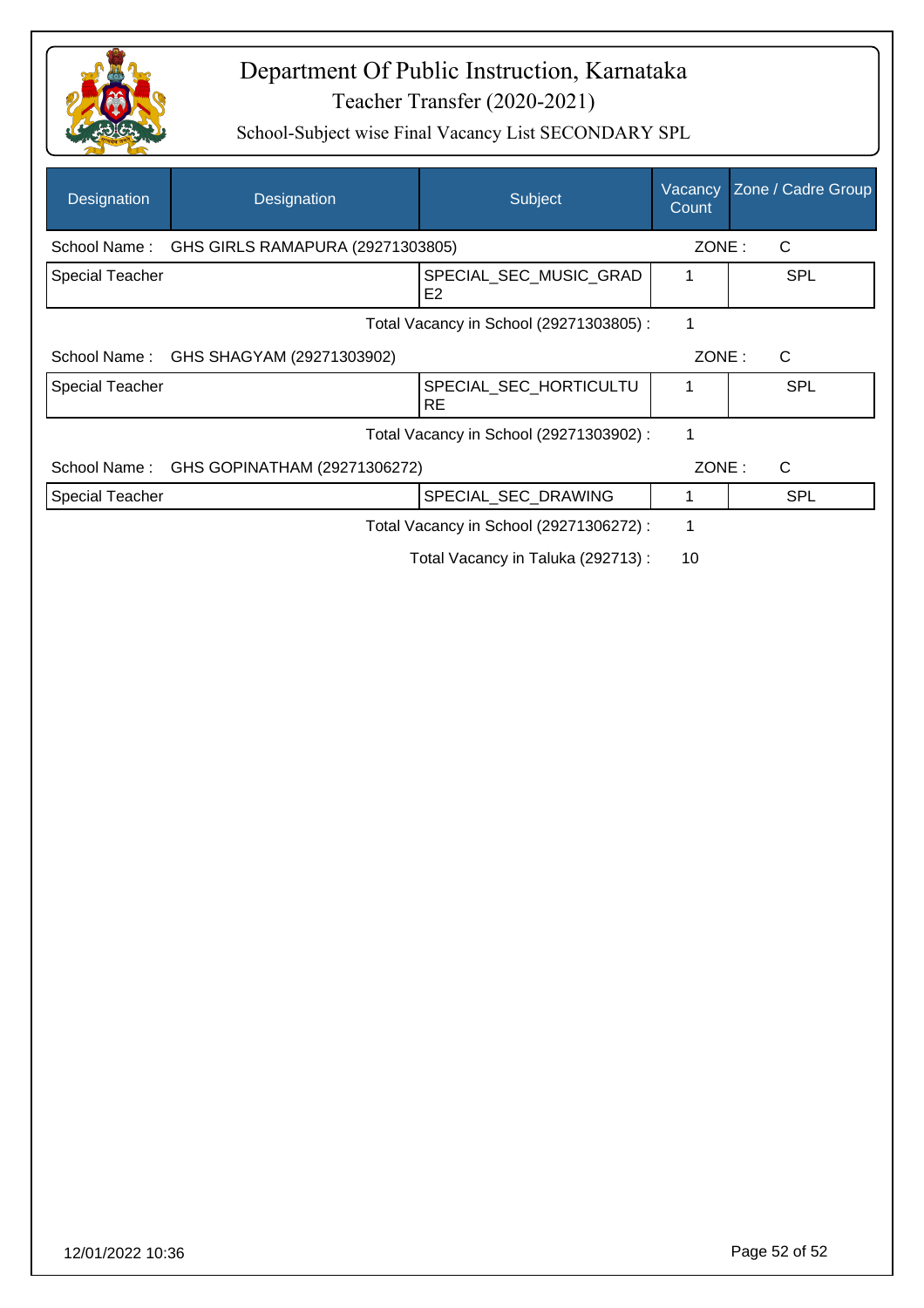# Department Of Public Instruction, Karnataka

## Teacher Transfer (2020-2021)

### School-Subject wise Final Vacancy List SECONDARY SPL

| Designation | Designation | Subject | Vacancy Count | Zone / Cadre Group |
|---|---|---|---|---|
| School Name : | GHS GIRLS RAMAPURA (29271303805) | | ZONE : | C |
| Special Teacher | | SPECIAL_SEC_MUSIC_GRADE2 | 1 | SPL |
| | | Total Vacancy in School (29271303805) : | 1 | |
| School Name : | GHS SHAGYAM (29271303902) | | ZONE : | C |
| Special Teacher | | SPECIAL_SEC_HORTICULTURE | 1 | SPL |
| | | Total Vacancy in School (29271303902) : | 1 | |
| School Name : | GHS GOPINATHAM (29271306272) | | ZONE : | C |
| Special Teacher | | SPECIAL_SEC_DRAWING | 1 | SPL |
| | | Total Vacancy in School (29271306272) : | 1 | |
| | | Total Vacancy in Taluka (292713) : | 10 | |

12/01/2022 10:36